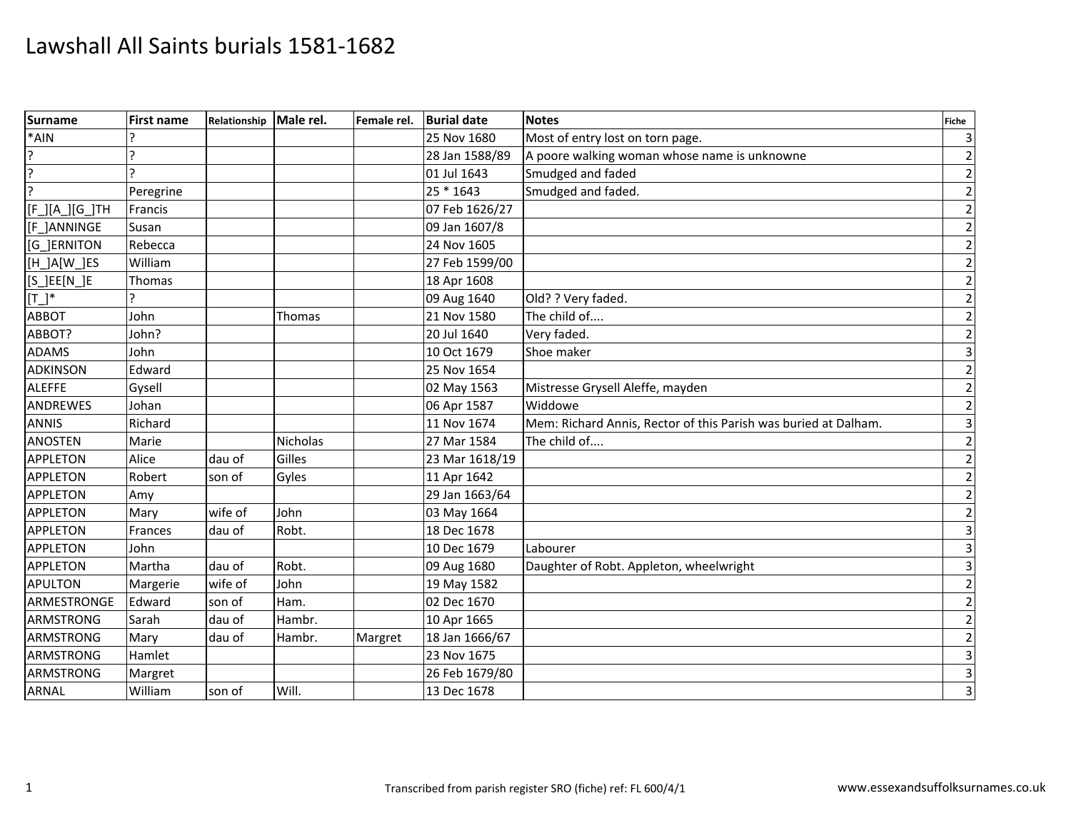# Lawshall All Saints burials 1581-1682

| Surname | First name | Relationship | Male rel. | Female rel. | Burial date | Notes | Fiche |
|---|---|---|---|---|---|---|---|
| *AIN | ? | | | | 25 Nov 1680 | Most of entry lost on torn page. | 3 |
| ? | ? | | | | 28 Jan 1588/89 | A poore walking woman whose name is unknowne | 2 |
| ? | ? | | | | 01 Jul 1643 | Smudged and faded | 2 |
| ? | Peregrine | | | | 25 * 1643 | Smudged and faded. | 2 |
| [F_][A_][G_]TH | Francis | | | | 07 Feb 1626/27 | | 2 |
| [F_]ANNINGE | Susan | | | | 09 Jan 1607/8 | | 2 |
| [G_]ERNITON | Rebecca | | | | 24 Nov 1605 | | 2 |
| [H_]A[W_]ES | William | | | | 27 Feb 1599/00 | | 2 |
| [S_]EE[N_]E | Thomas | | | | 18 Apr 1608 | | 2 |
| [T_]* | ? | | | | 09 Aug 1640 | Old? ? Very faded. | 2 |
| ABBOT | John | | Thomas | | 21 Nov 1580 | The child of.... | 2 |
| ABBOT? | John? | | | | 20 Jul 1640 | Very faded. | 2 |
| ADAMS | John | | | | 10 Oct 1679 | Shoe maker | 3 |
| ADKINSON | Edward | | | | 25 Nov 1654 | | 2 |
| ALEFFE | Gysell | | | | 02 May 1563 | Mistresse Grysell Aleffe, mayden | 2 |
| ANDREWES | Johan | | | | 06 Apr 1587 | Widdowe | 2 |
| ANNIS | Richard | | | | 11 Nov 1674 | Mem: Richard Annis, Rector of this Parish was buried at Dalham. | 3 |
| ANOSTEN | Marie | | Nicholas | | 27 Mar 1584 | The child of.... | 2 |
| APPLETON | Alice | dau of | Gilles | | 23 Mar 1618/19 | | 2 |
| APPLETON | Robert | son of | Gyles | | 11 Apr 1642 | | 2 |
| APPLETON | Amy | | | | 29 Jan 1663/64 | | 2 |
| APPLETON | Mary | wife of | John | | 03 May 1664 | | 2 |
| APPLETON | Frances | dau of | Robt. | | 18 Dec 1678 | | 3 |
| APPLETON | John | | | | 10 Dec 1679 | Labourer | 3 |
| APPLETON | Martha | dau of | Robt. | | 09 Aug 1680 | Daughter of Robt. Appleton, wheelwright | 3 |
| APULTON | Margerie | wife of | John | | 19 May 1582 | | 2 |
| ARMESTRONGE | Edward | son of | Ham. | | 02 Dec 1670 | | 2 |
| ARMSTRONG | Sarah | dau of | Hambr. | | 10 Apr 1665 | | 2 |
| ARMSTRONG | Mary | dau of | Hambr. | Margret | 18 Jan 1666/67 | | 2 |
| ARMSTRONG | Hamlet | | | | 23 Nov 1675 | | 3 |
| ARMSTRONG | Margret | | | | 26 Feb 1679/80 | | 3 |
| ARNAL | William | son of | Will. | | 13 Dec 1678 | | 3 |

Transcribed from parish register SRO (fiche) ref: FL 600/4/1

www.essexandsuffolksurnames.co.uk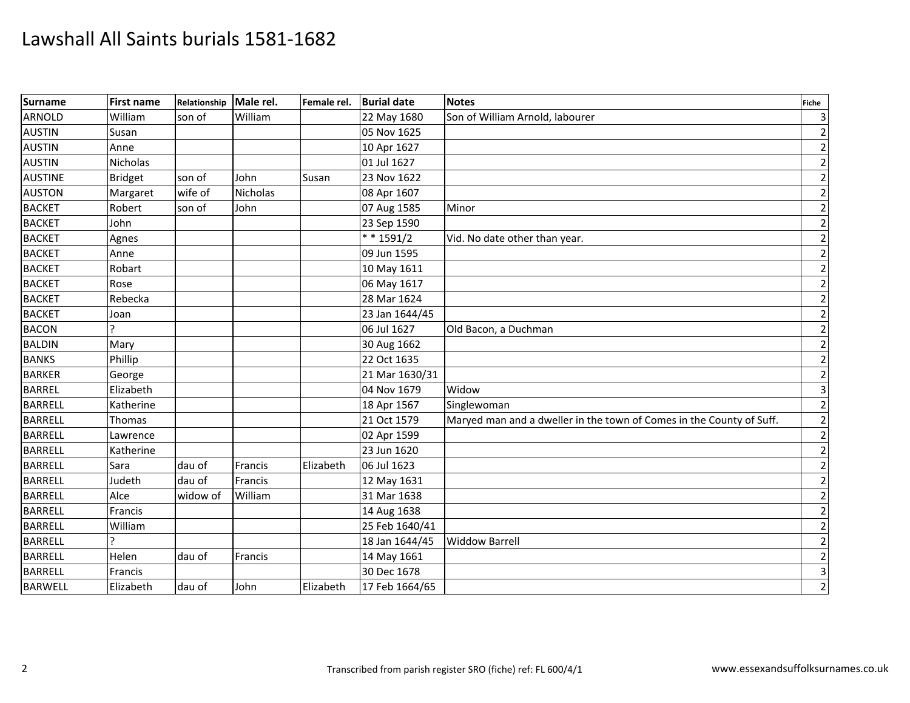# Lawshall All Saints burials 1581-1682

| Surname | First name | Relationship | Male rel. | Female rel. | Burial date | Notes | Fiche |
|---|---|---|---|---|---|---|---|
| ARNOLD | William | son of | William | | 22 May 1680 | Son of William Arnold, labourer | 3 |
| AUSTIN | Susan | | | | 05 Nov 1625 | | 2 |
| AUSTIN | Anne | | | | 10 Apr 1627 | | 2 |
| AUSTIN | Nicholas | | | | 01 Jul 1627 | | 2 |
| AUSTINE | Bridget | son of | John | Susan | 23 Nov 1622 | | 2 |
| AUSTON | Margaret | wife of | Nicholas | | 08 Apr 1607 | | 2 |
| BACKET | Robert | son of | John | | 07 Aug 1585 | Minor | 2 |
| BACKET | John | | | | 23 Sep 1590 | | 2 |
| BACKET | Agnes | | | | * * 1591/2 | Vid. No date other than year. | 2 |
| BACKET | Anne | | | | 09 Jun 1595 | | 2 |
| BACKET | Robart | | | | 10 May 1611 | | 2 |
| BACKET | Rose | | | | 06 May 1617 | | 2 |
| BACKET | Rebecka | | | | 28 Mar 1624 | | 2 |
| BACKET | Joan | | | | 23 Jan 1644/45 | | 2 |
| BACON | ? | | | | 06 Jul 1627 | Old Bacon, a Duchman | 2 |
| BALDIN | Mary | | | | 30 Aug 1662 | | 2 |
| BANKS | Phillip | | | | 22 Oct 1635 | | 2 |
| BARKER | George | | | | 21 Mar 1630/31 | | 2 |
| BARREL | Elizabeth | | | | 04 Nov 1679 | Widow | 3 |
| BARRELL | Katherine | | | | 18 Apr 1567 | Singlewoman | 2 |
| BARRELL | Thomas | | | | 21 Oct 1579 | Maryed man and a dweller in the town of Comes in the County of Suff. | 2 |
| BARRELL | Lawrence | | | | 02 Apr 1599 | | 2 |
| BARRELL | Katherine | | | | 23 Jun 1620 | | 2 |
| BARRELL | Sara | dau of | Francis | Elizabeth | 06 Jul 1623 | | 2 |
| BARRELL | Judeth | dau of | Francis | | 12 May 1631 | | 2 |
| BARRELL | Alce | widow of | William | | 31 Mar 1638 | | 2 |
| BARRELL | Francis | | | | 14 Aug 1638 | | 2 |
| BARRELL | William | | | | 25 Feb 1640/41 | | 2 |
| BARRELL | ? | | | | 18 Jan 1644/45 | Widdow Barrell | 2 |
| BARRELL | Helen | dau of | Francis | | 14 May 1661 | | 2 |
| BARRELL | Francis | | | | 30 Dec 1678 | | 3 |
| BARWELL | Elizabeth | dau of | John | Elizabeth | 17 Feb 1664/65 | | 2 |

Transcribed from parish register SRO (fiche) ref: FL 600/4/1

www.essexandsuffolksurnames.co.uk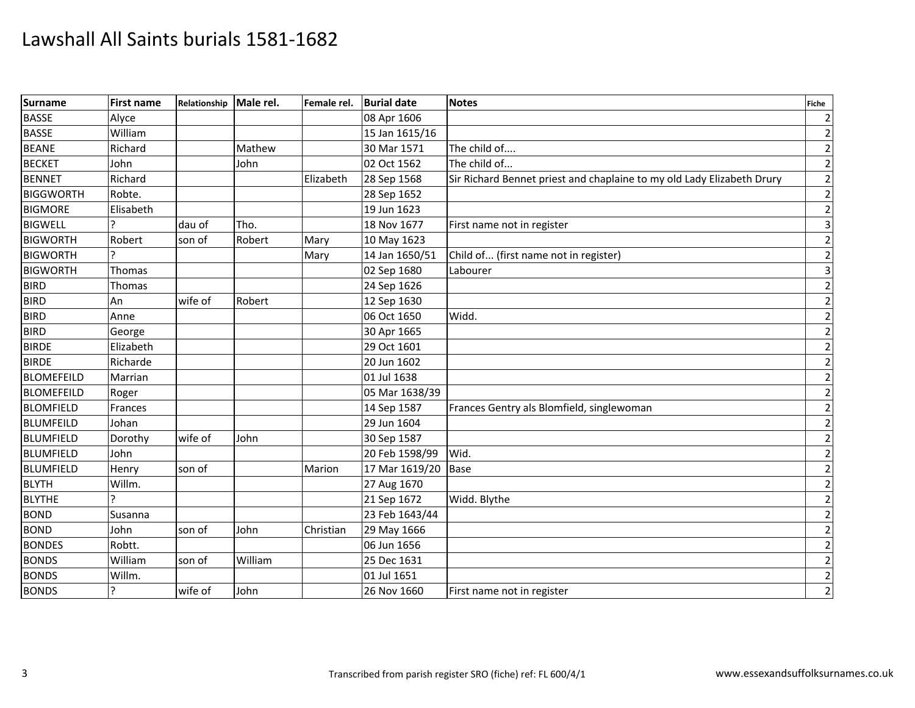# Lawshall All Saints burials 1581-1682

| Surname | First name | Relationship | Male rel. | Female rel. | Burial date | Notes | Fiche |
|---|---|---|---|---|---|---|---|
| BASSE | Alyce | | | | 08 Apr 1606 | | 2 |
| BASSE | William | | | | 15 Jan 1615/16 | | 2 |
| BEANE | Richard | | Mathew | | 30 Mar 1571 | The child of.... | 2 |
| BECKET | John | | John | | 02 Oct 1562 | The child of... | 2 |
| BENNET | Richard | | | Elizabeth | 28 Sep 1568 | Sir Richard Bennet priest and chaplaine to my old Lady Elizabeth Drury | 2 |
| BIGGWORTH | Robte. | | | | 28 Sep 1652 | | 2 |
| BIGMORE | Elisabeth | | | | 19 Jun 1623 | | 2 |
| BIGWELL | ? | dau of | Tho. | | 18 Nov 1677 | First name not in register | 3 |
| BIGWORTH | Robert | son of | Robert | Mary | 10 May 1623 | | 2 |
| BIGWORTH | ? | | | Mary | 14 Jan 1650/51 | Child of... (first name not in register) | 2 |
| BIGWORTH | Thomas | | | | 02 Sep 1680 | Labourer | 3 |
| BIRD | Thomas | | | | 24 Sep 1626 | | 2 |
| BIRD | An | wife of | Robert | | 12 Sep 1630 | | 2 |
| BIRD | Anne | | | | 06 Oct 1650 | Widd. | 2 |
| BIRD | George | | | | 30 Apr 1665 | | 2 |
| BIRDE | Elizabeth | | | | 29 Oct 1601 | | 2 |
| BIRDE | Richarde | | | | 20 Jun 1602 | | 2 |
| BLOMEFEILD | Marrian | | | | 01 Jul 1638 | | 2 |
| BLOMEFEILD | Roger | | | | 05 Mar 1638/39 | | 2 |
| BLOMFIELD | Frances | | | | 14 Sep 1587 | Frances Gentry als Blomfield, singlewoman | 2 |
| BLUMFEILD | Johan | | | | 29 Jun 1604 | | 2 |
| BLUMFIELD | Dorothy | wife of | John | | 30 Sep 1587 | | 2 |
| BLUMFIELD | John | | | | 20 Feb 1598/99 | Wid. | 2 |
| BLUMFIELD | Henry | son of | | Marion | 17 Mar 1619/20 | Base | 2 |
| BLYTH | Willm. | | | | 27 Aug 1670 | | 2 |
| BLYTHE | ? | | | | 21 Sep 1672 | Widd. Blythe | 2 |
| BOND | Susanna | | | | 23 Feb 1643/44 | | 2 |
| BOND | John | son of | John | Christian | 29 May 1666 | | 2 |
| BONDES | Robtt. | | | | 06 Jun 1656 | | 2 |
| BONDS | William | son of | William | | 25 Dec 1631 | | 2 |
| BONDS | Willm. | | | | 01 Jul 1651 | | 2 |
| BONDS | ? | wife of | John | | 26 Nov 1660 | First name not in register | 2 |

Transcribed from parish register SRO (fiche) ref: FL 600/4/1

www.essexandsuffolksurnames.co.uk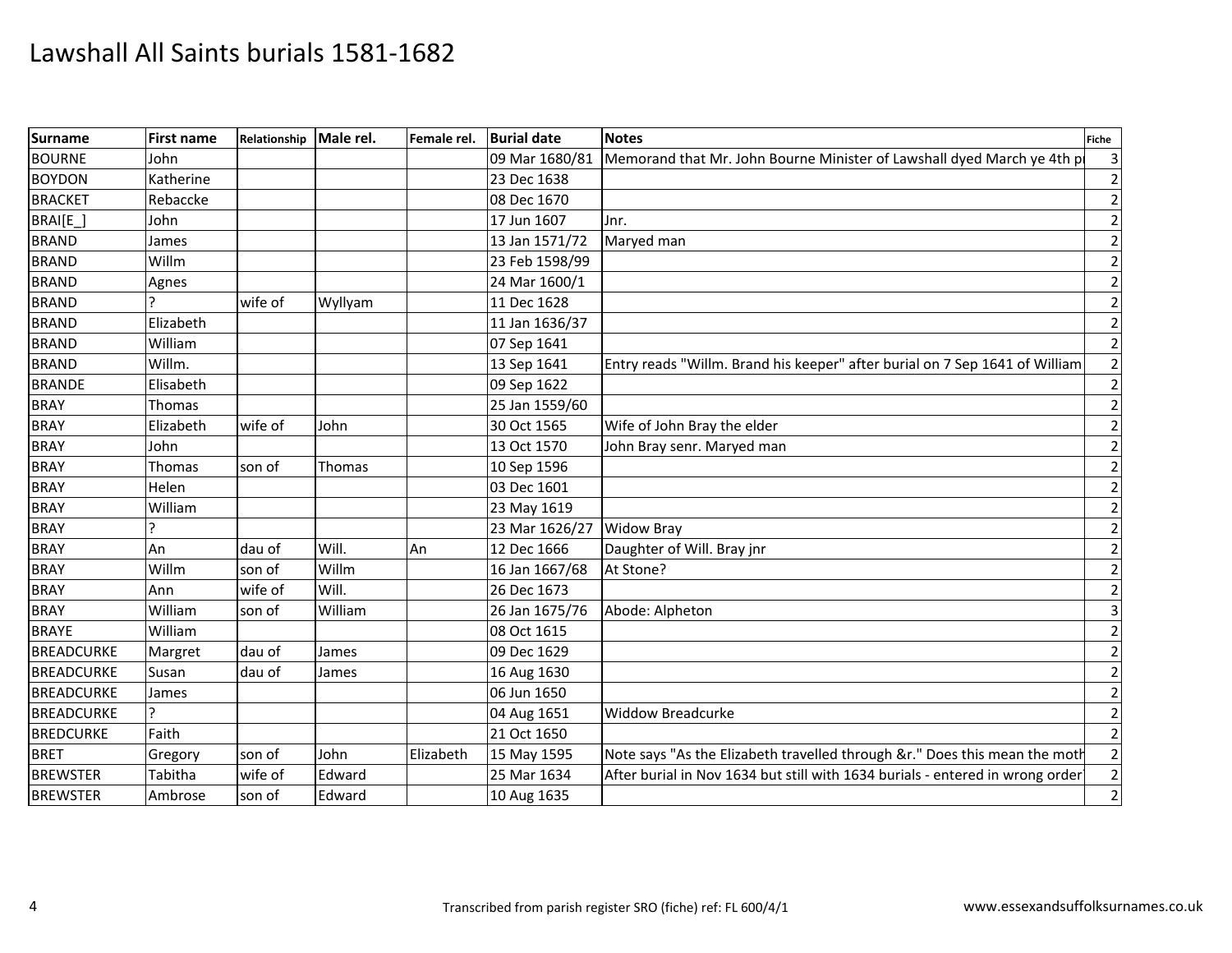# Lawshall All Saints burials 1581-1682

| Surname | First name | Relationship | Male rel. | Female rel. | Burial date | Notes | Fiche |
|---|---|---|---|---|---|---|---|
| BOURNE | John | | | | 09 Mar 1680/81 | Memorand that Mr. John Bourne Minister of Lawshall dyed March ye 4th p | 3 |
| BOYDON | Katherine | | | | 23 Dec 1638 | | 2 |
| BRACKET | Rebaccke | | | | 08 Dec 1670 | | 2 |
| BRAI[E_] | John | | | | 17 Jun 1607 | Jnr. | 2 |
| BRAND | James | | | | 13 Jan 1571/72 | Maryed man | 2 |
| BRAND | Willm | | | | 23 Feb 1598/99 | | 2 |
| BRAND | Agnes | | | | 24 Mar 1600/1 | | 2 |
| BRAND | ? | wife of | Wyllyam | | 11 Dec 1628 | | 2 |
| BRAND | Elizabeth | | | | 11 Jan 1636/37 | | 2 |
| BRAND | William | | | | 07 Sep 1641 | | 2 |
| BRAND | Willm. | | | | 13 Sep 1641 | Entry reads "Willm. Brand his keeper" after burial on 7 Sep 1641 of William | 2 |
| BRANDE | Elisabeth | | | | 09 Sep 1622 | | 2 |
| BRAY | Thomas | | | | 25 Jan 1559/60 | | 2 |
| BRAY | Elizabeth | wife of | John | | 30 Oct 1565 | Wife of John Bray the elder | 2 |
| BRAY | John | | | | 13 Oct 1570 | John Bray senr. Maryed man | 2 |
| BRAY | Thomas | son of | Thomas | | 10 Sep 1596 | | 2 |
| BRAY | Helen | | | | 03 Dec 1601 | | 2 |
| BRAY | William | | | | 23 May 1619 | | 2 |
| BRAY | ? | | | | 23 Mar 1626/27 | Widow Bray | 2 |
| BRAY | An | dau of | Will. | An | 12 Dec 1666 | Daughter of Will. Bray jnr | 2 |
| BRAY | Willm | son of | Willm | | 16 Jan 1667/68 | At Stone? | 2 |
| BRAY | Ann | wife of | Will. | | 26 Dec 1673 | | 2 |
| BRAY | William | son of | William | | 26 Jan 1675/76 | Abode: Alpheton | 3 |
| BRAYE | William | | | | 08 Oct 1615 | | 2 |
| BREADCURKE | Margret | dau of | James | | 09 Dec 1629 | | 2 |
| BREADCURKE | Susan | dau of | James | | 16 Aug 1630 | | 2 |
| BREADCURKE | James | | | | 06 Jun 1650 | | 2 |
| BREADCURKE | ? | | | | 04 Aug 1651 | Widdow Breadcurke | 2 |
| BREDCURKE | Faith | | | | 21 Oct 1650 | | 2 |
| BRET | Gregory | son of | John | Elizabeth | 15 May 1595 | Note says "As the Elizabeth travelled through &r." Does this mean the moth | 2 |
| BREWSTER | Tabitha | wife of | Edward | | 25 Mar 1634 | After burial in Nov 1634 but still with 1634 burials - entered in wrong order | 2 |
| BREWSTER | Ambrose | son of | Edward | | 10 Aug 1635 | | 2 |

Transcribed from parish register SRO (fiche) ref: FL 600/4/1 www.essexandsuffolksurnames.co.uk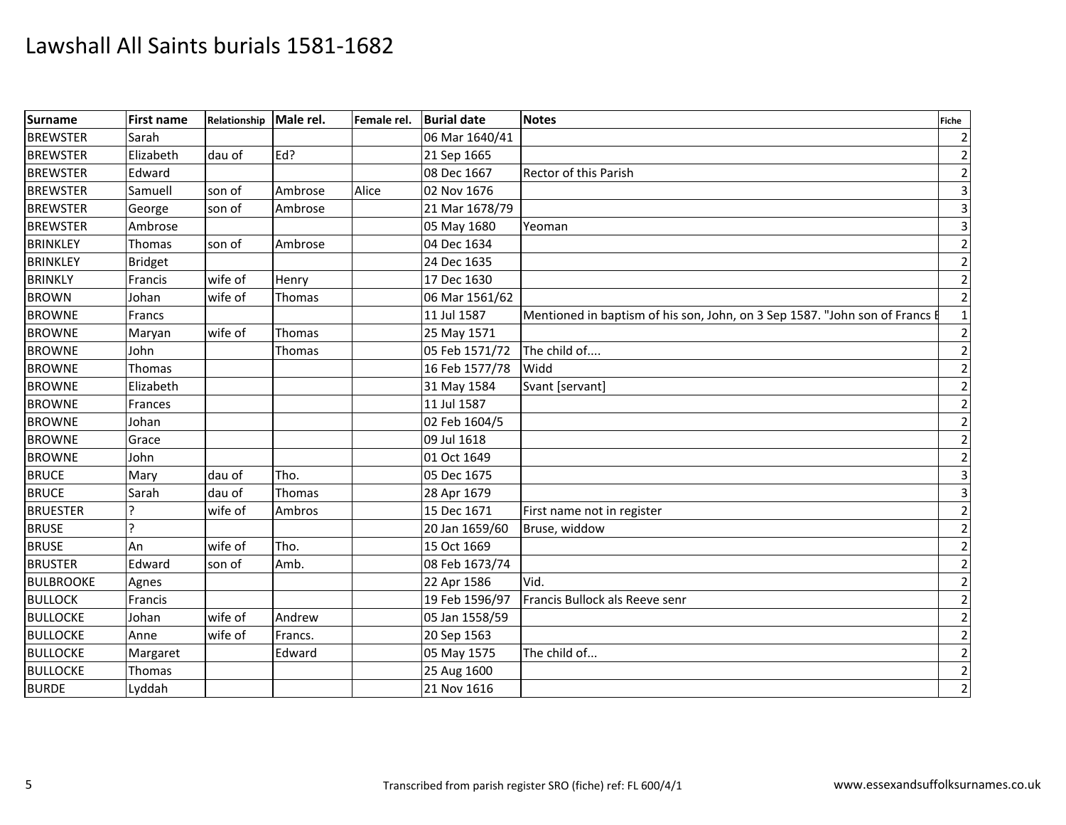# Lawshall All Saints burials 1581-1682

| Surname | First name | Relationship | Male rel. | Female rel. | Burial date | Notes | Fiche |
|---|---|---|---|---|---|---|---|
| BREWSTER | Sarah | | | | 06 Mar 1640/41 | | 2 |
| BREWSTER | Elizabeth | dau of | Ed? | | 21 Sep 1665 | | 2 |
| BREWSTER | Edward | | | | 08 Dec 1667 | Rector of this Parish | 2 |
| BREWSTER | Samuell | son of | Ambrose | Alice | 02 Nov 1676 | | 3 |
| BREWSTER | George | son of | Ambrose | | 21 Mar 1678/79 | | 3 |
| BREWSTER | Ambrose | | | | 05 May 1680 | Yeoman | 3 |
| BRINKLEY | Thomas | son of | Ambrose | | 04 Dec 1634 | | 2 |
| BRINKLEY | Bridget | | | | 24 Dec 1635 | | 2 |
| BRINKLY | Francis | wife of | Henry | | 17 Dec 1630 | | 2 |
| BROWN | Johan | wife of | Thomas | | 06 Mar 1561/62 | | 2 |
| BROWNE | Francs | | | | 11 Jul 1587 | Mentioned in baptism of his son, John, on 3 Sep 1587. "John son of Francs B | 1 |
| BROWNE | Maryan | wife of | Thomas | | 25 May 1571 | | 2 |
| BROWNE | John | | Thomas | | 05 Feb 1571/72 | The child of.... | 2 |
| BROWNE | Thomas | | | | 16 Feb 1577/78 | Widd | 2 |
| BROWNE | Elizabeth | | | | 31 May 1584 | Svant [servant] | 2 |
| BROWNE | Frances | | | | 11 Jul 1587 | | 2 |
| BROWNE | Johan | | | | 02 Feb 1604/5 | | 2 |
| BROWNE | Grace | | | | 09 Jul 1618 | | 2 |
| BROWNE | John | | | | 01 Oct 1649 | | 2 |
| BRUCE | Mary | dau of | Tho. | | 05 Dec 1675 | | 3 |
| BRUCE | Sarah | dau of | Thomas | | 28 Apr 1679 | | 3 |
| BRUESTER | ? | wife of | Ambros | | 15 Dec 1671 | First name not in register | 2 |
| BRUSE | ? | | | | 20 Jan 1659/60 | Bruse, widdow | 2 |
| BRUSE | An | wife of | Tho. | | 15 Oct 1669 | | 2 |
| BRUSTER | Edward | son of | Amb. | | 08 Feb 1673/74 | | 2 |
| BULBROOKE | Agnes | | | | 22 Apr 1586 | Vid. | 2 |
| BULLOCK | Francis | | | | 19 Feb 1596/97 | Francis Bullock als Reeve senr | 2 |
| BULLOCKE | Johan | wife of | Andrew | | 05 Jan 1558/59 | | 2 |
| BULLOCKE | Anne | wife of | Francs. | | 20 Sep 1563 | | 2 |
| BULLOCKE | Margaret | | Edward | | 05 May 1575 | The child of... | 2 |
| BULLOCKE | Thomas | | | | 25 Aug 1600 | | 2 |
| BURDE | Lyddah | | | | 21 Nov 1616 | | 2 |

Transcribed from parish register SRO (fiche) ref: FL 600/4/1

www.essexandsuffolksurnames.co.uk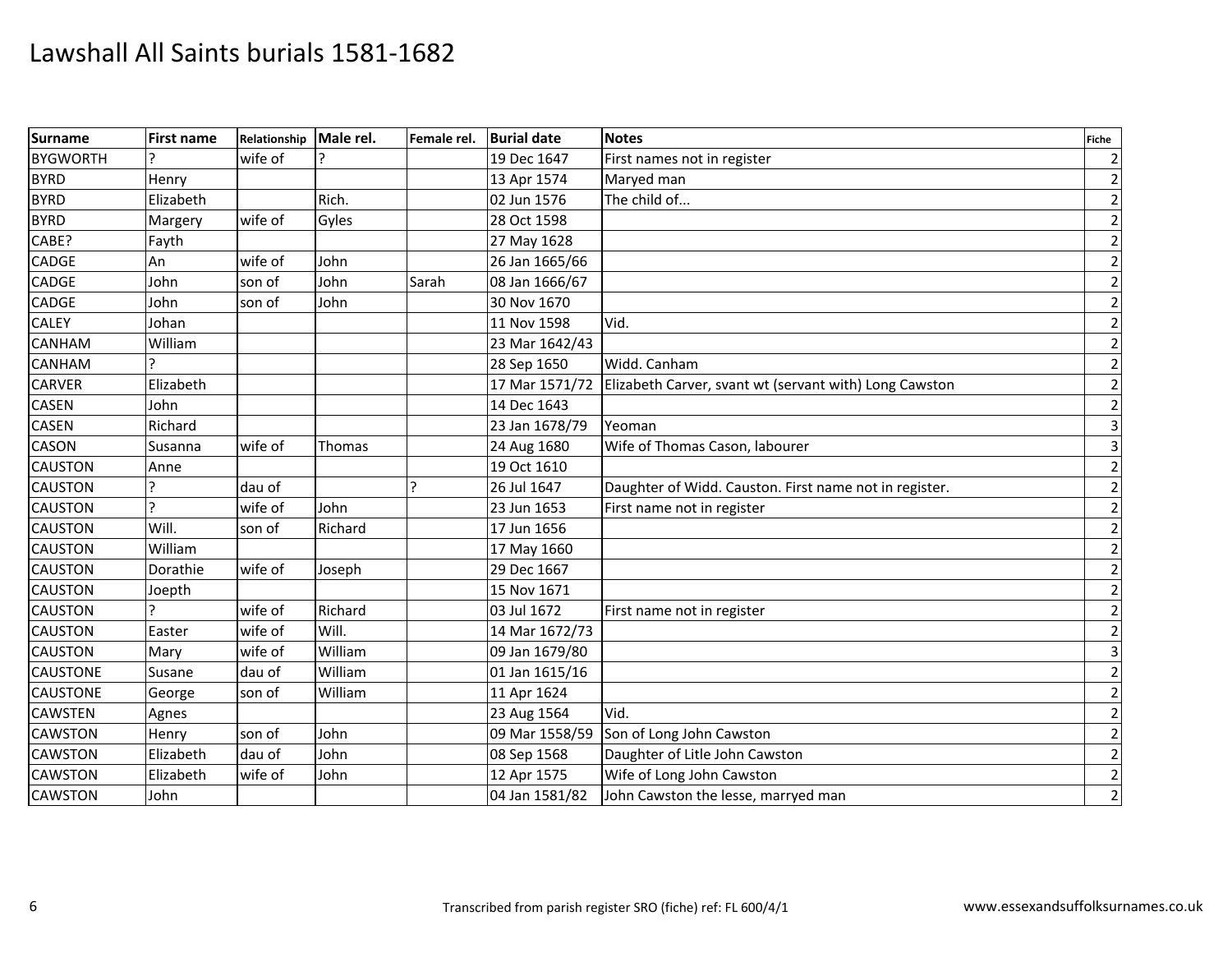# Lawshall All Saints burials 1581-1682

| Surname | First name | Relationship | Male rel. | Female rel. | Burial date | Notes | Fiche |
|---|---|---|---|---|---|---|---|
| BYGWORTH | ? | wife of | ? | | 19 Dec 1647 | First names not in register | 2 |
| BYRD | Henry | | | | 13 Apr 1574 | Maryed man | 2 |
| BYRD | Elizabeth | | Rich. | | 02 Jun 1576 | The child of... | 2 |
| BYRD | Margery | wife of | Gyles | | 28 Oct 1598 | | 2 |
| CABE? | Fayth | | | | 27 May 1628 | | 2 |
| CADGE | An | wife of | John | | 26 Jan 1665/66 | | 2 |
| CADGE | John | son of | John | Sarah | 08 Jan 1666/67 | | 2 |
| CADGE | John | son of | John | | 30 Nov 1670 | | 2 |
| CALEY | Johan | | | | 11 Nov 1598 | Vid. | 2 |
| CANHAM | William | | | | 23 Mar 1642/43 | | 2 |
| CANHAM | ? | | | | 28 Sep 1650 | Widd. Canham | 2 |
| CARVER | Elizabeth | | | | 17 Mar 1571/72 | Elizabeth Carver, svant wt (servant with) Long Cawston | 2 |
| CASEN | John | | | | 14 Dec 1643 | | 2 |
| CASEN | Richard | | | | 23 Jan 1678/79 | Yeoman | 3 |
| CASON | Susanna | wife of | Thomas | | 24 Aug 1680 | Wife of Thomas Cason, labourer | 3 |
| CAUSTON | Anne | | | | 19 Oct 1610 | | 2 |
| CAUSTON | ? | dau of | | ? | 26 Jul 1647 | Daughter of Widd. Causton. First name not in register. | 2 |
| CAUSTON | ? | wife of | John | | 23 Jun 1653 | First name not in register | 2 |
| CAUSTON | Will. | son of | Richard | | 17 Jun 1656 | | 2 |
| CAUSTON | William | | | | 17 May 1660 | | 2 |
| CAUSTON | Dorathie | wife of | Joseph | | 29 Dec 1667 | | 2 |
| CAUSTON | Joepth | | | | 15 Nov 1671 | | 2 |
| CAUSTON | ? | wife of | Richard | | 03 Jul 1672 | First name not in register | 2 |
| CAUSTON | Easter | wife of | Will. | | 14 Mar 1672/73 | | 2 |
| CAUSTON | Mary | wife of | William | | 09 Jan 1679/80 | | 3 |
| CAUSTONE | Susane | dau of | William | | 01 Jan 1615/16 | | 2 |
| CAUSTONE | George | son of | William | | 11 Apr 1624 | | 2 |
| CAWSTEN | Agnes | | | | 23 Aug 1564 | Vid. | 2 |
| CAWSTON | Henry | son of | John | | 09 Mar 1558/59 | Son of Long John Cawston | 2 |
| CAWSTON | Elizabeth | dau of | John | | 08 Sep 1568 | Daughter of Litle John Cawston | 2 |
| CAWSTON | Elizabeth | wife of | John | | 12 Apr 1575 | Wife of Long John Cawston | 2 |
| CAWSTON | John | | | | 04 Jan 1581/82 | John Cawston the lesse, marryed man | 2 |

Transcribed from parish register SRO (fiche) ref: FL 600/4/1

www.essexandsuffolksurnames.co.uk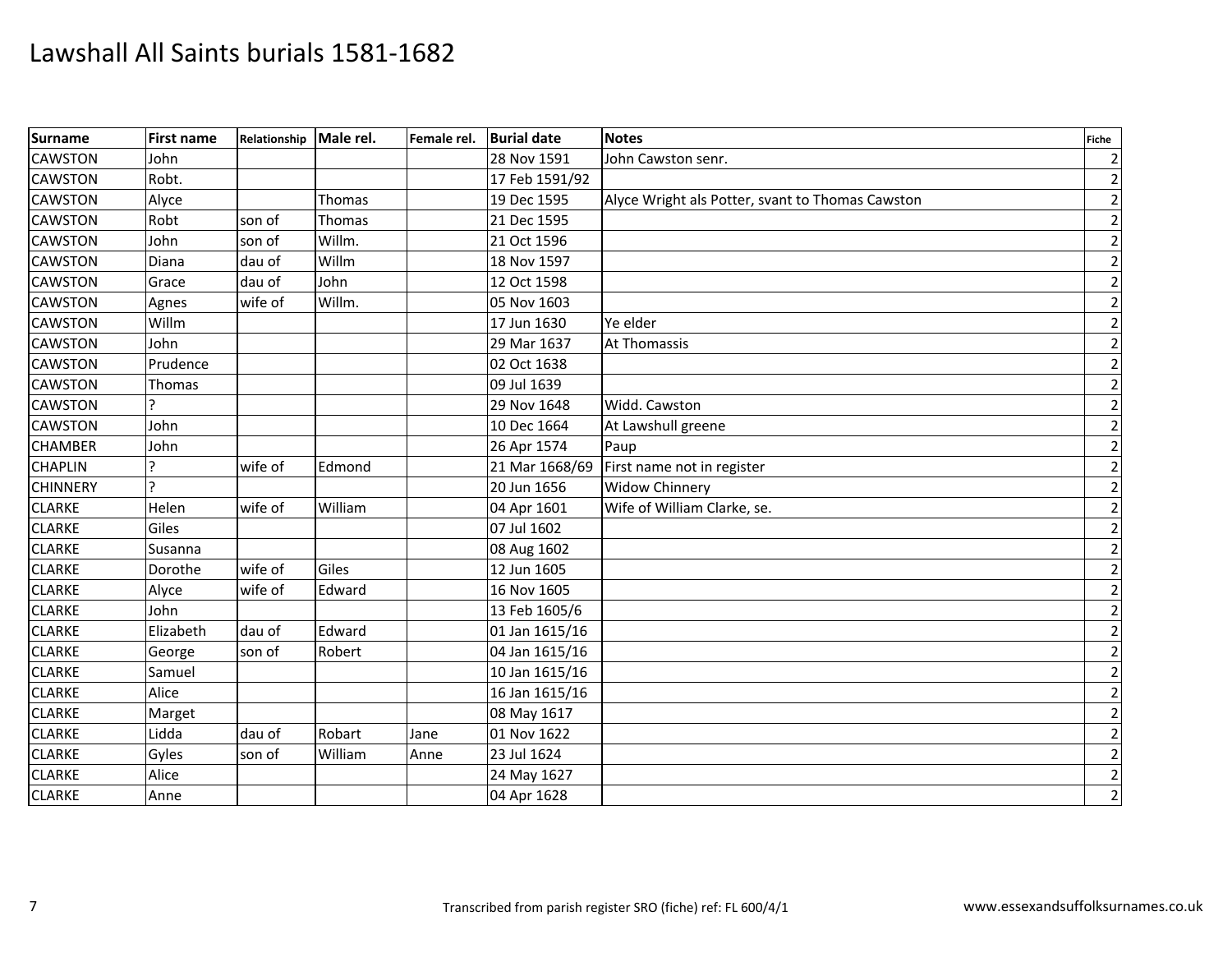# Lawshall All Saints burials 1581-1682

| Surname | First name | Relationship | Male rel. | Female rel. | Burial date | Notes | Fiche |
|---|---|---|---|---|---|---|---|
| CAWSTON | John | | | | 28 Nov 1591 | John Cawston senr. | 2 |
| CAWSTON | Robt. | | | | 17 Feb 1591/92 | | 2 |
| CAWSTON | Alyce | | Thomas | | 19 Dec 1595 | Alyce Wright als Potter, svant to Thomas Cawston | 2 |
| CAWSTON | Robt | son of | Thomas | | 21 Dec 1595 | | 2 |
| CAWSTON | John | son of | Willm. | | 21 Oct 1596 | | 2 |
| CAWSTON | Diana | dau of | Willm | | 18 Nov 1597 | | 2 |
| CAWSTON | Grace | dau of | John | | 12 Oct 1598 | | 2 |
| CAWSTON | Agnes | wife of | Willm. | | 05 Nov 1603 | | 2 |
| CAWSTON | Willm | | | | 17 Jun 1630 | Ye elder | 2 |
| CAWSTON | John | | | | 29 Mar 1637 | At Thomassis | 2 |
| CAWSTON | Prudence | | | | 02 Oct 1638 | | 2 |
| CAWSTON | Thomas | | | | 09 Jul 1639 | | 2 |
| CAWSTON | ? | | | | 29 Nov 1648 | Widd. Cawston | 2 |
| CAWSTON | John | | | | 10 Dec 1664 | At Lawshull greene | 2 |
| CHAMBER | John | | | | 26 Apr 1574 | Paup | 2 |
| CHAPLIN | ? | wife of | Edmond | | 21 Mar 1668/69 | First name not in register | 2 |
| CHINNERY | ? | | | | 20 Jun 1656 | Widow Chinnery | 2 |
| CLARKE | Helen | wife of | William | | 04 Apr 1601 | Wife of William Clarke, se. | 2 |
| CLARKE | Giles | | | | 07 Jul 1602 | | 2 |
| CLARKE | Susanna | | | | 08 Aug 1602 | | 2 |
| CLARKE | Dorothe | wife of | Giles | | 12 Jun 1605 | | 2 |
| CLARKE | Alyce | wife of | Edward | | 16 Nov 1605 | | 2 |
| CLARKE | John | | | | 13 Feb 1605/6 | | 2 |
| CLARKE | Elizabeth | dau of | Edward | | 01 Jan 1615/16 | | 2 |
| CLARKE | George | son of | Robert | | 04 Jan 1615/16 | | 2 |
| CLARKE | Samuel | | | | 10 Jan 1615/16 | | 2 |
| CLARKE | Alice | | | | 16 Jan 1615/16 | | 2 |
| CLARKE | Marget | | | | 08 May 1617 | | 2 |
| CLARKE | Lidda | dau of | Robart | Jane | 01 Nov 1622 | | 2 |
| CLARKE | Gyles | son of | William | Anne | 23 Jul 1624 | | 2 |
| CLARKE | Alice | | | | 24 May 1627 | | 2 |
| CLARKE | Anne | | | | 04 Apr 1628 | | 2 |

Transcribed from parish register SRO (fiche) ref: FL 600/4/1

www.essexandsuffolksurnames.co.uk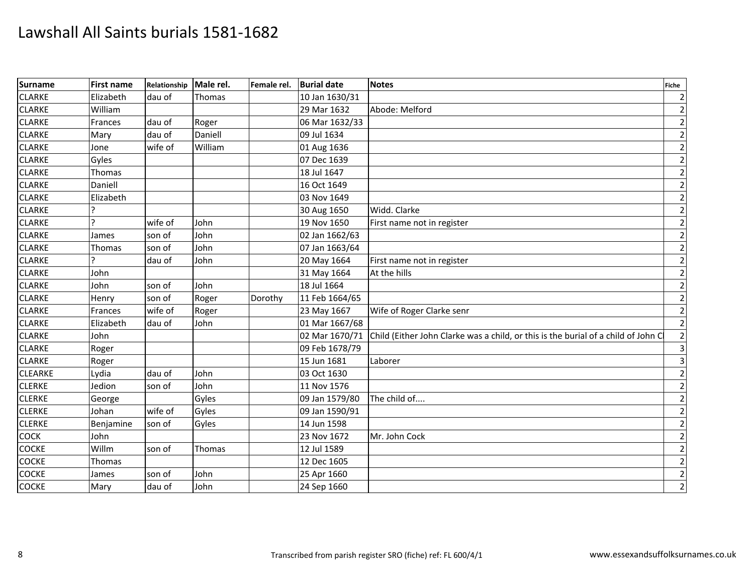# Lawshall All Saints burials 1581-1682

| Surname | First name | Relationship | Male rel. | Female rel. | Burial date | Notes | Fiche |
|---|---|---|---|---|---|---|---|
| CLARKE | Elizabeth | dau of | Thomas | | 10 Jan 1630/31 | | 2 |
| CLARKE | William | | | | 29 Mar 1632 | Abode: Melford | 2 |
| CLARKE | Frances | dau of | Roger | | 06 Mar 1632/33 | | 2 |
| CLARKE | Mary | dau of | Daniell | | 09 Jul 1634 | | 2 |
| CLARKE | Jone | wife of | William | | 01 Aug 1636 | | 2 |
| CLARKE | Gyles | | | | 07 Dec 1639 | | 2 |
| CLARKE | Thomas | | | | 18 Jul 1647 | | 2 |
| CLARKE | Daniell | | | | 16 Oct 1649 | | 2 |
| CLARKE | Elizabeth | | | | 03 Nov 1649 | | 2 |
| CLARKE | ? | | | | 30 Aug 1650 | Widd. Clarke | 2 |
| CLARKE | ? | wife of | John | | 19 Nov 1650 | First name not in register | 2 |
| CLARKE | James | son of | John | | 02 Jan 1662/63 | | 2 |
| CLARKE | Thomas | son of | John | | 07 Jan 1663/64 | | 2 |
| CLARKE | ? | dau of | John | | 20 May 1664 | First name not in register | 2 |
| CLARKE | John | | | | 31 May 1664 | At the hills | 2 |
| CLARKE | John | son of | John | | 18 Jul 1664 | | 2 |
| CLARKE | Henry | son of | Roger | Dorothy | 11 Feb 1664/65 | | 2 |
| CLARKE | Frances | wife of | Roger | | 23 May 1667 | Wife of Roger Clarke senr | 2 |
| CLARKE | Elizabeth | dau of | John | | 01 Mar 1667/68 | | 2 |
| CLARKE | John | | | | 02 Mar 1670/71 | Child (Either John Clarke was a child, or this is the burial of a child of John Cl | 2 |
| CLARKE | Roger | | | | 09 Feb 1678/79 | | 3 |
| CLARKE | Roger | | | | 15 Jun 1681 | Laborer | 3 |
| CLEARKE | Lydia | dau of | John | | 03 Oct 1630 | | 2 |
| CLERKE | Jedion | son of | John | | 11 Nov 1576 | | 2 |
| CLERKE | George | | Gyles | | 09 Jan 1579/80 | The child of.... | 2 |
| CLERKE | Johan | wife of | Gyles | | 09 Jan 1590/91 | | 2 |
| CLERKE | Benjamine | son of | Gyles | | 14 Jun 1598 | | 2 |
| COCK | John | | | | 23 Nov 1672 | Mr. John Cock | 2 |
| COCKE | Willm | son of | Thomas | | 12 Jul 1589 | | 2 |
| COCKE | Thomas | | | | 12 Dec 1605 | | 2 |
| COCKE | James | son of | John | | 25 Apr 1660 | | 2 |
| COCKE | Mary | dau of | John | | 24 Sep 1660 | | 2 |

Transcribed from parish register SRO (fiche) ref: FL 600/4/1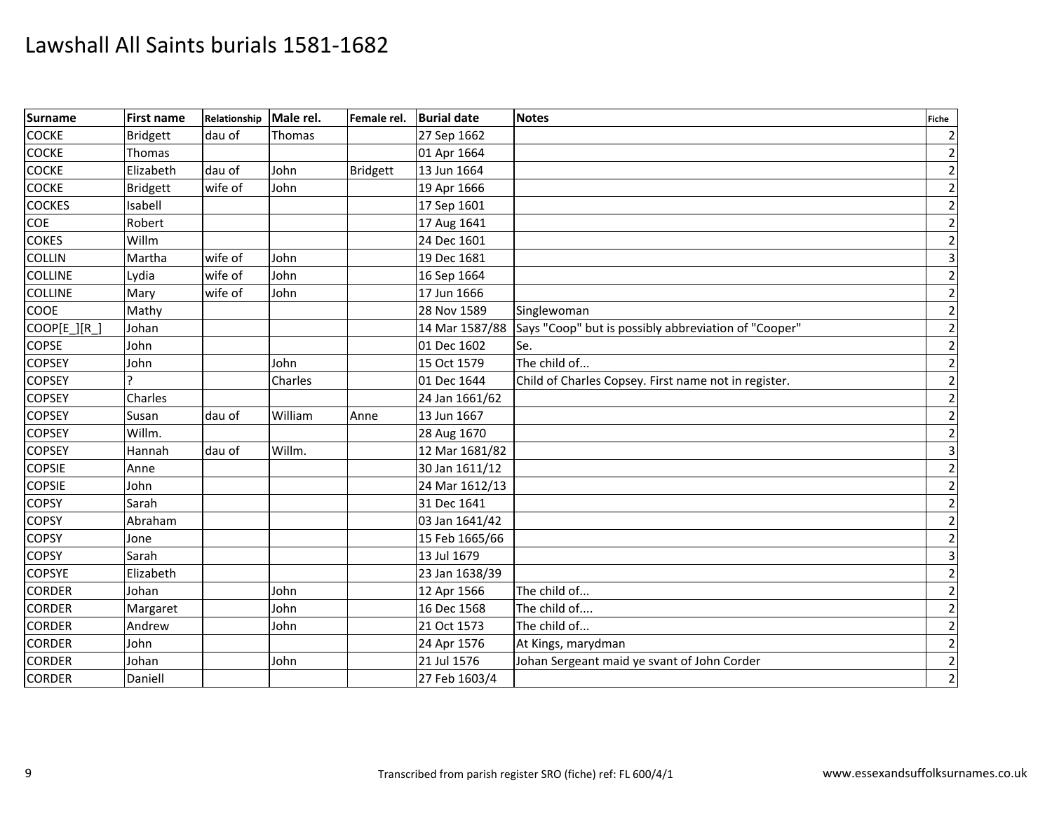# Lawshall All Saints burials 1581-1682

| Surname | First name | Relationship | Male rel. | Female rel. | Burial date | Notes | Fiche |
|---|---|---|---|---|---|---|---|
| COCKE | Bridgett | dau of | Thomas | | 27 Sep 1662 | | 2 |
| COCKE | Thomas | | | | 01 Apr 1664 | | 2 |
| COCKE | Elizabeth | dau of | John | Bridgett | 13 Jun 1664 | | 2 |
| COCKE | Bridgett | wife of | John | | 19 Apr 1666 | | 2 |
| COCKES | Isabell | | | | 17 Sep 1601 | | 2 |
| COE | Robert | | | | 17 Aug 1641 | | 2 |
| COKES | Willm | | | | 24 Dec 1601 | | 2 |
| COLLIN | Martha | wife of | John | | 19 Dec 1681 | | 3 |
| COLLINE | Lydia | wife of | John | | 16 Sep 1664 | | 2 |
| COLLINE | Mary | wife of | John | | 17 Jun 1666 | | 2 |
| COOE | Mathy | | | | 28 Nov 1589 | Singlewoman | 2 |
| COOP[E_][R_] | Johan | | | | 14 Mar 1587/88 | Says "Coop" but is possibly abbreviation of "Cooper" | 2 |
| COPSE | John | | | | 01 Dec 1602 | Se. | 2 |
| COPSEY | John | | John | | 15 Oct 1579 | The child of... | 2 |
| COPSEY | ? | | Charles | | 01 Dec 1644 | Child of Charles Copsey. First name not in register. | 2 |
| COPSEY | Charles | | | | 24 Jan 1661/62 | | 2 |
| COPSEY | Susan | dau of | William | Anne | 13 Jun 1667 | | 2 |
| COPSEY | Willm. | | | | 28 Aug 1670 | | 2 |
| COPSEY | Hannah | dau of | Willm. | | 12 Mar 1681/82 | | 3 |
| COPSIE | Anne | | | | 30 Jan 1611/12 | | 2 |
| COPSIE | John | | | | 24 Mar 1612/13 | | 2 |
| COPSY | Sarah | | | | 31 Dec 1641 | | 2 |
| COPSY | Abraham | | | | 03 Jan 1641/42 | | 2 |
| COPSY | Jone | | | | 15 Feb 1665/66 | | 2 |
| COPSY | Sarah | | | | 13 Jul 1679 | | 3 |
| COPSYE | Elizabeth | | | | 23 Jan 1638/39 | | 2 |
| CORDER | Johan | | John | | 12 Apr 1566 | The child of... | 2 |
| CORDER | Margaret | | John | | 16 Dec 1568 | The child of.... | 2 |
| CORDER | Andrew | | John | | 21 Oct 1573 | The child of... | 2 |
| CORDER | John | | | | 24 Apr 1576 | At Kings, marydman | 2 |
| CORDER | Johan | | John | | 21 Jul 1576 | Johan Sergeant maid ye svant of John Corder | 2 |
| CORDER | Daniell | | | | 27 Feb 1603/4 | | 2 |

Transcribed from parish register SRO (fiche) ref: FL 600/4/1

www.essexandsuffolksurnames.co.uk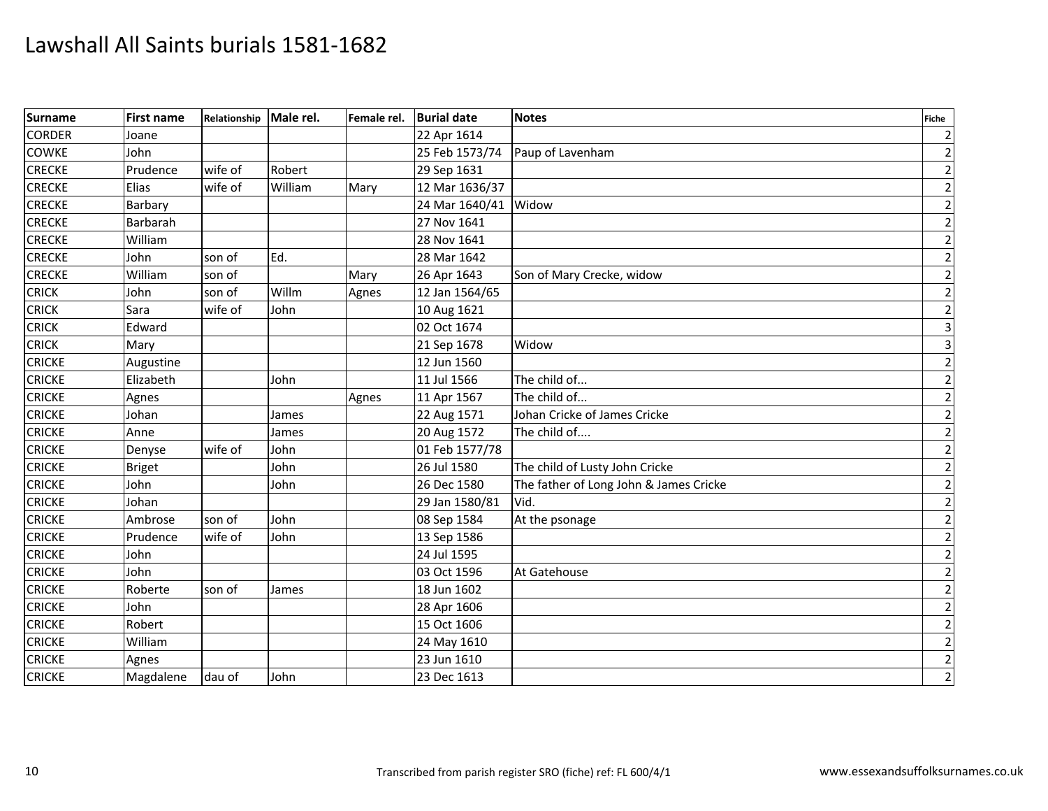# Lawshall All Saints burials 1581-1682

| Surname | First name | Relationship | Male rel. | Female rel. | Burial date | Notes | Fiche |
|---|---|---|---|---|---|---|---|
| CORDER | Joane | | | | 22 Apr 1614 | | 2 |
| COWKE | John | | | | 25 Feb 1573/74 | Paup of Lavenham | 2 |
| CRECKE | Prudence | wife of | Robert | | 29 Sep 1631 | | 2 |
| CRECKE | Elias | wife of | William | Mary | 12 Mar 1636/37 | | 2 |
| CRECKE | Barbary | | | | 24 Mar 1640/41 | Widow | 2 |
| CRECKE | Barbarah | | | | 27 Nov 1641 | | 2 |
| CRECKE | William | | | | 28 Nov 1641 | | 2 |
| CRECKE | John | son of | Ed. | | 28 Mar 1642 | | 2 |
| CRECKE | William | son of | | Mary | 26 Apr 1643 | Son of Mary Crecke, widow | 2 |
| CRICK | John | son of | Willm | Agnes | 12 Jan 1564/65 | | 2 |
| CRICK | Sara | wife of | John | | 10 Aug 1621 | | 2 |
| CRICK | Edward | | | | 02 Oct 1674 | | 3 |
| CRICK | Mary | | | | 21 Sep 1678 | Widow | 3 |
| CRICKE | Augustine | | | | 12 Jun 1560 | | 2 |
| CRICKE | Elizabeth | | John | | 11 Jul 1566 | The child of... | 2 |
| CRICKE | Agnes | | | Agnes | 11 Apr 1567 | The child of... | 2 |
| CRICKE | Johan | | James | | 22 Aug 1571 | Johan Cricke of James Cricke | 2 |
| CRICKE | Anne | | James | | 20 Aug 1572 | The child of.... | 2 |
| CRICKE | Denyse | wife of | John | | 01 Feb 1577/78 | | 2 |
| CRICKE | Briget | | John | | 26 Jul 1580 | The child of Lusty John Cricke | 2 |
| CRICKE | John | | John | | 26 Dec 1580 | The father of Long John & James Cricke | 2 |
| CRICKE | Johan | | | | 29 Jan 1580/81 | Vid. | 2 |
| CRICKE | Ambrose | son of | John | | 08 Sep 1584 | At the psonage | 2 |
| CRICKE | Prudence | wife of | John | | 13 Sep 1586 | | 2 |
| CRICKE | John | | | | 24 Jul 1595 | | 2 |
| CRICKE | John | | | | 03 Oct 1596 | At Gatehouse | 2 |
| CRICKE | Roberte | son of | James | | 18 Jun 1602 | | 2 |
| CRICKE | John | | | | 28 Apr 1606 | | 2 |
| CRICKE | Robert | | | | 15 Oct 1606 | | 2 |
| CRICKE | William | | | | 24 May 1610 | | 2 |
| CRICKE | Agnes | | | | 23 Jun 1610 | | 2 |
| CRICKE | Magdalene | dau of | John | | 23 Dec 1613 | | 2 |

Transcribed from parish register SRO (fiche) ref: FL 600/4/1

www.essexandsuffolksurnames.co.uk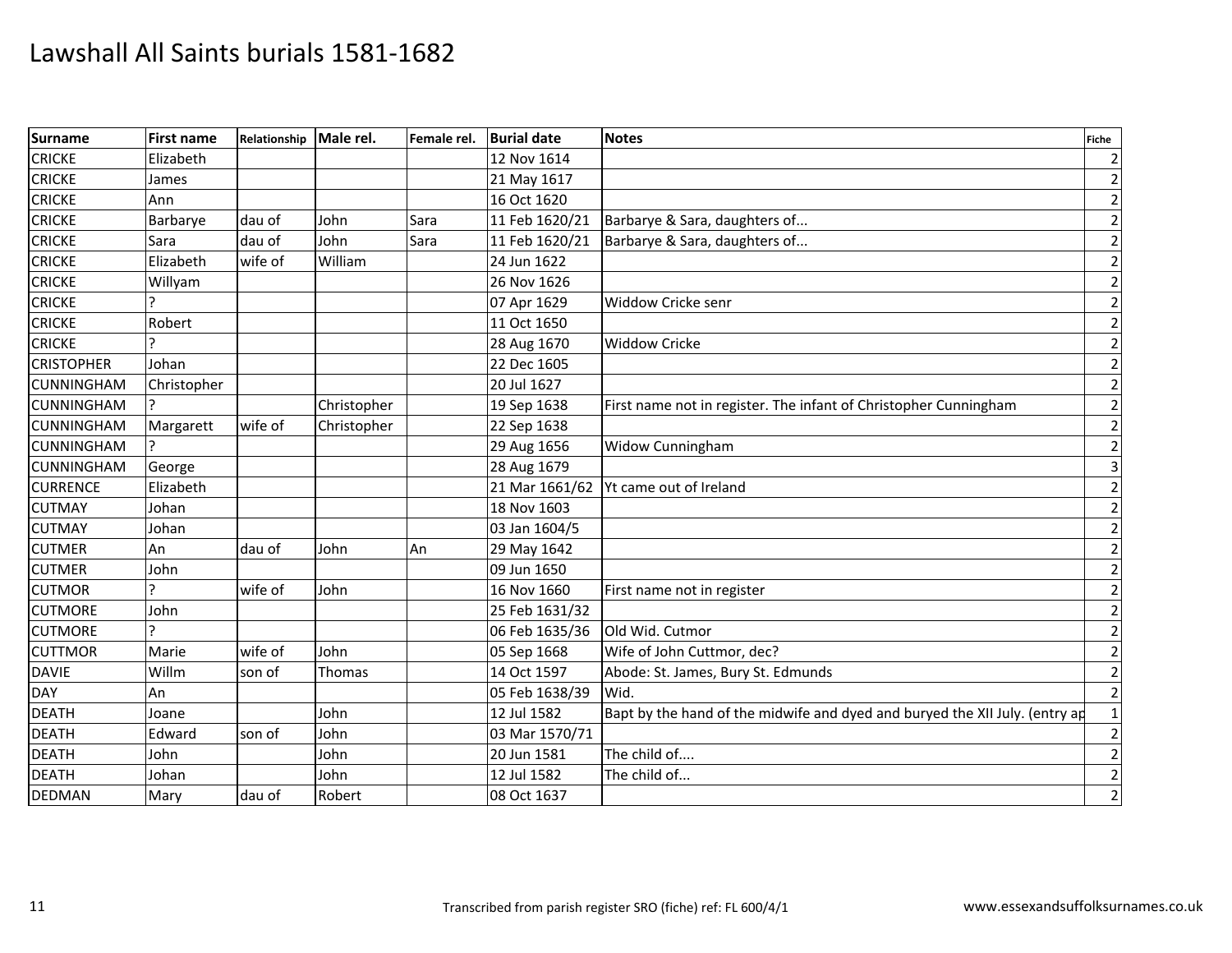# Lawshall All Saints burials 1581-1682

| Surname | First name | Relationship | Male rel. | Female rel. | Burial date | Notes | Fiche |
|---|---|---|---|---|---|---|---|
| CRICKE | Elizabeth | | | | 12 Nov 1614 | | 2 |
| CRICKE | James | | | | 21 May 1617 | | 2 |
| CRICKE | Ann | | | | 16 Oct 1620 | | 2 |
| CRICKE | Barbarye | dau of | John | Sara | 11 Feb 1620/21 | Barbarye & Sara, daughters of... | 2 |
| CRICKE | Sara | dau of | John | Sara | 11 Feb 1620/21 | Barbarye & Sara, daughters of... | 2 |
| CRICKE | Elizabeth | wife of | William | | 24 Jun 1622 | | 2 |
| CRICKE | Willyam | | | | 26 Nov 1626 | | 2 |
| CRICKE | ? | | | | 07 Apr 1629 | Widdow Cricke senr | 2 |
| CRICKE | Robert | | | | 11 Oct 1650 | | 2 |
| CRICKE | ? | | | | 28 Aug 1670 | Widdow Cricke | 2 |
| CRISTOPHER | Johan | | | | 22 Dec 1605 | | 2 |
| CUNNINGHAM | Christopher | | | | 20 Jul 1627 | | 2 |
| CUNNINGHAM | ? | | Christopher | | 19 Sep 1638 | First name not in register. The infant of Christopher Cunningham | 2 |
| CUNNINGHAM | Margarett | wife of | Christopher | | 22 Sep 1638 | | 2 |
| CUNNINGHAM | ? | | | | 29 Aug 1656 | Widow Cunningham | 2 |
| CUNNINGHAM | George | | | | 28 Aug 1679 | | 3 |
| CURRENCE | Elizabeth | | | | 21 Mar 1661/62 | Yt came out of Ireland | 2 |
| CUTMAY | Johan | | | | 18 Nov 1603 | | 2 |
| CUTMAY | Johan | | | | 03 Jan 1604/5 | | 2 |
| CUTMER | An | dau of | John | An | 29 May 1642 | | 2 |
| CUTMER | John | | | | 09 Jun 1650 | | 2 |
| CUTMOR | ? | wife of | John | | 16 Nov 1660 | First name not in register | 2 |
| CUTMORE | John | | | | 25 Feb 1631/32 | | 2 |
| CUTMORE | ? | | | | 06 Feb 1635/36 | Old Wid. Cutmor | 2 |
| CUTTMOR | Marie | wife of | John | | 05 Sep 1668 | Wife of John Cuttmor, dec? | 2 |
| DAVIE | Willm | son of | Thomas | | 14 Oct 1597 | Abode: St. James, Bury St. Edmunds | 2 |
| DAY | An | | | | 05 Feb 1638/39 | Wid. | 2 |
| DEATH | Joane | | John | | 12 Jul 1582 | Bapt by the hand of the midwife and dyed and buryed the XII July. (entry ap | 1 |
| DEATH | Edward | son of | John | | 03 Mar 1570/71 | | 2 |
| DEATH | John | | John | | 20 Jun 1581 | The child of.... | 2 |
| DEATH | Johan | | John | | 12 Jul 1582 | The child of... | 2 |
| DEDMAN | Mary | dau of | Robert | | 08 Oct 1637 | | 2 |

Transcribed from parish register SRO (fiche) ref: FL 600/4/1

www.essexandsuffolksurnames.co.uk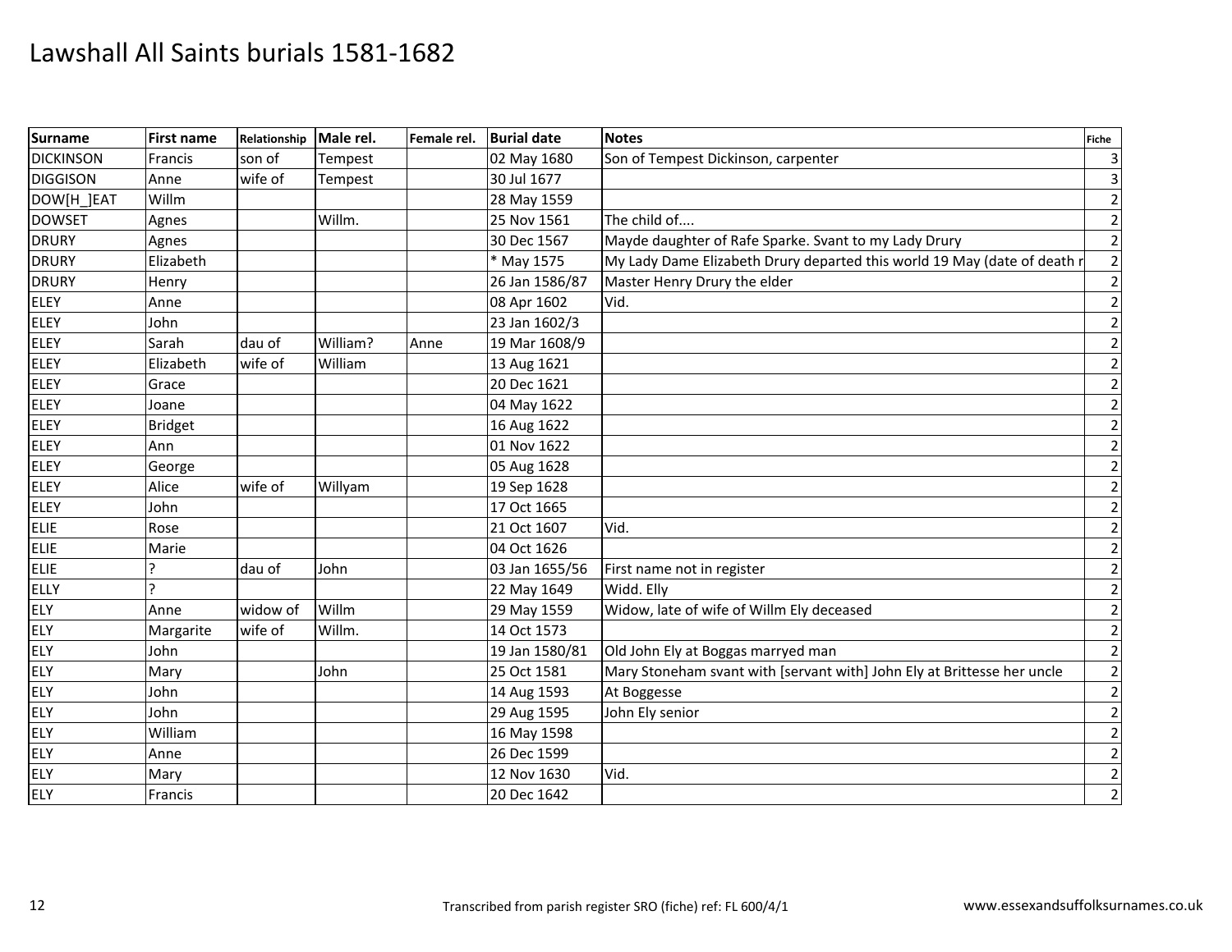# Lawshall All Saints burials 1581-1682

| Surname | First name | Relationship | Male rel. | Female rel. | Burial date | Notes | Fiche |
|---|---|---|---|---|---|---|---|
| DICKINSON | Francis | son of | Tempest | | 02 May 1680 | Son of Tempest Dickinson, carpenter | 3 |
| DIGGISON | Anne | wife of | Tempest | | 30 Jul 1677 | | 3 |
| DOW[H_]EAT | Willm | | | | 28 May 1559 | | 2 |
| DOWSET | Agnes | | Willm. | | 25 Nov 1561 | The child of.... | 2 |
| DRURY | Agnes | | | | 30 Dec 1567 | Mayde daughter of Rafe Sparke. Svant to my Lady Drury | 2 |
| DRURY | Elizabeth | | | | * May 1575 | My Lady Dame Elizabeth Drury departed this world 19 May (date of death r | 2 |
| DRURY | Henry | | | | 26 Jan 1586/87 | Master Henry Drury the elder | 2 |
| ELEY | Anne | | | | 08 Apr 1602 | Vid. | 2 |
| ELEY | John | | | | 23 Jan 1602/3 | | 2 |
| ELEY | Sarah | dau of | William? | Anne | 19 Mar 1608/9 | | 2 |
| ELEY | Elizabeth | wife of | William | | 13 Aug 1621 | | 2 |
| ELEY | Grace | | | | 20 Dec 1621 | | 2 |
| ELEY | Joane | | | | 04 May 1622 | | 2 |
| ELEY | Bridget | | | | 16 Aug 1622 | | 2 |
| ELEY | Ann | | | | 01 Nov 1622 | | 2 |
| ELEY | George | | | | 05 Aug 1628 | | 2 |
| ELEY | Alice | wife of | Willyam | | 19 Sep 1628 | | 2 |
| ELEY | John | | | | 17 Oct 1665 | | 2 |
| ELIE | Rose | | | | 21 Oct 1607 | Vid. | 2 |
| ELIE | Marie | | | | 04 Oct 1626 | | 2 |
| ELIE | ? | dau of | John | | 03 Jan 1655/56 | First name not in register | 2 |
| ELLY | ? | | | | 22 May 1649 | Widd. Elly | 2 |
| ELY | Anne | widow of | Willm | | 29 May 1559 | Widow, late of wife of Willm Ely deceased | 2 |
| ELY | Margarite | wife of | Willm. | | 14 Oct 1573 | | 2 |
| ELY | John | | | | 19 Jan 1580/81 | Old John Ely at Boggas marryed man | 2 |
| ELY | Mary | | John | | 25 Oct 1581 | Mary Stoneham svant with [servant with] John Ely at Brittesse her uncle | 2 |
| ELY | John | | | | 14 Aug 1593 | At Boggesse | 2 |
| ELY | John | | | | 29 Aug 1595 | John Ely senior | 2 |
| ELY | William | | | | 16 May 1598 | | 2 |
| ELY | Anne | | | | 26 Dec 1599 | | 2 |
| ELY | Mary | | | | 12 Nov 1630 | Vid. | 2 |
| ELY | Francis | | | | 20 Dec 1642 | | 2 |

Transcribed from parish register SRO (fiche) ref: FL 600/4/1

www.essexandsuffolksurnames.co.uk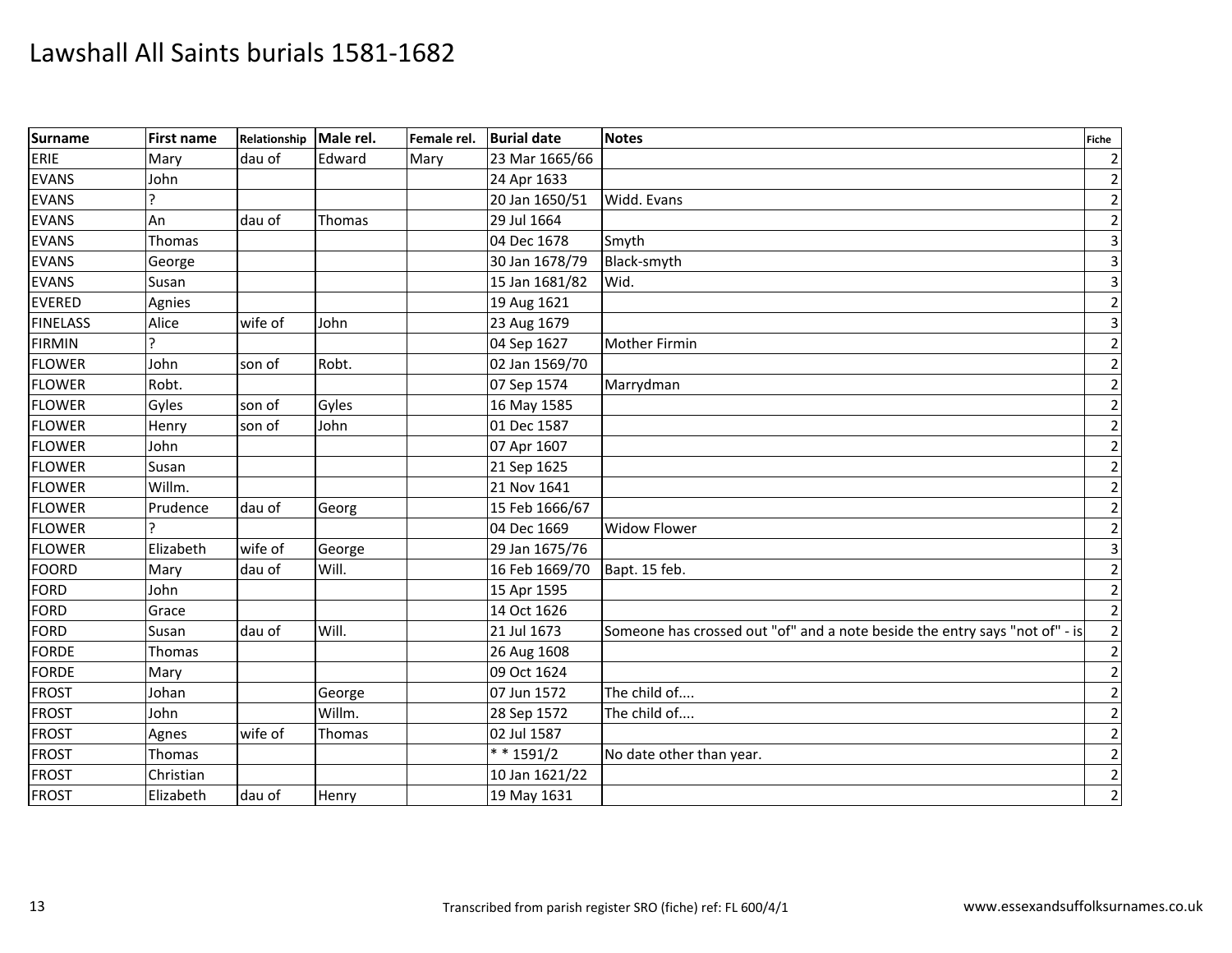# Lawshall All Saints burials 1581-1682

| Surname | First name | Relationship | Male rel. | Female rel. | Burial date | Notes | Fiche |
|---|---|---|---|---|---|---|---|
| ERIE | Mary | dau of | Edward | Mary | 23 Mar 1665/66 | | 2 |
| EVANS | John | | | | 24 Apr 1633 | | 2 |
| EVANS | ? | | | | 20 Jan 1650/51 | Widd. Evans | 2 |
| EVANS | An | dau of | Thomas | | 29 Jul 1664 | | 2 |
| EVANS | Thomas | | | | 04 Dec 1678 | Smyth | 3 |
| EVANS | George | | | | 30 Jan 1678/79 | Black-smyth | 3 |
| EVANS | Susan | | | | 15 Jan 1681/82 | Wid. | 3 |
| EVERED | Agnies | | | | 19 Aug 1621 | | 2 |
| FINELASS | Alice | wife of | John | | 23 Aug 1679 | | 3 |
| FIRMIN | ? | | | | 04 Sep 1627 | Mother Firmin | 2 |
| FLOWER | John | son of | Robt. | | 02 Jan 1569/70 | | 2 |
| FLOWER | Robt. | | | | 07 Sep 1574 | Marrydman | 2 |
| FLOWER | Gyles | son of | Gyles | | 16 May 1585 | | 2 |
| FLOWER | Henry | son of | John | | 01 Dec 1587 | | 2 |
| FLOWER | John | | | | 07 Apr 1607 | | 2 |
| FLOWER | Susan | | | | 21 Sep 1625 | | 2 |
| FLOWER | Willm. | | | | 21 Nov 1641 | | 2 |
| FLOWER | Prudence | dau of | Georg | | 15 Feb 1666/67 | | 2 |
| FLOWER | ? | | | | 04 Dec 1669 | Widow Flower | 2 |
| FLOWER | Elizabeth | wife of | George | | 29 Jan 1675/76 | | 3 |
| FOORD | Mary | dau of | Will. | | 16 Feb 1669/70 | Bapt. 15 feb. | 2 |
| FORD | John | | | | 15 Apr 1595 | | 2 |
| FORD | Grace | | | | 14 Oct 1626 | | 2 |
| FORD | Susan | dau of | Will. | | 21 Jul 1673 | Someone has crossed out "of" and a note beside the entry says "not of" - is | 2 |
| FORDE | Thomas | | | | 26 Aug 1608 | | 2 |
| FORDE | Mary | | | | 09 Oct 1624 | | 2 |
| FROST | Johan | | George | | 07 Jun 1572 | The child of.... | 2 |
| FROST | John | | Willm. | | 28 Sep 1572 | The child of.... | 2 |
| FROST | Agnes | wife of | Thomas | | 02 Jul 1587 | | 2 |
| FROST | Thomas | | | | * * 1591/2 | No date other than year. | 2 |
| FROST | Christian | | | | 10 Jan 1621/22 | | 2 |
| FROST | Elizabeth | dau of | Henry | | 19 May 1631 | | 2 |

Transcribed from parish register SRO (fiche) ref: FL 600/4/1

www.essexandsuffolksurnames.co.uk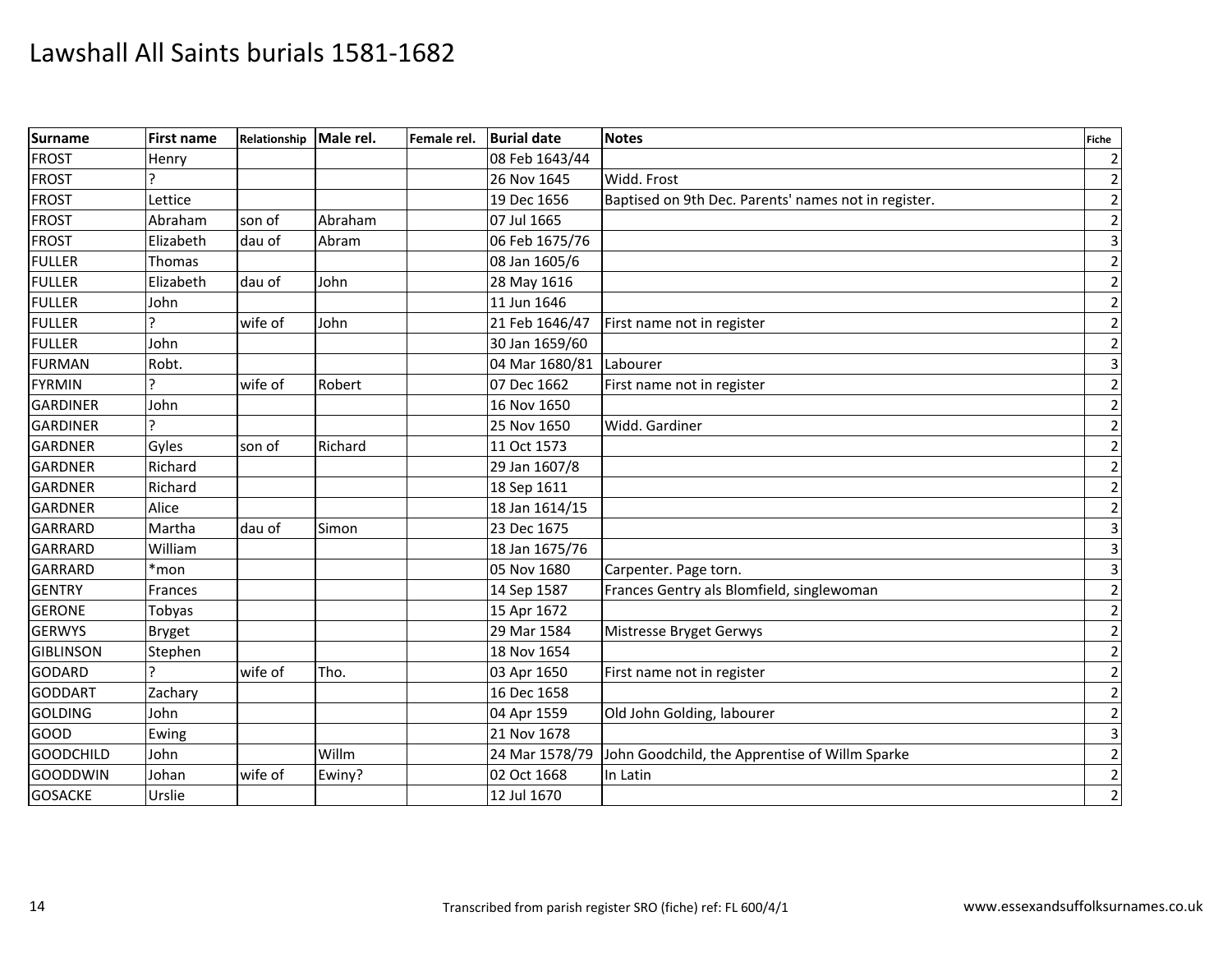# Lawshall All Saints burials 1581-1682

| Surname | First name | Relationship | Male rel. | Female rel. | Burial date | Notes | Fiche |
|---|---|---|---|---|---|---|---|
| FROST | Henry | | | | 08 Feb 1643/44 | | 2 |
| FROST | ? | | | | 26 Nov 1645 | Widd. Frost | 2 |
| FROST | Lettice | | | | 19 Dec 1656 | Baptised on 9th Dec. Parents' names not in register. | 2 |
| FROST | Abraham | son of | Abraham | | 07 Jul 1665 | | 2 |
| FROST | Elizabeth | dau of | Abram | | 06 Feb 1675/76 | | 3 |
| FULLER | Thomas | | | | 08 Jan 1605/6 | | 2 |
| FULLER | Elizabeth | dau of | John | | 28 May 1616 | | 2 |
| FULLER | John | | | | 11 Jun 1646 | | 2 |
| FULLER | ? | wife of | John | | 21 Feb 1646/47 | First name not in register | 2 |
| FULLER | John | | | | 30 Jan 1659/60 | | 2 |
| FURMAN | Robt. | | | | 04 Mar 1680/81 | Labourer | 3 |
| FYRMIN | ? | wife of | Robert | | 07 Dec 1662 | First name not in register | 2 |
| GARDINER | John | | | | 16 Nov 1650 | | 2 |
| GARDINER | ? | | | | 25 Nov 1650 | Widd. Gardiner | 2 |
| GARDNER | Gyles | son of | Richard | | 11 Oct 1573 | | 2 |
| GARDNER | Richard | | | | 29 Jan 1607/8 | | 2 |
| GARDNER | Richard | | | | 18 Sep 1611 | | 2 |
| GARDNER | Alice | | | | 18 Jan 1614/15 | | 2 |
| GARRARD | Martha | dau of | Simon | | 23 Dec 1675 | | 3 |
| GARRARD | William | | | | 18 Jan 1675/76 | | 3 |
| GARRARD | *mon | | | | 05 Nov 1680 | Carpenter. Page torn. | 3 |
| GENTRY | Frances | | | | 14 Sep 1587 | Frances Gentry als Blomfield, singlewoman | 2 |
| GERONE | Tobyas | | | | 15 Apr 1672 | | 2 |
| GERWYS | Bryget | | | | 29 Mar 1584 | Mistresse Bryget Gerwys | 2 |
| GIBLINSON | Stephen | | | | 18 Nov 1654 | | 2 |
| GODARD | ? | wife of | Tho. | | 03 Apr 1650 | First name not in register | 2 |
| GODDART | Zachary | | | | 16 Dec 1658 | | 2 |
| GOLDING | John | | | | 04 Apr 1559 | Old John Golding, labourer | 2 |
| GOOD | Ewing | | | | 21 Nov 1678 | | 3 |
| GOODCHILD | John | | Willm | | 24 Mar 1578/79 | John Goodchild, the Apprentise of Willm Sparke | 2 |
| GOODDWIN | Johan | wife of | Ewiny? | | 02 Oct 1668 | In Latin | 2 |
| GOSACKE | Urslie | | | | 12 Jul 1670 | | 2 |

Transcribed from parish register SRO (fiche) ref: FL 600/4/1

www.essexandsuffolksurnames.co.uk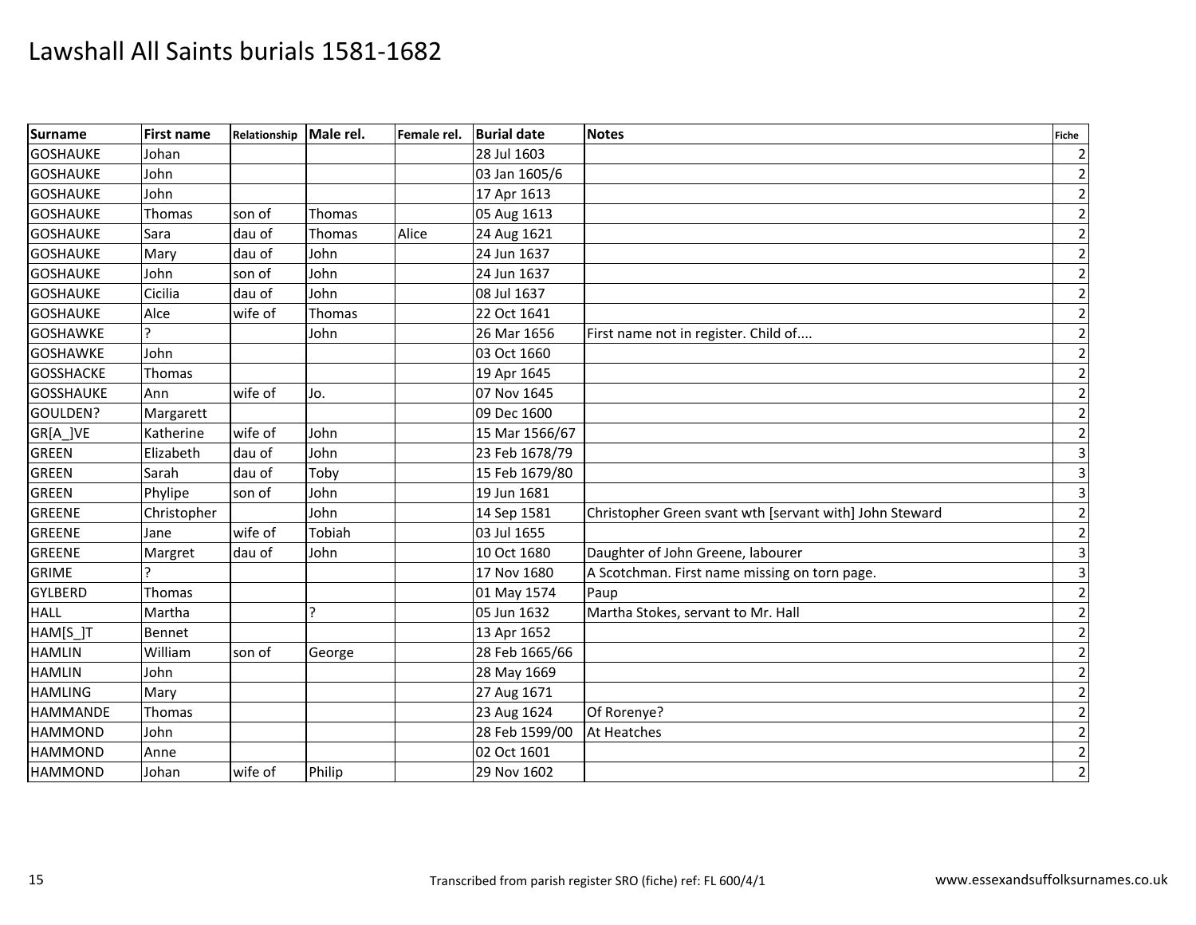# Lawshall All Saints burials 1581-1682

| Surname | First name | Relationship | Male rel. | Female rel. | Burial date | Notes | Fiche |
|---|---|---|---|---|---|---|---|
| GOSHAUKE | Johan | | | | 28 Jul 1603 | | 2 |
| GOSHAUKE | John | | | | 03 Jan 1605/6 | | 2 |
| GOSHAUKE | John | | | | 17 Apr 1613 | | 2 |
| GOSHAUKE | Thomas | son of | Thomas | | 05 Aug 1613 | | 2 |
| GOSHAUKE | Sara | dau of | Thomas | Alice | 24 Aug 1621 | | 2 |
| GOSHAUKE | Mary | dau of | John | | 24 Jun 1637 | | 2 |
| GOSHAUKE | John | son of | John | | 24 Jun 1637 | | 2 |
| GOSHAUKE | Cicilia | dau of | John | | 08 Jul 1637 | | 2 |
| GOSHAUKE | Alce | wife of | Thomas | | 22 Oct 1641 | | 2 |
| GOSHAWKE | ? | | John | | 26 Mar 1656 | First name not in register. Child of.... | 2 |
| GOSHAWKE | John | | | | 03 Oct 1660 | | 2 |
| GOSSHACKE | Thomas | | | | 19 Apr 1645 | | 2 |
| GOSSHAUKE | Ann | wife of | Jo. | | 07 Nov 1645 | | 2 |
| GOULDEN? | Margarett | | | | 09 Dec 1600 | | 2 |
| GR[A_]VE | Katherine | wife of | John | | 15 Mar 1566/67 | | 2 |
| GREEN | Elizabeth | dau of | John | | 23 Feb 1678/79 | | 3 |
| GREEN | Sarah | dau of | Toby | | 15 Feb 1679/80 | | 3 |
| GREEN | Phylipe | son of | John | | 19 Jun 1681 | | 3 |
| GREENE | Christopher | | John | | 14 Sep 1581 | Christopher Green svant wth [servant with] John Steward | 2 |
| GREENE | Jane | wife of | Tobiah | | 03 Jul 1655 | | 2 |
| GREENE | Margret | dau of | John | | 10 Oct 1680 | Daughter of John Greene, labourer | 3 |
| GRIME | ? | | | | 17 Nov 1680 | A Scotchman. First name missing on torn page. | 3 |
| GYLBERD | Thomas | | | | 01 May 1574 | Paup | 2 |
| HALL | Martha | | ? | | 05 Jun 1632 | Martha Stokes, servant to Mr. Hall | 2 |
| HAM[S_]T | Bennet | | | | 13 Apr 1652 | | 2 |
| HAMLIN | William | son of | George | | 28 Feb 1665/66 | | 2 |
| HAMLIN | John | | | | 28 May 1669 | | 2 |
| HAMLING | Mary | | | | 27 Aug 1671 | | 2 |
| HAMMANDE | Thomas | | | | 23 Aug 1624 | Of Rorenye? | 2 |
| HAMMOND | John | | | | 28 Feb 1599/00 | At Heatches | 2 |
| HAMMOND | Anne | | | | 02 Oct 1601 | | 2 |
| HAMMOND | Johan | wife of | Philip | | 29 Nov 1602 | | 2 |

Transcribed from parish register SRO (fiche) ref: FL 600/4/1

www.essexandsuffolksurnames.co.uk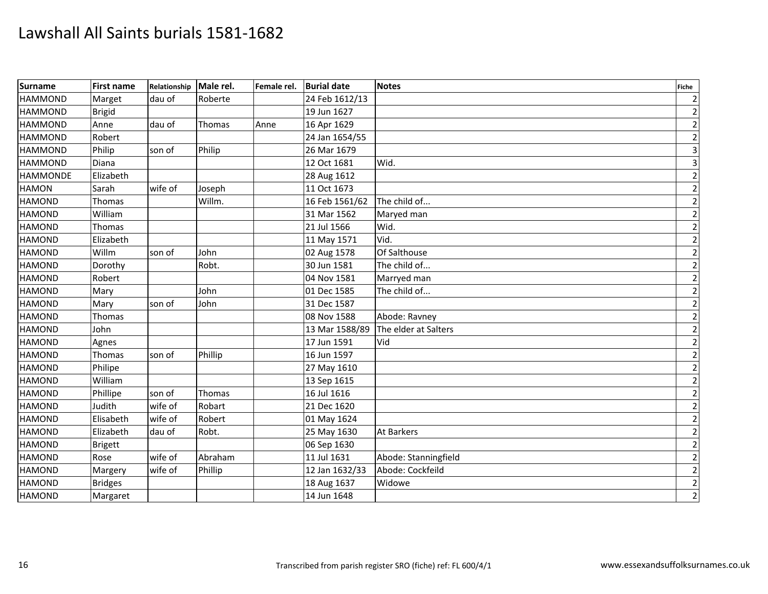# Lawshall All Saints burials 1581-1682

| Surname | First name | Relationship | Male rel. | Female rel. | Burial date | Notes | Fiche |
|---|---|---|---|---|---|---|---|
| HAMMOND | Marget | dau of | Roberte | | 24 Feb 1612/13 | | 2 |
| HAMMOND | Brigid | | | | 19 Jun 1627 | | 2 |
| HAMMOND | Anne | dau of | Thomas | Anne | 16 Apr 1629 | | 2 |
| HAMMOND | Robert | | | | 24 Jan 1654/55 | | 2 |
| HAMMOND | Philip | son of | Philip | | 26 Mar 1679 | | 3 |
| HAMMOND | Diana | | | | 12 Oct 1681 | Wid. | 3 |
| HAMMONDE | Elizabeth | | | | 28 Aug 1612 | | 2 |
| HAMON | Sarah | wife of | Joseph | | 11 Oct 1673 | | 2 |
| HAMOND | Thomas | | Willm. | | 16 Feb 1561/62 | The child of... | 2 |
| HAMOND | William | | | | 31 Mar 1562 | Maryed man | 2 |
| HAMOND | Thomas | | | | 21 Jul 1566 | Wid. | 2 |
| HAMOND | Elizabeth | | | | 11 May 1571 | Vid. | 2 |
| HAMOND | Willm | son of | John | | 02 Aug 1578 | Of Salthouse | 2 |
| HAMOND | Dorothy | | Robt. | | 30 Jun 1581 | The child of... | 2 |
| HAMOND | Robert | | | | 04 Nov 1581 | Marryed man | 2 |
| HAMOND | Mary | | John | | 01 Dec 1585 | The child of... | 2 |
| HAMOND | Mary | son of | John | | 31 Dec 1587 | | 2 |
| HAMOND | Thomas | | | | 08 Nov 1588 | Abode: Ravney | 2 |
| HAMOND | John | | | | 13 Mar 1588/89 | The elder at Salters | 2 |
| HAMOND | Agnes | | | | 17 Jun 1591 | Vid | 2 |
| HAMOND | Thomas | son of | Phillip | | 16 Jun 1597 | | 2 |
| HAMOND | Philipe | | | | 27 May 1610 | | 2 |
| HAMOND | William | | | | 13 Sep 1615 | | 2 |
| HAMOND | Phillipe | son of | Thomas | | 16 Jul 1616 | | 2 |
| HAMOND | Judith | wife of | Robart | | 21 Dec 1620 | | 2 |
| HAMOND | Elisabeth | wife of | Robert | | 01 May 1624 | | 2 |
| HAMOND | Elizabeth | dau of | Robt. | | 25 May 1630 | At Barkers | 2 |
| HAMOND | Brigett | | | | 06 Sep 1630 | | 2 |
| HAMOND | Rose | wife of | Abraham | | 11 Jul 1631 | Abode: Stanningfield | 2 |
| HAMOND | Margery | wife of | Phillip | | 12 Jan 1632/33 | Abode: Cockfeild | 2 |
| HAMOND | Bridges | | | | 18 Aug 1637 | Widowe | 2 |
| HAMOND | Margaret | | | | 14 Jun 1648 | | 2 |

Transcribed from parish register SRO (fiche) ref: FL 600/4/1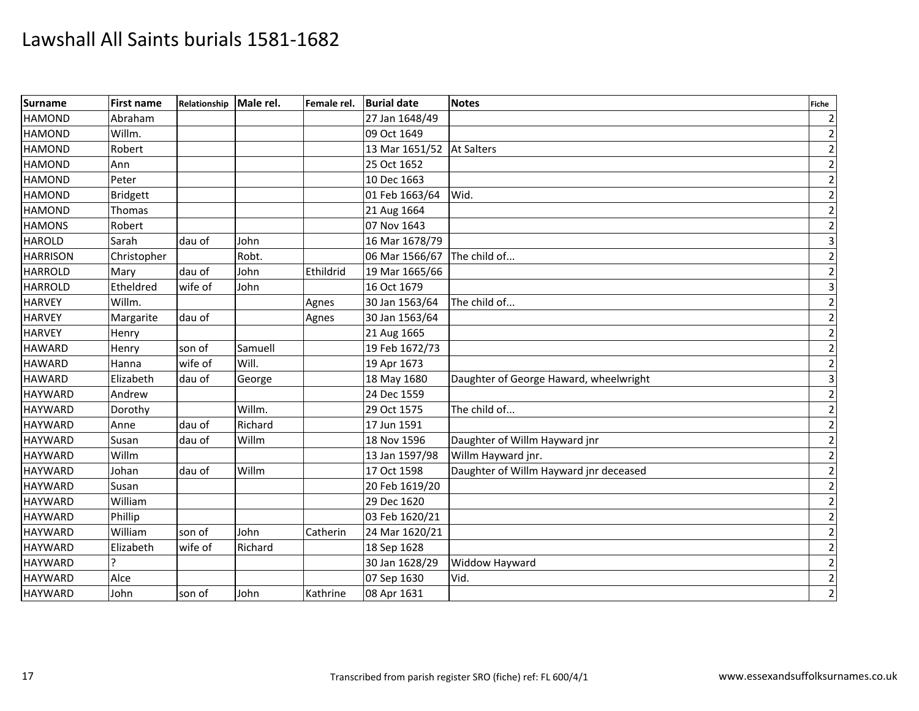# Lawshall All Saints burials 1581-1682

| Surname | First name | Relationship | Male rel. | Female rel. | Burial date | Notes | Fiche |
|---|---|---|---|---|---|---|---|
| HAMOND | Abraham | | | | 27 Jan 1648/49 | | 2 |
| HAMOND | Willm. | | | | 09 Oct 1649 | | 2 |
| HAMOND | Robert | | | | 13 Mar 1651/52 | At Salters | 2 |
| HAMOND | Ann | | | | 25 Oct 1652 | | 2 |
| HAMOND | Peter | | | | 10 Dec 1663 | | 2 |
| HAMOND | Bridgett | | | | 01 Feb 1663/64 | Wid. | 2 |
| HAMOND | Thomas | | | | 21 Aug 1664 | | 2 |
| HAMONS | Robert | | | | 07 Nov 1643 | | 2 |
| HAROLD | Sarah | dau of | John | | 16 Mar 1678/79 | | 3 |
| HARRISON | Christopher | | Robt. | | 06 Mar 1566/67 | The child of... | 2 |
| HARROLD | Mary | dau of | John | Ethildrid | 19 Mar 1665/66 | | 2 |
| HARROLD | Etheldred | wife of | John | | 16 Oct 1679 | | 3 |
| HARVEY | Willm. | | | Agnes | 30 Jan 1563/64 | The child of... | 2 |
| HARVEY | Margarite | dau of | | Agnes | 30 Jan 1563/64 | | 2 |
| HARVEY | Henry | | | | 21 Aug 1665 | | 2 |
| HAWARD | Henry | son of | Samuell | | 19 Feb 1672/73 | | 2 |
| HAWARD | Hanna | wife of | Will. | | 19 Apr 1673 | | 2 |
| HAWARD | Elizabeth | dau of | George | | 18 May 1680 | Daughter of George Haward, wheelwright | 3 |
| HAYWARD | Andrew | | | | 24 Dec 1559 | | 2 |
| HAYWARD | Dorothy | | Willm. | | 29 Oct 1575 | The child of... | 2 |
| HAYWARD | Anne | dau of | Richard | | 17 Jun 1591 | | 2 |
| HAYWARD | Susan | dau of | Willm | | 18 Nov 1596 | Daughter of Willm Hayward jnr | 2 |
| HAYWARD | Willm | | | | 13 Jan 1597/98 | Willm Hayward jnr. | 2 |
| HAYWARD | Johan | dau of | Willm | | 17 Oct 1598 | Daughter of Willm Hayward jnr deceased | 2 |
| HAYWARD | Susan | | | | 20 Feb 1619/20 | | 2 |
| HAYWARD | William | | | | 29 Dec 1620 | | 2 |
| HAYWARD | Phillip | | | | 03 Feb 1620/21 | | 2 |
| HAYWARD | William | son of | John | Catherin | 24 Mar 1620/21 | | 2 |
| HAYWARD | Elizabeth | wife of | Richard | | 18 Sep 1628 | | 2 |
| HAYWARD | ? | | | | 30 Jan 1628/29 | Widdow Hayward | 2 |
| HAYWARD | Alce | | | | 07 Sep 1630 | Vid. | 2 |
| HAYWARD | John | son of | John | Kathrine | 08 Apr 1631 | | 2 |

Transcribed from parish register SRO (fiche) ref: FL 600/4/1

www.essexandsuffolksurnames.co.uk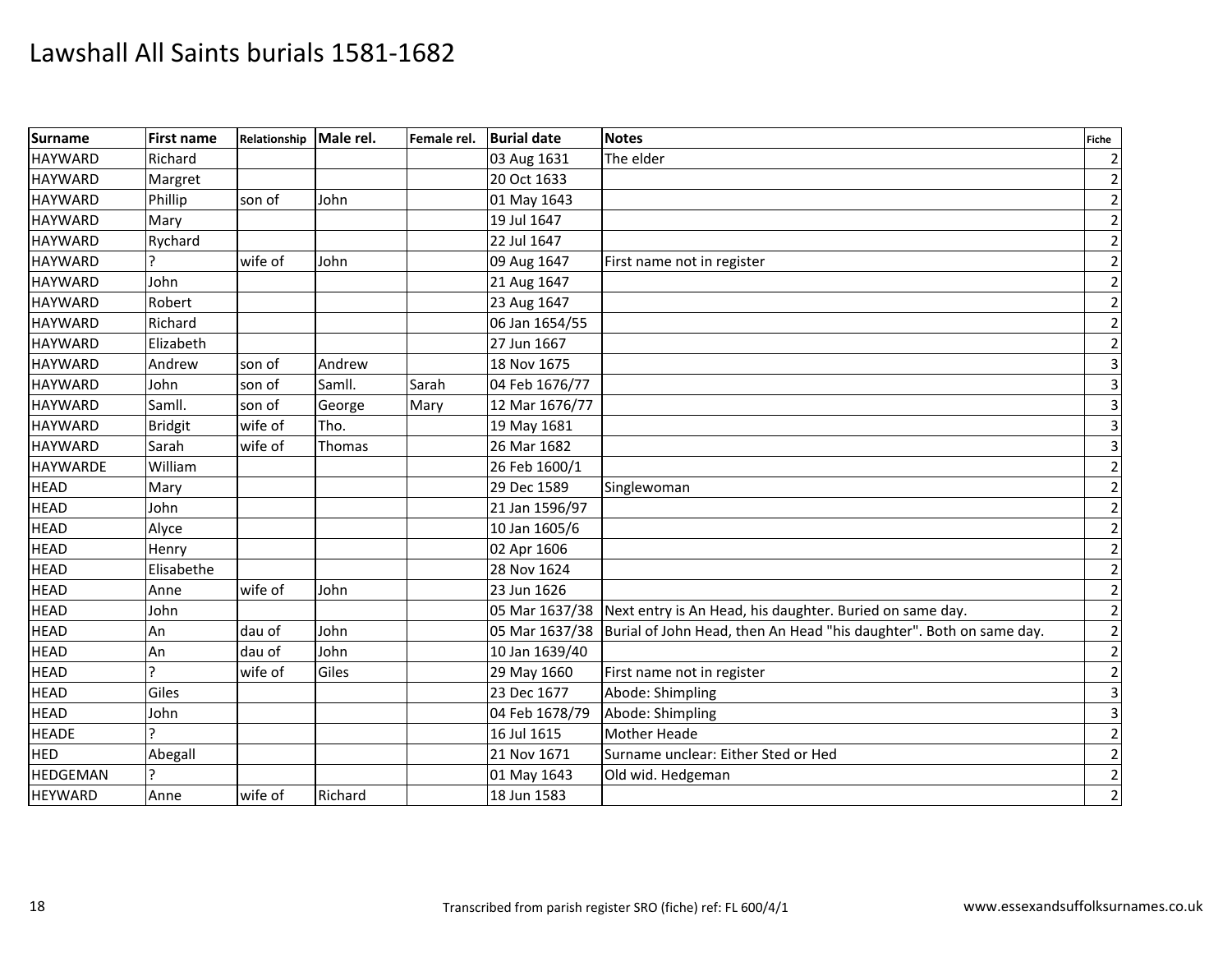# Lawshall All Saints burials 1581-1682

| Surname | First name | Relationship | Male rel. | Female rel. | Burial date | Notes | Fiche |
|---|---|---|---|---|---|---|---|
| HAYWARD | Richard | | | | 03 Aug 1631 | The elder | 2 |
| HAYWARD | Margret | | | | 20 Oct 1633 | | 2 |
| HAYWARD | Phillip | son of | John | | 01 May 1643 | | 2 |
| HAYWARD | Mary | | | | 19 Jul 1647 | | 2 |
| HAYWARD | Rychard | | | | 22 Jul 1647 | | 2 |
| HAYWARD | ? | wife of | John | | 09 Aug 1647 | First name not in register | 2 |
| HAYWARD | John | | | | 21 Aug 1647 | | 2 |
| HAYWARD | Robert | | | | 23 Aug 1647 | | 2 |
| HAYWARD | Richard | | | | 06 Jan 1654/55 | | 2 |
| HAYWARD | Elizabeth | | | | 27 Jun 1667 | | 2 |
| HAYWARD | Andrew | son of | Andrew | | 18 Nov 1675 | | 3 |
| HAYWARD | John | son of | Samll. | Sarah | 04 Feb 1676/77 | | 3 |
| HAYWARD | Samll. | son of | George | Mary | 12 Mar 1676/77 | | 3 |
| HAYWARD | Bridgit | wife of | Tho. | | 19 May 1681 | | 3 |
| HAYWARD | Sarah | wife of | Thomas | | 26 Mar 1682 | | 3 |
| HAYWARDE | William | | | | 26 Feb 1600/1 | | 2 |
| HEAD | Mary | | | | 29 Dec 1589 | Singlewoman | 2 |
| HEAD | John | | | | 21 Jan 1596/97 | | 2 |
| HEAD | Alyce | | | | 10 Jan 1605/6 | | 2 |
| HEAD | Henry | | | | 02 Apr 1606 | | 2 |
| HEAD | Elisabethe | | | | 28 Nov 1624 | | 2 |
| HEAD | Anne | wife of | John | | 23 Jun 1626 | | 2 |
| HEAD | John | | | | 05 Mar 1637/38 | Next entry is An Head, his daughter. Buried on same day. | 2 |
| HEAD | An | dau of | John | | 05 Mar 1637/38 | Burial of John Head, then An Head "his daughter". Both on same day. | 2 |
| HEAD | An | dau of | John | | 10 Jan 1639/40 | | 2 |
| HEAD | ? | wife of | Giles | | 29 May 1660 | First name not in register | 2 |
| HEAD | Giles | | | | 23 Dec 1677 | Abode: Shimpling | 3 |
| HEAD | John | | | | 04 Feb 1678/79 | Abode: Shimpling | 3 |
| HEADE | ? | | | | 16 Jul 1615 | Mother Heade | 2 |
| HED | Abegall | | | | 21 Nov 1671 | Surname unclear: Either Sted or Hed | 2 |
| HEDGEMAN | ? | | | | 01 May 1643 | Old wid. Hedgeman | 2 |
| HEYWARD | Anne | wife of | Richard | | 18 Jun 1583 | | 2 |

Transcribed from parish register SRO (fiche) ref: FL 600/4/1

www.essexandsuffolksurnames.co.uk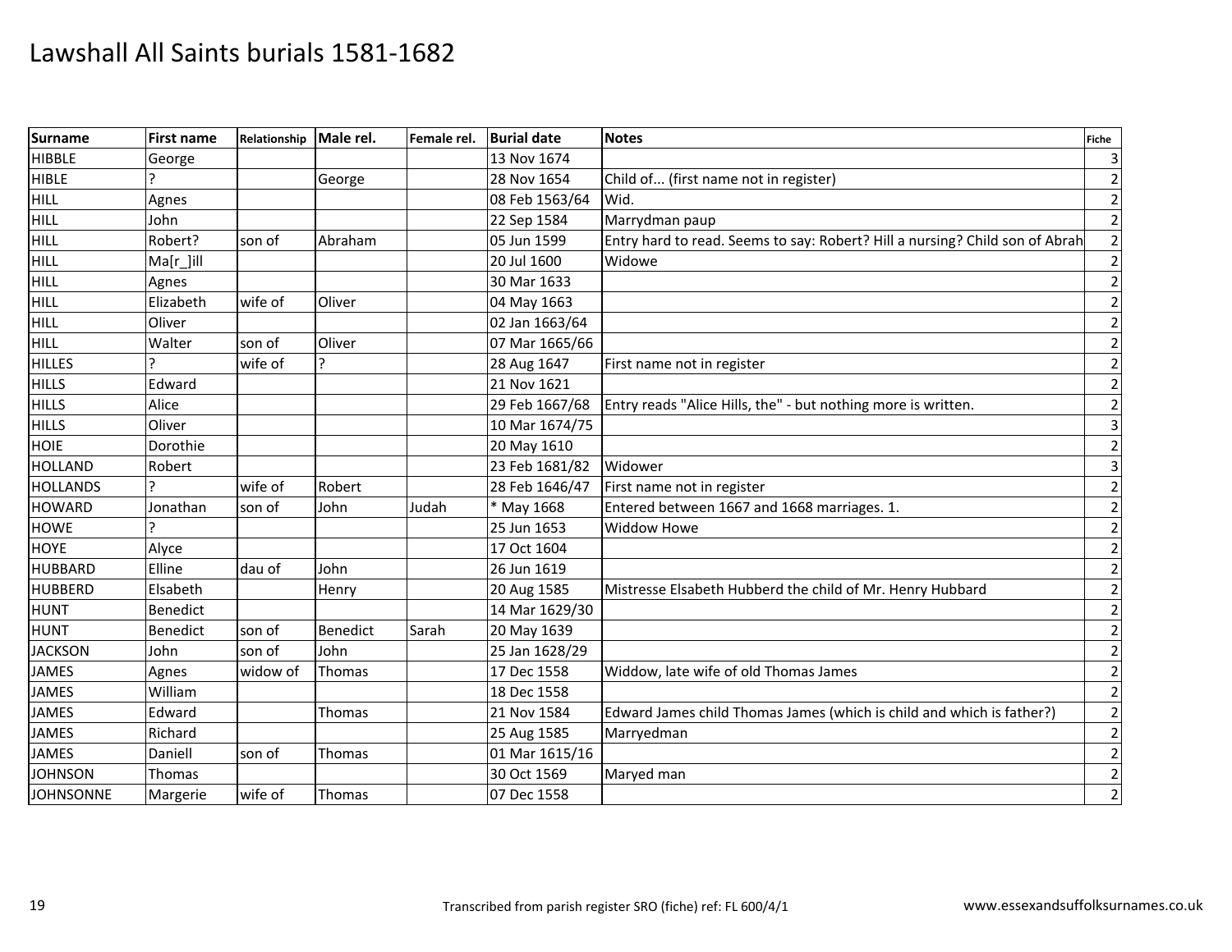# Lawshall All Saints burials 1581-1682

| Surname | First name | Relationship | Male rel. | Female rel. | Burial date | Notes | Fiche |
|---|---|---|---|---|---|---|---|
| HIBBLE | George | | | | 13 Nov 1674 | | 3 |
| HIBLE | ? | | George | | 28 Nov 1654 | Child of... (first name not in register) | 2 |
| HILL | Agnes | | | | 08 Feb 1563/64 | Wid. | 2 |
| HILL | John | | | | 22 Sep 1584 | Marrydman paup | 2 |
| HILL | Robert? | son of | Abraham | | 05 Jun 1599 | Entry hard to read. Seems to say: Robert? Hill a nursing? Child son of Abrah | 2 |
| HILL | Ma[r_]ill | | | | 20 Jul 1600 | Widowe | 2 |
| HILL | Agnes | | | | 30 Mar 1633 | | 2 |
| HILL | Elizabeth | wife of | Oliver | | 04 May 1663 | | 2 |
| HILL | Oliver | | | | 02 Jan 1663/64 | | 2 |
| HILL | Walter | son of | Oliver | | 07 Mar 1665/66 | | 2 |
| HILLES | ? | wife of | ? | | 28 Aug 1647 | First name not in register | 2 |
| HILLS | Edward | | | | 21 Nov 1621 | | 2 |
| HILLS | Alice | | | | 29 Feb 1667/68 | Entry reads "Alice Hills, the" - but nothing more is written. | 2 |
| HILLS | Oliver | | | | 10 Mar 1674/75 | | 3 |
| HOIE | Dorothie | | | | 20 May 1610 | | 2 |
| HOLLAND | Robert | | | | 23 Feb 1681/82 | Widower | 3 |
| HOLLANDS | ? | wife of | Robert | | 28 Feb 1646/47 | First name not in register | 2 |
| HOWARD | Jonathan | son of | John | Judah | * May 1668 | Entered between 1667 and 1668 marriages. 1. | 2 |
| HOWE | ? | | | | 25 Jun 1653 | Widdow Howe | 2 |
| HOYE | Alyce | | | | 17 Oct 1604 | | 2 |
| HUBBARD | Elline | dau of | John | | 26 Jun 1619 | | 2 |
| HUBBERD | Elsabeth | | Henry | | 20 Aug 1585 | Mistresse Elsabeth Hubberd the child of Mr. Henry Hubbard | 2 |
| HUNT | Benedict | | | | 14 Mar 1629/30 | | 2 |
| HUNT | Benedict | son of | Benedict | Sarah | 20 May 1639 | | 2 |
| JACKSON | John | son of | John | | 25 Jan 1628/29 | | 2 |
| JAMES | Agnes | widow of | Thomas | | 17 Dec 1558 | Widdow, late wife of old Thomas James | 2 |
| JAMES | William | | | | 18 Dec 1558 | | 2 |
| JAMES | Edward | | Thomas | | 21 Nov 1584 | Edward James child Thomas James (which is child and which is father?) | 2 |
| JAMES | Richard | | | | 25 Aug 1585 | Marryedman | 2 |
| JAMES | Daniell | son of | Thomas | | 01 Mar 1615/16 | | 2 |
| JOHNSON | Thomas | | | | 30 Oct 1569 | Maryed man | 2 |
| JOHNSONNE | Margerie | wife of | Thomas | | 07 Dec 1558 | | 2 |

Transcribed from parish register SRO (fiche) ref: FL 600/4/1

www.essexandsuffolksurnames.co.uk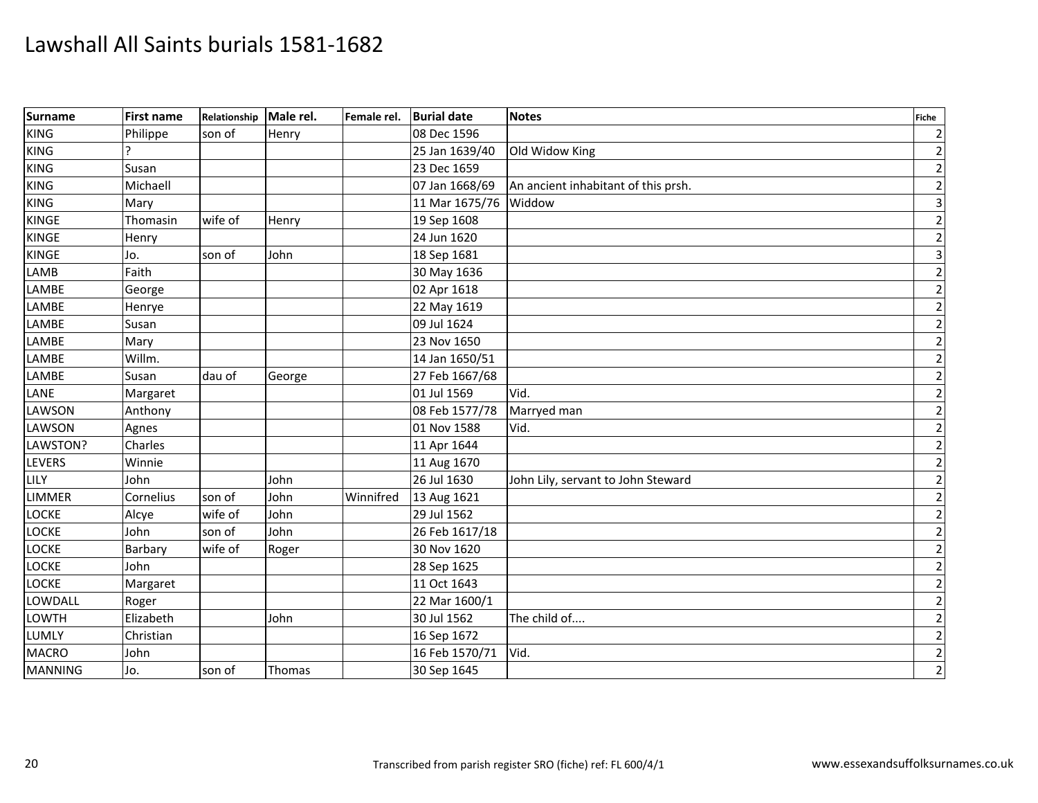# Lawshall All Saints burials 1581-1682

| Surname | First name | Relationship | Male rel. | Female rel. | Burial date | Notes | Fiche |
|---|---|---|---|---|---|---|---|
| KING | Philippe | son of | Henry | | 08 Dec 1596 | | 2 |
| KING | ? | | | | 25 Jan 1639/40 | Old Widow King | 2 |
| KING | Susan | | | | 23 Dec 1659 | | 2 |
| KING | Michaell | | | | 07 Jan 1668/69 | An ancient inhabitant of this prsh. | 2 |
| KING | Mary | | | | 11 Mar 1675/76 | Widdow | 3 |
| KINGE | Thomasin | wife of | Henry | | 19 Sep 1608 | | 2 |
| KINGE | Henry | | | | 24 Jun 1620 | | 2 |
| KINGE | Jo. | son of | John | | 18 Sep 1681 | | 3 |
| LAMB | Faith | | | | 30 May 1636 | | 2 |
| LAMBE | George | | | | 02 Apr 1618 | | 2 |
| LAMBE | Henrye | | | | 22 May 1619 | | 2 |
| LAMBE | Susan | | | | 09 Jul 1624 | | 2 |
| LAMBE | Mary | | | | 23 Nov 1650 | | 2 |
| LAMBE | Willm. | | | | 14 Jan 1650/51 | | 2 |
| LAMBE | Susan | dau of | George | | 27 Feb 1667/68 | | 2 |
| LANE | Margaret | | | | 01 Jul 1569 | Vid. | 2 |
| LAWSON | Anthony | | | | 08 Feb 1577/78 | Marryed man | 2 |
| LAWSON | Agnes | | | | 01 Nov 1588 | Vid. | 2 |
| LAWSTON? | Charles | | | | 11 Apr 1644 | | 2 |
| LEVERS | Winnie | | | | 11 Aug 1670 | | 2 |
| LILY | John | | John | | 26 Jul 1630 | John Lily, servant to John Steward | 2 |
| LIMMER | Cornelius | son of | John | Winnifred | 13 Aug 1621 | | 2 |
| LOCKE | Alcye | wife of | John | | 29 Jul 1562 | | 2 |
| LOCKE | John | son of | John | | 26 Feb 1617/18 | | 2 |
| LOCKE | Barbary | wife of | Roger | | 30 Nov 1620 | | 2 |
| LOCKE | John | | | | 28 Sep 1625 | | 2 |
| LOCKE | Margaret | | | | 11 Oct 1643 | | 2 |
| LOWDALL | Roger | | | | 22 Mar 1600/1 | | 2 |
| LOWTH | Elizabeth | | John | | 30 Jul 1562 | The child of.... | 2 |
| LUMLY | Christian | | | | 16 Sep 1672 | | 2 |
| MACRO | John | | | | 16 Feb 1570/71 | Vid. | 2 |
| MANNING | Jo. | son of | Thomas | | 30 Sep 1645 | | 2 |

Transcribed from parish register SRO (fiche) ref: FL 600/4/1

www.essexandsuffolksurnames.co.uk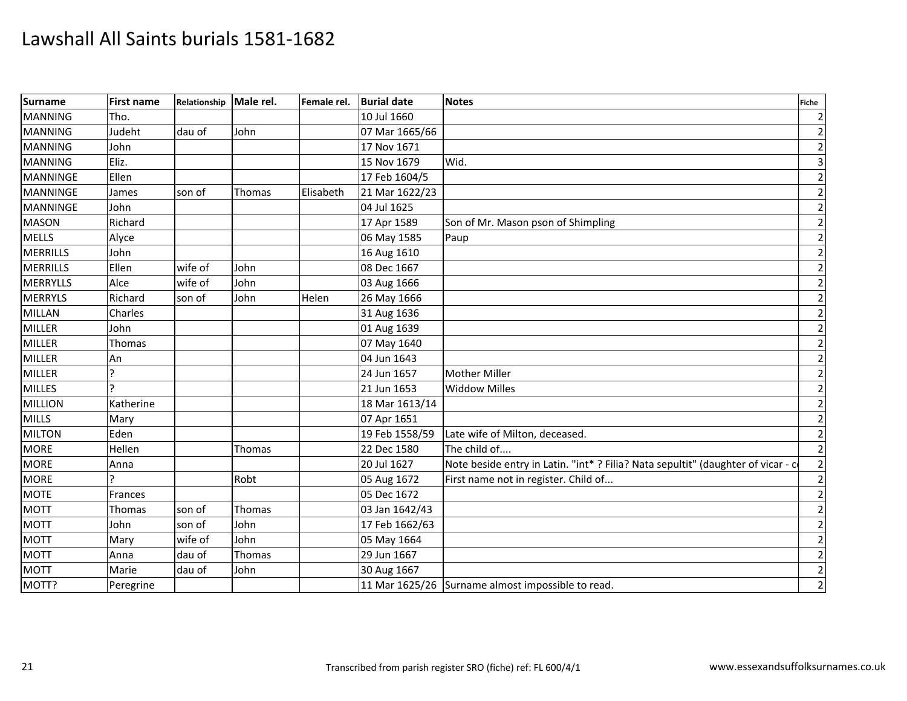# Lawshall All Saints burials 1581-1682

| Surname | First name | Relationship | Male rel. | Female rel. | Burial date | Notes | Fiche |
|---|---|---|---|---|---|---|---|
| MANNING | Tho. | | | | 10 Jul 1660 | | 2 |
| MANNING | Judeht | dau of | John | | 07 Mar 1665/66 | | 2 |
| MANNING | John | | | | 17 Nov 1671 | | 2 |
| MANNING | Eliz. | | | | 15 Nov 1679 | Wid. | 3 |
| MANNINGE | Ellen | | | | 17 Feb 1604/5 | | 2 |
| MANNINGE | James | son of | Thomas | Elisabeth | 21 Mar 1622/23 | | 2 |
| MANNINGE | John | | | | 04 Jul 1625 | | 2 |
| MASON | Richard | | | | 17 Apr 1589 | Son of Mr. Mason pson of Shimpling | 2 |
| MELLS | Alyce | | | | 06 May 1585 | Paup | 2 |
| MERRILLS | John | | | | 16 Aug 1610 | | 2 |
| MERRILLS | Ellen | wife of | John | | 08 Dec 1667 | | 2 |
| MERRYLLS | Alce | wife of | John | | 03 Aug 1666 | | 2 |
| MERRYLS | Richard | son of | John | Helen | 26 May 1666 | | 2 |
| MILLAN | Charles | | | | 31 Aug 1636 | | 2 |
| MILLER | John | | | | 01 Aug 1639 | | 2 |
| MILLER | Thomas | | | | 07 May 1640 | | 2 |
| MILLER | An | | | | 04 Jun 1643 | | 2 |
| MILLER | ? | | | | 24 Jun 1657 | Mother Miller | 2 |
| MILLES | ? | | | | 21 Jun 1653 | Widdow Milles | 2 |
| MILLION | Katherine | | | | 18 Mar 1613/14 | | 2 |
| MILLS | Mary | | | | 07 Apr 1651 | | 2 |
| MILTON | Eden | | | | 19 Feb 1558/59 | Late wife of Milton, deceased. | 2 |
| MORE | Hellen | | Thomas | | 22 Dec 1580 | The child of.... | 2 |
| MORE | Anna | | | | 20 Jul 1627 | Note beside entry in Latin. "int* ? Filia? Nata sepultit" (daughter of vicar - c | 2 |
| MORE | ? | | Robt | | 05 Aug 1672 | First name not in register. Child of... | 2 |
| MOTE | Frances | | | | 05 Dec 1672 | | 2 |
| MOTT | Thomas | son of | Thomas | | 03 Jan 1642/43 | | 2 |
| MOTT | John | son of | John | | 17 Feb 1662/63 | | 2 |
| MOTT | Mary | wife of | John | | 05 May 1664 | | 2 |
| MOTT | Anna | dau of | Thomas | | 29 Jun 1667 | | 2 |
| MOTT | Marie | dau of | John | | 30 Aug 1667 | | 2 |
| MOTT? | Peregrine | | | | 11 Mar 1625/26 | Surname almost impossible to read. | 2 |

Transcribed from parish register SRO (fiche) ref: FL 600/4/1

www.essexandsuffolksurnames.co.uk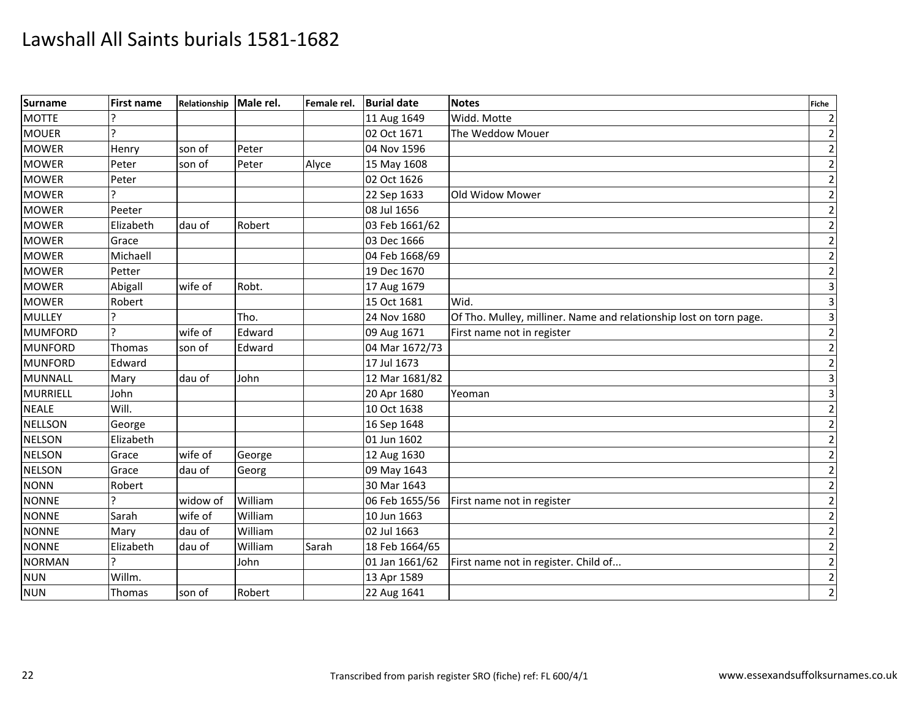# Lawshall All Saints burials 1581-1682

| Surname | First name | Relationship | Male rel. | Female rel. | Burial date | Notes | Fiche |
|---|---|---|---|---|---|---|---|
| MOTTE | ? | | | | 11 Aug 1649 | Widd. Motte | 2 |
| MOUER | ? | | | | 02 Oct 1671 | The Weddow Mouer | 2 |
| MOWER | Henry | son of | Peter | | 04 Nov 1596 | | 2 |
| MOWER | Peter | son of | Peter | Alyce | 15 May 1608 | | 2 |
| MOWER | Peter | | | | 02 Oct 1626 | | 2 |
| MOWER | ? | | | | 22 Sep 1633 | Old Widow Mower | 2 |
| MOWER | Peeter | | | | 08 Jul 1656 | | 2 |
| MOWER | Elizabeth | dau of | Robert | | 03 Feb 1661/62 | | 2 |
| MOWER | Grace | | | | 03 Dec 1666 | | 2 |
| MOWER | Michaell | | | | 04 Feb 1668/69 | | 2 |
| MOWER | Petter | | | | 19 Dec 1670 | | 2 |
| MOWER | Abigall | wife of | Robt. | | 17 Aug 1679 | | 3 |
| MOWER | Robert | | | | 15 Oct 1681 | Wid. | 3 |
| MULLEY | ? | | Tho. | | 24 Nov 1680 | Of Tho. Mulley, milliner. Name and relationship lost on torn page. | 3 |
| MUMFORD | ? | wife of | Edward | | 09 Aug 1671 | First name not in register | 2 |
| MUNFORD | Thomas | son of | Edward | | 04 Mar 1672/73 | | 2 |
| MUNFORD | Edward | | | | 17 Jul 1673 | | 2 |
| MUNNALL | Mary | dau of | John | | 12 Mar 1681/82 | | 3 |
| MURRIELL | John | | | | 20 Apr 1680 | Yeoman | 3 |
| NEALE | Will. | | | | 10 Oct 1638 | | 2 |
| NELLSON | George | | | | 16 Sep 1648 | | 2 |
| NELSON | Elizabeth | | | | 01 Jun 1602 | | 2 |
| NELSON | Grace | wife of | George | | 12 Aug 1630 | | 2 |
| NELSON | Grace | dau of | Georg | | 09 May 1643 | | 2 |
| NONN | Robert | | | | 30 Mar 1643 | | 2 |
| NONNE | ? | widow of | William | | 06 Feb 1655/56 | First name not in register | 2 |
| NONNE | Sarah | wife of | William | | 10 Jun 1663 | | 2 |
| NONNE | Mary | dau of | William | | 02 Jul 1663 | | 2 |
| NONNE | Elizabeth | dau of | William | Sarah | 18 Feb 1664/65 | | 2 |
| NORMAN | ? | | John | | 01 Jan 1661/62 | First name not in register. Child of... | 2 |
| NUN | Willm. | | | | 13 Apr 1589 | | 2 |
| NUN | Thomas | son of | Robert | | 22 Aug 1641 | | 2 |

Transcribed from parish register SRO (fiche) ref: FL 600/4/1 www.essexandsuffolksurnames.co.uk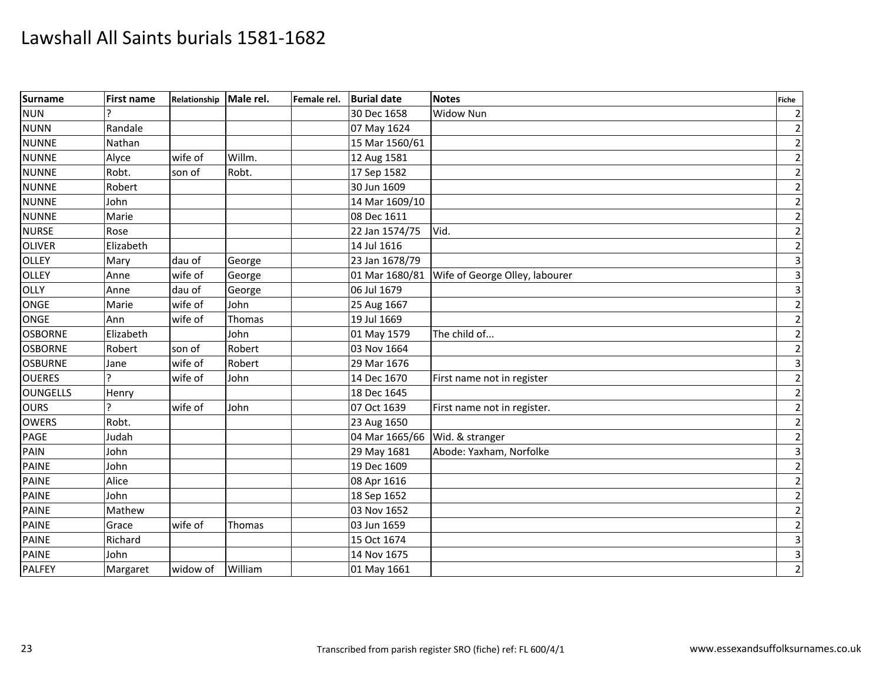# Lawshall All Saints burials 1581-1682

| Surname | First name | Relationship | Male rel. | Female rel. | Burial date | Notes | Fiche |
|---|---|---|---|---|---|---|---|
| NUN | ? | | | | 30 Dec 1658 | Widow Nun | 2 |
| NUNN | Randale | | | | 07 May 1624 | | 2 |
| NUNNE | Nathan | | | | 15 Mar 1560/61 | | 2 |
| NUNNE | Alyce | wife of | Willm. | | 12 Aug 1581 | | 2 |
| NUNNE | Robt. | son of | Robt. | | 17 Sep 1582 | | 2 |
| NUNNE | Robert | | | | 30 Jun 1609 | | 2 |
| NUNNE | John | | | | 14 Mar 1609/10 | | 2 |
| NUNNE | Marie | | | | 08 Dec 1611 | | 2 |
| NURSE | Rose | | | | 22 Jan 1574/75 | Vid. | 2 |
| OLIVER | Elizabeth | | | | 14 Jul 1616 | | 2 |
| OLLEY | Mary | dau of | George | | 23 Jan 1678/79 | | 3 |
| OLLEY | Anne | wife of | George | | 01 Mar 1680/81 | Wife of George Olley, labourer | 3 |
| OLLY | Anne | dau of | George | | 06 Jul 1679 | | 3 |
| ONGE | Marie | wife of | John | | 25 Aug 1667 | | 2 |
| ONGE | Ann | wife of | Thomas | | 19 Jul 1669 | | 2 |
| OSBORNE | Elizabeth | | John | | 01 May 1579 | The child of... | 2 |
| OSBORNE | Robert | son of | Robert | | 03 Nov 1664 | | 2 |
| OSBURNE | Jane | wife of | Robert | | 29 Mar 1676 | | 3 |
| OUERES | ? | wife of | John | | 14 Dec 1670 | First name not in register | 2 |
| OUNGELLS | Henry | | | | 18 Dec 1645 | | 2 |
| OURS | ? | wife of | John | | 07 Oct 1639 | First name not in register. | 2 |
| OWERS | Robt. | | | | 23 Aug 1650 | | 2 |
| PAGE | Judah | | | | 04 Mar 1665/66 | Wid. & stranger | 2 |
| PAIN | John | | | | 29 May 1681 | Abode: Yaxham, Norfolke | 3 |
| PAINE | John | | | | 19 Dec 1609 | | 2 |
| PAINE | Alice | | | | 08 Apr 1616 | | 2 |
| PAINE | John | | | | 18 Sep 1652 | | 2 |
| PAINE | Mathew | | | | 03 Nov 1652 | | 2 |
| PAINE | Grace | wife of | Thomas | | 03 Jun 1659 | | 2 |
| PAINE | Richard | | | | 15 Oct 1674 | | 3 |
| PAINE | John | | | | 14 Nov 1675 | | 3 |
| PALFEY | Margaret | widow of | William | | 01 May 1661 | | 2 |

Transcribed from parish register SRO (fiche) ref: FL 600/4/1

www.essexandsuffolksurnames.co.uk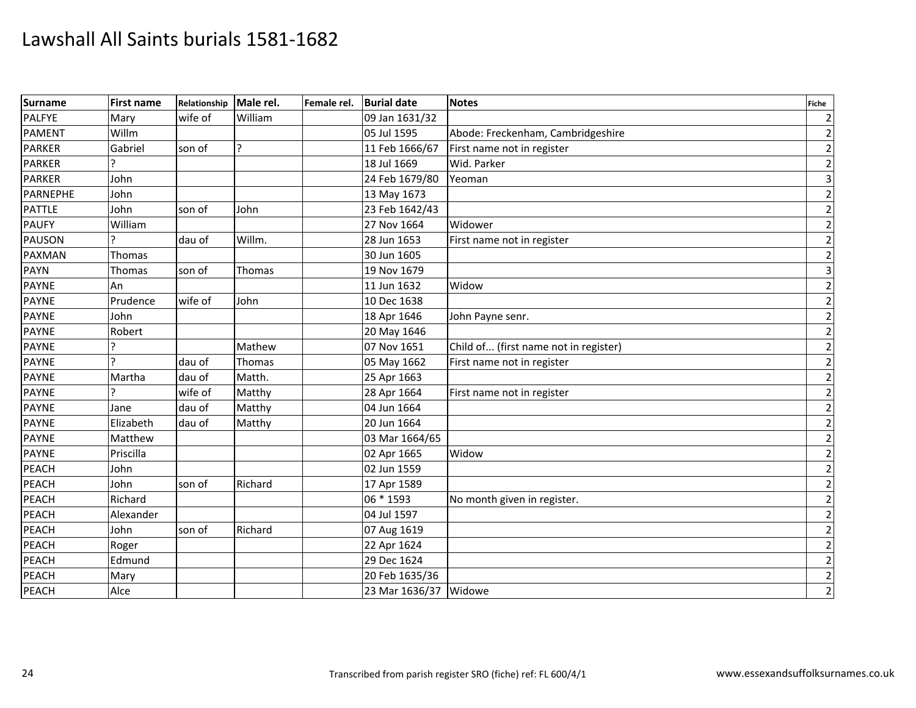# Lawshall All Saints burials 1581-1682

| Surname | First name | Relationship | Male rel. | Female rel. | Burial date | Notes | Fiche |
|---|---|---|---|---|---|---|---|
| PALFYE | Mary | wife of | William | | 09 Jan 1631/32 | | 2 |
| PAMENT | Willm | | | | 05 Jul 1595 | Abode: Freckenham, Cambridgeshire | 2 |
| PARKER | Gabriel | son of | ? | | 11 Feb 1666/67 | First name not in register | 2 |
| PARKER | ? | | | | 18 Jul 1669 | Wid. Parker | 2 |
| PARKER | John | | | | 24 Feb 1679/80 | Yeoman | 3 |
| PARNEPHE | John | | | | 13 May 1673 | | 2 |
| PATTLE | John | son of | John | | 23 Feb 1642/43 | | 2 |
| PAUFY | William | | | | 27 Nov 1664 | Widower | 2 |
| PAUSON | ? | dau of | Willm. | | 28 Jun 1653 | First name not in register | 2 |
| PAXMAN | Thomas | | | | 30 Jun 1605 | | 2 |
| PAYN | Thomas | son of | Thomas | | 19 Nov 1679 | | 3 |
| PAYNE | An | | | | 11 Jun 1632 | Widow | 2 |
| PAYNE | Prudence | wife of | John | | 10 Dec 1638 | | 2 |
| PAYNE | John | | | | 18 Apr 1646 | John Payne senr. | 2 |
| PAYNE | Robert | | | | 20 May 1646 | | 2 |
| PAYNE | ? | | Mathew | | 07 Nov 1651 | Child of... (first name not in register) | 2 |
| PAYNE | ? | dau of | Thomas | | 05 May 1662 | First name not in register | 2 |
| PAYNE | Martha | dau of | Matth. | | 25 Apr 1663 | | 2 |
| PAYNE | ? | wife of | Matthy | | 28 Apr 1664 | First name not in register | 2 |
| PAYNE | Jane | dau of | Matthy | | 04 Jun 1664 | | 2 |
| PAYNE | Elizabeth | dau of | Matthy | | 20 Jun 1664 | | 2 |
| PAYNE | Matthew | | | | 03 Mar 1664/65 | | 2 |
| PAYNE | Priscilla | | | | 02 Apr 1665 | Widow | 2 |
| PEACH | John | | | | 02 Jun 1559 | | 2 |
| PEACH | John | son of | Richard | | 17 Apr 1589 | | 2 |
| PEACH | Richard | | | | 06 * 1593 | No month given in register. | 2 |
| PEACH | Alexander | | | | 04 Jul 1597 | | 2 |
| PEACH | John | son of | Richard | | 07 Aug 1619 | | 2 |
| PEACH | Roger | | | | 22 Apr 1624 | | 2 |
| PEACH | Edmund | | | | 29 Dec 1624 | | 2 |
| PEACH | Mary | | | | 20 Feb 1635/36 | | 2 |
| PEACH | Alce | | | | 23 Mar 1636/37 | Widowe | 2 |

Transcribed from parish register SRO (fiche) ref: FL 600/4/1

www.essexandsuffolksurnames.co.uk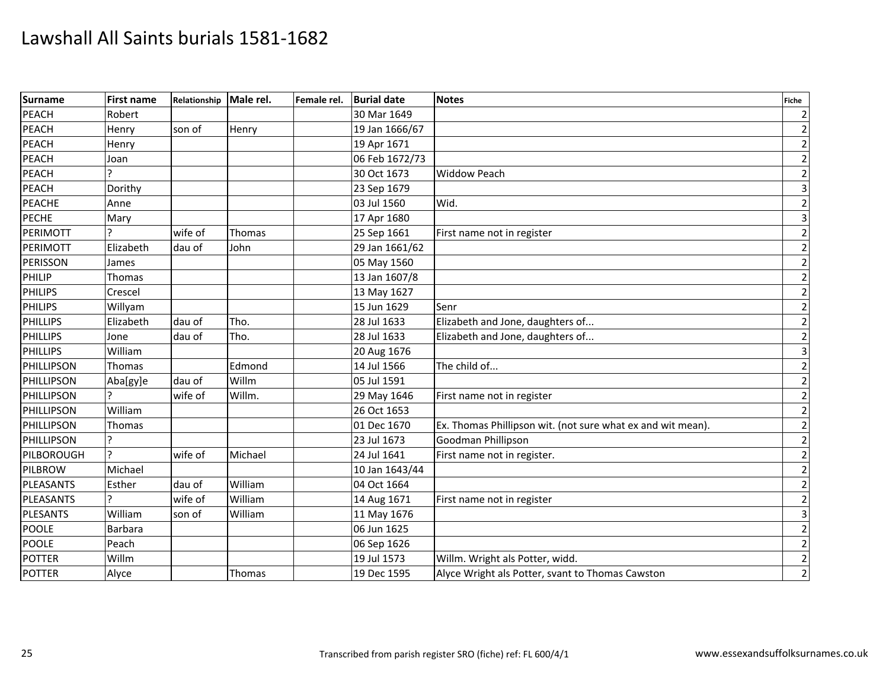# Lawshall All Saints burials 1581-1682

| Surname | First name | Relationship | Male rel. | Female rel. | Burial date | Notes | Fiche |
|---|---|---|---|---|---|---|---|
| PEACH | Robert | | | | 30 Mar 1649 | | 2 |
| PEACH | Henry | son of | Henry | | 19 Jan 1666/67 | | 2 |
| PEACH | Henry | | | | 19 Apr 1671 | | 2 |
| PEACH | Joan | | | | 06 Feb 1672/73 | | 2 |
| PEACH | ? | | | | 30 Oct 1673 | Widdow Peach | 2 |
| PEACH | Dorithy | | | | 23 Sep 1679 | | 3 |
| PEACHE | Anne | | | | 03 Jul 1560 | Wid. | 2 |
| PECHE | Mary | | | | 17 Apr 1680 | | 3 |
| PERIMOTT | ? | wife of | Thomas | | 25 Sep 1661 | First name not in register | 2 |
| PERIMOTT | Elizabeth | dau of | John | | 29 Jan 1661/62 | | 2 |
| PERISSON | James | | | | 05 May 1560 | | 2 |
| PHILIP | Thomas | | | | 13 Jan 1607/8 | | 2 |
| PHILIPS | Crescel | | | | 13 May 1627 | | 2 |
| PHILIPS | Willyam | | | | 15 Jun 1629 | Senr | 2 |
| PHILLIPS | Elizabeth | dau of | Tho. | | 28 Jul 1633 | Elizabeth and Jone, daughters of... | 2 |
| PHILLIPS | Jone | dau of | Tho. | | 28 Jul 1633 | Elizabeth and Jone, daughters of... | 2 |
| PHILLIPS | William | | | | 20 Aug 1676 | | 3 |
| PHILLIPSON | Thomas | | Edmond | | 14 Jul 1566 | The child of... | 2 |
| PHILLIPSON | Aba[gy]e | dau of | Willm | | 05 Jul 1591 | | 2 |
| PHILLIPSON | ? | wife of | Willm. | | 29 May 1646 | First name not in register | 2 |
| PHILLIPSON | William | | | | 26 Oct 1653 | | 2 |
| PHILLIPSON | Thomas | | | | 01 Dec 1670 | Ex. Thomas Phillipson wit. (not sure what ex and wit mean). | 2 |
| PHILLIPSON | ? | | | | 23 Jul 1673 | Goodman Phillipson | 2 |
| PILBOROUGH | ? | wife of | Michael | | 24 Jul 1641 | First name not in register. | 2 |
| PILBROW | Michael | | | | 10 Jan 1643/44 | | 2 |
| PLEASANTS | Esther | dau of | William | | 04 Oct 1664 | | 2 |
| PLEASANTS | ? | wife of | William | | 14 Aug 1671 | First name not in register | 2 |
| PLESANTS | William | son of | William | | 11 May 1676 | | 3 |
| POOLE | Barbara | | | | 06 Jun 1625 | | 2 |
| POOLE | Peach | | | | 06 Sep 1626 | | 2 |
| POTTER | Willm | | | | 19 Jul 1573 | Willm. Wright als Potter, widd. | 2 |
| POTTER | Alyce | | Thomas | | 19 Dec 1595 | Alyce Wright als Potter, svant to Thomas Cawston | 2 |

Transcribed from parish register SRO (fiche) ref: FL 600/4/1

www.essexandsuffolksurnames.co.uk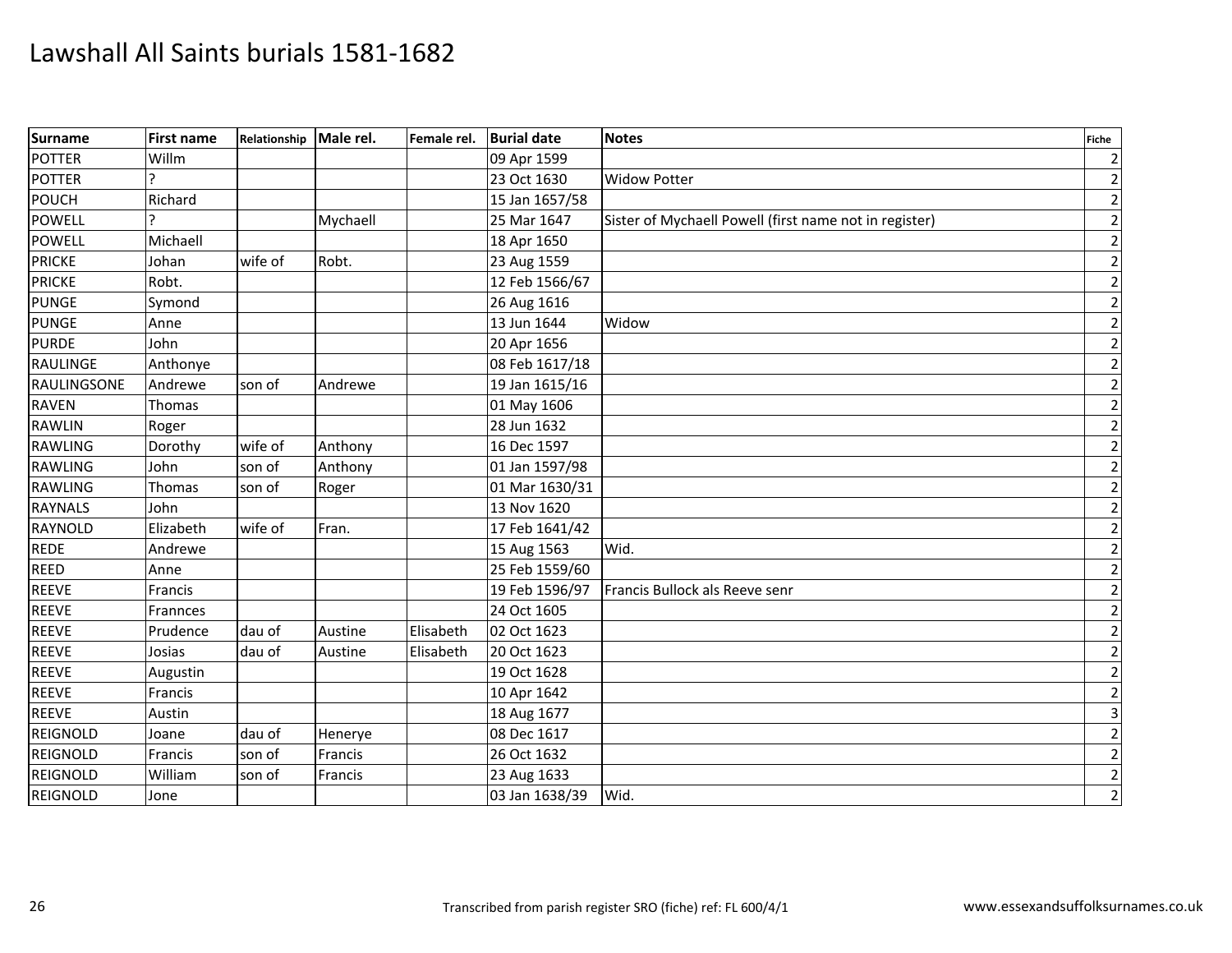# Lawshall All Saints burials 1581-1682

| Surname | First name | Relationship | Male rel. | Female rel. | Burial date | Notes | Fiche |
|---|---|---|---|---|---|---|---|
| POTTER | Willm | | | | 09 Apr 1599 | | 2 |
| POTTER | ? | | | | 23 Oct 1630 | Widow Potter | 2 |
| POUCH | Richard | | | | 15 Jan 1657/58 | | 2 |
| POWELL | ? | | Mychaell | | 25 Mar 1647 | Sister of Mychaell Powell (first name not in register) | 2 |
| POWELL | Michaell | | | | 18 Apr 1650 | | 2 |
| PRICKE | Johan | wife of | Robt. | | 23 Aug 1559 | | 2 |
| PRICKE | Robt. | | | | 12 Feb 1566/67 | | 2 |
| PUNGE | Symond | | | | 26 Aug 1616 | | 2 |
| PUNGE | Anne | | | | 13 Jun 1644 | Widow | 2 |
| PURDE | John | | | | 20 Apr 1656 | | 2 |
| RAULINGE | Anthonye | | | | 08 Feb 1617/18 | | 2 |
| RAULINGSONE | Andrewe | son of | Andrewe | | 19 Jan 1615/16 | | 2 |
| RAVEN | Thomas | | | | 01 May 1606 | | 2 |
| RAWLIN | Roger | | | | 28 Jun 1632 | | 2 |
| RAWLING | Dorothy | wife of | Anthony | | 16 Dec 1597 | | 2 |
| RAWLING | John | son of | Anthony | | 01 Jan 1597/98 | | 2 |
| RAWLING | Thomas | son of | Roger | | 01 Mar 1630/31 | | 2 |
| RAYNALS | John | | | | 13 Nov 1620 | | 2 |
| RAYNOLD | Elizabeth | wife of | Fran. | | 17 Feb 1641/42 | | 2 |
| REDE | Andrewe | | | | 15 Aug 1563 | Wid. | 2 |
| REED | Anne | | | | 25 Feb 1559/60 | | 2 |
| REEVE | Francis | | | | 19 Feb 1596/97 | Francis Bullock als Reeve senr | 2 |
| REEVE | Frannces | | | | 24 Oct 1605 | | 2 |
| REEVE | Prudence | dau of | Austine | Elisabeth | 02 Oct 1623 | | 2 |
| REEVE | Josias | dau of | Austine | Elisabeth | 20 Oct 1623 | | 2 |
| REEVE | Augustin | | | | 19 Oct 1628 | | 2 |
| REEVE | Francis | | | | 10 Apr 1642 | | 2 |
| REEVE | Austin | | | | 18 Aug 1677 | | 3 |
| REIGNOLD | Joane | dau of | Henerye | | 08 Dec 1617 | | 2 |
| REIGNOLD | Francis | son of | Francis | | 26 Oct 1632 | | 2 |
| REIGNOLD | William | son of | Francis | | 23 Aug 1633 | | 2 |
| REIGNOLD | Jone | | | | 03 Jan 1638/39 | Wid. | 2 |

Transcribed from parish register SRO (fiche) ref: FL 600/4/1

www.essexandsuffolksurnames.co.uk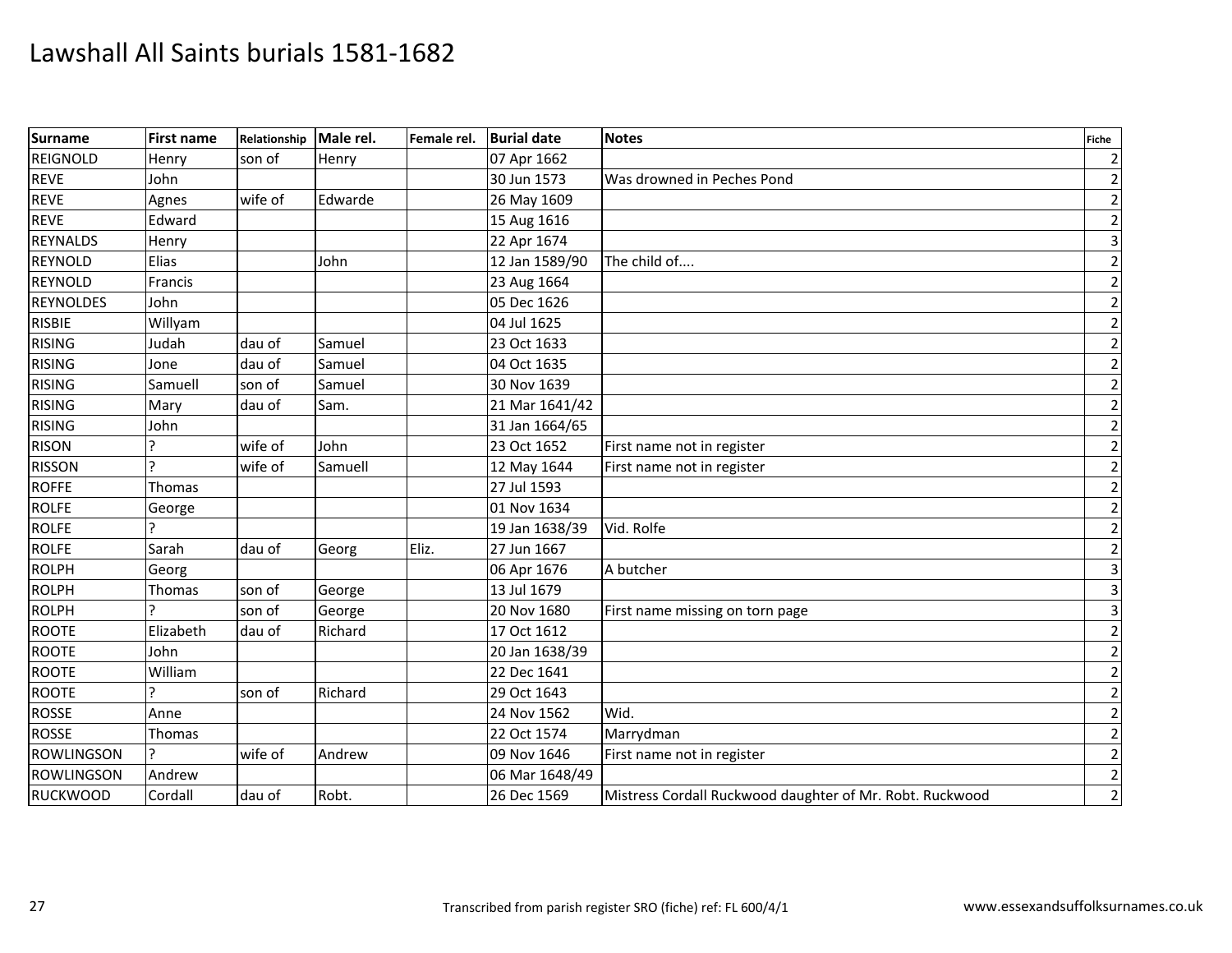# Lawshall All Saints burials 1581-1682

| Surname | First name | Relationship | Male rel. | Female rel. | Burial date | Notes | Fiche |
|---|---|---|---|---|---|---|---|
| REIGNOLD | Henry | son of | Henry | | 07 Apr 1662 | | 2 |
| REVE | John | | | | 30 Jun 1573 | Was drowned in Peches Pond | 2 |
| REVE | Agnes | wife of | Edwarde | | 26 May 1609 | | 2 |
| REVE | Edward | | | | 15 Aug 1616 | | 2 |
| REYNALDS | Henry | | | | 22 Apr 1674 | | 3 |
| REYNOLD | Elias | | John | | 12 Jan 1589/90 | The child of.... | 2 |
| REYNOLD | Francis | | | | 23 Aug 1664 | | 2 |
| REYNOLDES | John | | | | 05 Dec 1626 | | 2 |
| RISBIE | Willyam | | | | 04 Jul 1625 | | 2 |
| RISING | Judah | dau of | Samuel | | 23 Oct 1633 | | 2 |
| RISING | Jone | dau of | Samuel | | 04 Oct 1635 | | 2 |
| RISING | Samuell | son of | Samuel | | 30 Nov 1639 | | 2 |
| RISING | Mary | dau of | Sam. | | 21 Mar 1641/42 | | 2 |
| RISING | John | | | | 31 Jan 1664/65 | | 2 |
| RISON | ? | wife of | John | | 23 Oct 1652 | First name not in register | 2 |
| RISSON | ? | wife of | Samuell | | 12 May 1644 | First name not in register | 2 |
| ROFFE | Thomas | | | | 27 Jul 1593 | | 2 |
| ROLFE | George | | | | 01 Nov 1634 | | 2 |
| ROLFE | ? | | | | 19 Jan 1638/39 | Vid. Rolfe | 2 |
| ROLFE | Sarah | dau of | Georg | Eliz. | 27 Jun 1667 | | 2 |
| ROLPH | Georg | | | | 06 Apr 1676 | A butcher | 3 |
| ROLPH | Thomas | son of | George | | 13 Jul 1679 | | 3 |
| ROLPH | ? | son of | George | | 20 Nov 1680 | First name missing on torn page | 3 |
| ROOTE | Elizabeth | dau of | Richard | | 17 Oct 1612 | | 2 |
| ROOTE | John | | | | 20 Jan 1638/39 | | 2 |
| ROOTE | William | | | | 22 Dec 1641 | | 2 |
| ROOTE | ? | son of | Richard | | 29 Oct 1643 | | 2 |
| ROSSE | Anne | | | | 24 Nov 1562 | Wid. | 2 |
| ROSSE | Thomas | | | | 22 Oct 1574 | Marrydman | 2 |
| ROWLINGSON | ? | wife of | Andrew | | 09 Nov 1646 | First name not in register | 2 |
| ROWLINGSON | Andrew | | | | 06 Mar 1648/49 | | 2 |
| RUCKWOOD | Cordall | dau of | Robt. | | 26 Dec 1569 | Mistress Cordall Ruckwood daughter of Mr. Robt. Ruckwood | 2 |

Transcribed from parish register SRO (fiche) ref: FL 600/4/1

www.essexandsuffolksurnames.co.uk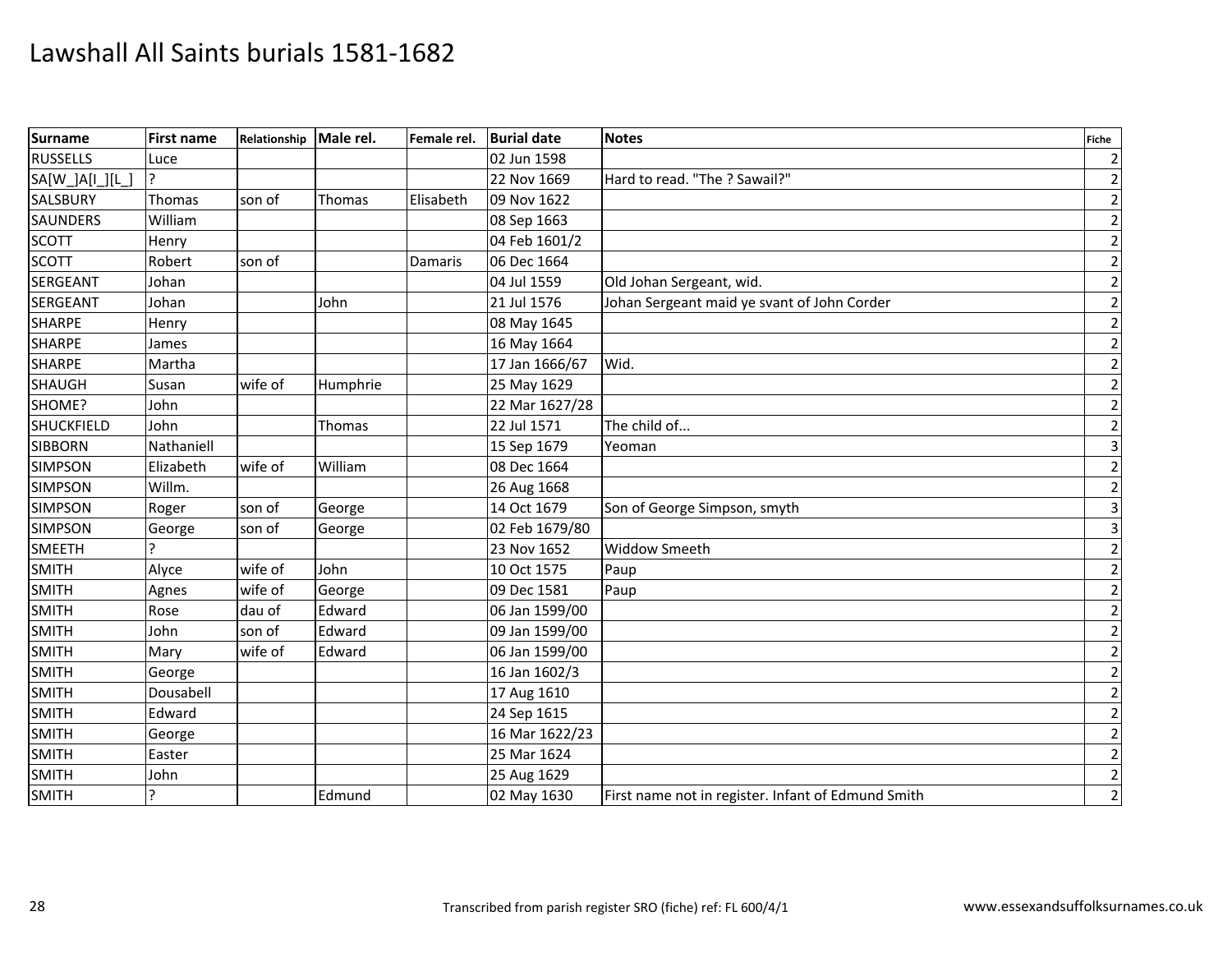# Lawshall All Saints burials 1581-1682

| Surname | First name | Relationship | Male rel. | Female rel. | Burial date | Notes | Fiche |
|---|---|---|---|---|---|---|---|
| RUSSELLS | Luce | | | | 02 Jun 1598 | | 2 |
| SA[W_]A[I_][L_] | ? | | | | 22 Nov 1669 | Hard to read. "The ? Sawail?" | 2 |
| SALSBURY | Thomas | son of | Thomas | Elisabeth | 09 Nov 1622 | | 2 |
| SAUNDERS | William | | | | 08 Sep 1663 | | 2 |
| SCOTT | Henry | | | | 04 Feb 1601/2 | | 2 |
| SCOTT | Robert | son of | | Damaris | 06 Dec 1664 | | 2 |
| SERGEANT | Johan | | | | 04 Jul 1559 | Old Johan Sergeant, wid. | 2 |
| SERGEANT | Johan | | John | | 21 Jul 1576 | Johan Sergeant maid ye svant of John Corder | 2 |
| SHARPE | Henry | | | | 08 May 1645 | | 2 |
| SHARPE | James | | | | 16 May 1664 | | 2 |
| SHARPE | Martha | | | | 17 Jan 1666/67 | Wid. | 2 |
| SHAUGH | Susan | wife of | Humphrie | | 25 May 1629 | | 2 |
| SHOME? | John | | | | 22 Mar 1627/28 | | 2 |
| SHUCKFIELD | John | | Thomas | | 22 Jul 1571 | The child of... | 2 |
| SIBBORN | Nathaniell | | | | 15 Sep 1679 | Yeoman | 3 |
| SIMPSON | Elizabeth | wife of | William | | 08 Dec 1664 | | 2 |
| SIMPSON | Willm. | | | | 26 Aug 1668 | | 2 |
| SIMPSON | Roger | son of | George | | 14 Oct 1679 | Son of George Simpson, smyth | 3 |
| SIMPSON | George | son of | George | | 02 Feb 1679/80 | | 3 |
| SMEETH | ? | | | | 23 Nov 1652 | Widdow Smeeth | 2 |
| SMITH | Alyce | wife of | John | | 10 Oct 1575 | Paup | 2 |
| SMITH | Agnes | wife of | George | | 09 Dec 1581 | Paup | 2 |
| SMITH | Rose | dau of | Edward | | 06 Jan 1599/00 | | 2 |
| SMITH | John | son of | Edward | | 09 Jan 1599/00 | | 2 |
| SMITH | Mary | wife of | Edward | | 06 Jan 1599/00 | | 2 |
| SMITH | George | | | | 16 Jan 1602/3 | | 2 |
| SMITH | Dousabell | | | | 17 Aug 1610 | | 2 |
| SMITH | Edward | | | | 24 Sep 1615 | | 2 |
| SMITH | George | | | | 16 Mar 1622/23 | | 2 |
| SMITH | Easter | | | | 25 Mar 1624 | | 2 |
| SMITH | John | | | | 25 Aug 1629 | | 2 |
| SMITH | ? | | Edmund | | 02 May 1630 | First name not in register. Infant of Edmund Smith | 2 |

Transcribed from parish register SRO (fiche) ref: FL 600/4/1

www.essexandsuffolksurnames.co.uk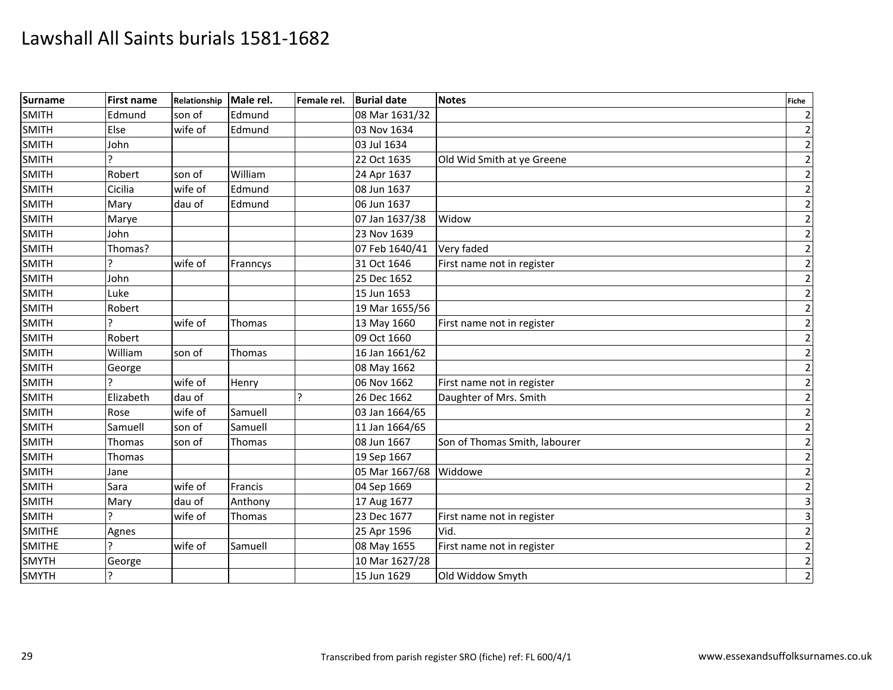# Lawshall All Saints burials 1581-1682

| Surname | First name | Relationship | Male rel. | Female rel. | Burial date | Notes | Fiche |
|---|---|---|---|---|---|---|---|
| SMITH | Edmund | son of | Edmund | | 08 Mar 1631/32 | | 2 |
| SMITH | Else | wife of | Edmund | | 03 Nov 1634 | | 2 |
| SMITH | John | | | | 03 Jul 1634 | | 2 |
| SMITH | ? | | | | 22 Oct 1635 | Old Wid Smith at ye Greene | 2 |
| SMITH | Robert | son of | William | | 24 Apr 1637 | | 2 |
| SMITH | Cicilia | wife of | Edmund | | 08 Jun 1637 | | 2 |
| SMITH | Mary | dau of | Edmund | | 06 Jun 1637 | | 2 |
| SMITH | Marye | | | | 07 Jan 1637/38 | Widow | 2 |
| SMITH | John | | | | 23 Nov 1639 | | 2 |
| SMITH | Thomas? | | | | 07 Feb 1640/41 | Very faded | 2 |
| SMITH | ? | wife of | Franncys | | 31 Oct 1646 | First name not in register | 2 |
| SMITH | John | | | | 25 Dec 1652 | | 2 |
| SMITH | Luke | | | | 15 Jun 1653 | | 2 |
| SMITH | Robert | | | | 19 Mar 1655/56 | | 2 |
| SMITH | ? | wife of | Thomas | | 13 May 1660 | First name not in register | 2 |
| SMITH | Robert | | | | 09 Oct 1660 | | 2 |
| SMITH | William | son of | Thomas | | 16 Jan 1661/62 | | 2 |
| SMITH | George | | | | 08 May 1662 | | 2 |
| SMITH | ? | wife of | Henry | | 06 Nov 1662 | First name not in register | 2 |
| SMITH | Elizabeth | dau of | | ? | 26 Dec 1662 | Daughter of Mrs. Smith | 2 |
| SMITH | Rose | wife of | Samuell | | 03 Jan 1664/65 | | 2 |
| SMITH | Samuell | son of | Samuell | | 11 Jan 1664/65 | | 2 |
| SMITH | Thomas | son of | Thomas | | 08 Jun 1667 | Son of Thomas Smith, labourer | 2 |
| SMITH | Thomas | | | | 19 Sep 1667 | | 2 |
| SMITH | Jane | | | | 05 Mar 1667/68 | Widdowe | 2 |
| SMITH | Sara | wife of | Francis | | 04 Sep 1669 | | 2 |
| SMITH | Mary | dau of | Anthony | | 17 Aug 1677 | | 3 |
| SMITH | ? | wife of | Thomas | | 23 Dec 1677 | First name not in register | 3 |
| SMITHE | Agnes | | | | 25 Apr 1596 | Vid. | 2 |
| SMITHE | ? | wife of | Samuell | | 08 May 1655 | First name not in register | 2 |
| SMYTH | George | | | | 10 Mar 1627/28 | | 2 |
| SMYTH | ? | | | | 15 Jun 1629 | Old Widdow Smyth | 2 |

Transcribed from parish register SRO (fiche) ref: FL 600/4/1

www.essexandsuffolksurnames.co.uk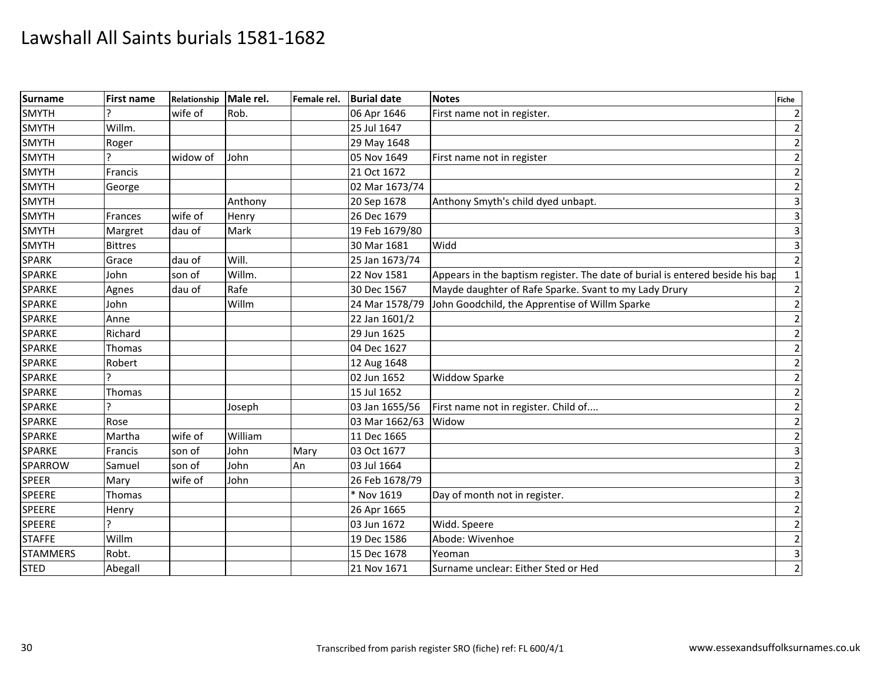# Lawshall All Saints burials 1581-1682

| Surname | First name | Relationship | Male rel. | Female rel. | Burial date | Notes | Fiche |
|---|---|---|---|---|---|---|---|
| SMYTH | ? | wife of | Rob. | | 06 Apr 1646 | First name not in register. | 2 |
| SMYTH | Willm. | | | | 25 Jul 1647 | | 2 |
| SMYTH | Roger | | | | 29 May 1648 | | 2 |
| SMYTH | ? | widow of | John | | 05 Nov 1649 | First name not in register | 2 |
| SMYTH | Francis | | | | 21 Oct 1672 | | 2 |
| SMYTH | George | | | | 02 Mar 1673/74 | | 2 |
| SMYTH | | | Anthony | | 20 Sep 1678 | Anthony Smyth's child dyed unbapt. | 3 |
| SMYTH | Frances | wife of | Henry | | 26 Dec 1679 | | 3 |
| SMYTH | Margret | dau of | Mark | | 19 Feb 1679/80 | | 3 |
| SMYTH | Bittres | | | | 30 Mar 1681 | Widd | 3 |
| SPARK | Grace | dau of | Will. | | 25 Jan 1673/74 | | 2 |
| SPARKE | John | son of | Willm. | | 22 Nov 1581 | Appears in the baptism register. The date of burial is entered beside his bap | 1 |
| SPARKE | Agnes | dau of | Rafe | | 30 Dec 1567 | Mayde daughter of Rafe Sparke. Svant to my Lady Drury | 2 |
| SPARKE | John | | Willm | | 24 Mar 1578/79 | John Goodchild, the Apprentise of Willm Sparke | 2 |
| SPARKE | Anne | | | | 22 Jan 1601/2 | | 2 |
| SPARKE | Richard | | | | 29 Jun 1625 | | 2 |
| SPARKE | Thomas | | | | 04 Dec 1627 | | 2 |
| SPARKE | Robert | | | | 12 Aug 1648 | | 2 |
| SPARKE | ? | | | | 02 Jun 1652 | Widdow Sparke | 2 |
| SPARKE | Thomas | | | | 15 Jul 1652 | | 2 |
| SPARKE | ? | | Joseph | | 03 Jan 1655/56 | First name not in register. Child of.... | 2 |
| SPARKE | Rose | | | | 03 Mar 1662/63 | Widow | 2 |
| SPARKE | Martha | wife of | William | | 11 Dec 1665 | | 2 |
| SPARKE | Francis | son of | John | Mary | 03 Oct 1677 | | 3 |
| SPARROW | Samuel | son of | John | An | 03 Jul 1664 | | 2 |
| SPEER | Mary | wife of | John | | 26 Feb 1678/79 | | 3 |
| SPEERE | Thomas | | | | * Nov 1619 | Day of month not in register. | 2 |
| SPEERE | Henry | | | | 26 Apr 1665 | | 2 |
| SPEERE | ? | | | | 03 Jun 1672 | Widd. Speere | 2 |
| STAFFE | Willm | | | | 19 Dec 1586 | Abode: Wivenhoe | 2 |
| STAMMERS | Robt. | | | | 15 Dec 1678 | Yeoman | 3 |
| STED | Abegall | | | | 21 Nov 1671 | Surname unclear: Either Sted or Hed | 2 |

Transcribed from parish register SRO (fiche) ref: FL 600/4/1

www.essexandsuffolksurnames.co.uk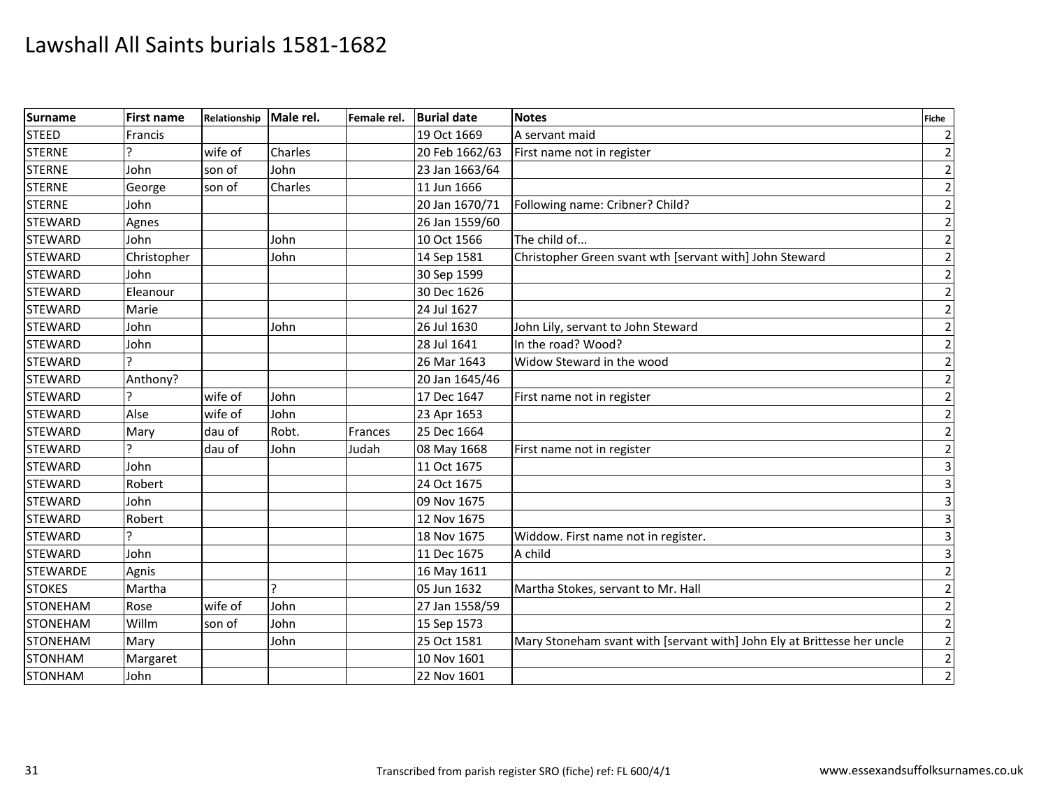# Lawshall All Saints burials 1581-1682

| Surname | First name | Relationship | Male rel. | Female rel. | Burial date | Notes | Fiche |
|---|---|---|---|---|---|---|---|
| STEED | Francis | | | | 19 Oct 1669 | A servant maid | 2 |
| STERNE | ? | wife of | Charles | | 20 Feb 1662/63 | First name not in register | 2 |
| STERNE | John | son of | John | | 23 Jan 1663/64 | | 2 |
| STERNE | George | son of | Charles | | 11 Jun 1666 | | 2 |
| STERNE | John | | | | 20 Jan 1670/71 | Following name: Cribner? Child? | 2 |
| STEWARD | Agnes | | | | 26 Jan 1559/60 | | 2 |
| STEWARD | John | | John | | 10 Oct 1566 | The child of... | 2 |
| STEWARD | Christopher | | John | | 14 Sep 1581 | Christopher Green svant wth [servant with] John Steward | 2 |
| STEWARD | John | | | | 30 Sep 1599 | | 2 |
| STEWARD | Eleanour | | | | 30 Dec 1626 | | 2 |
| STEWARD | Marie | | | | 24 Jul 1627 | | 2 |
| STEWARD | John | | John | | 26 Jul 1630 | John Lily, servant to John Steward | 2 |
| STEWARD | John | | | | 28 Jul 1641 | In the road? Wood? | 2 |
| STEWARD | ? | | | | 26 Mar 1643 | Widow Steward in the wood | 2 |
| STEWARD | Anthony? | | | | 20 Jan 1645/46 | | 2 |
| STEWARD | ? | wife of | John | | 17 Dec 1647 | First name not in register | 2 |
| STEWARD | Alse | wife of | John | | 23 Apr 1653 | | 2 |
| STEWARD | Mary | dau of | Robt. | Frances | 25 Dec 1664 | | 2 |
| STEWARD | ? | dau of | John | Judah | 08 May 1668 | First name not in register | 2 |
| STEWARD | John | | | | 11 Oct 1675 | | 3 |
| STEWARD | Robert | | | | 24 Oct 1675 | | 3 |
| STEWARD | John | | | | 09 Nov 1675 | | 3 |
| STEWARD | Robert | | | | 12 Nov 1675 | | 3 |
| STEWARD | ? | | | | 18 Nov 1675 | Widdow. First name not in register. | 3 |
| STEWARD | John | | | | 11 Dec 1675 | A child | 3 |
| STEWARDE | Agnis | | | | 16 May 1611 | | 2 |
| STOKES | Martha | | ? | | 05 Jun 1632 | Martha Stokes, servant to Mr. Hall | 2 |
| STONEHAM | Rose | wife of | John | | 27 Jan 1558/59 | | 2 |
| STONEHAM | Willm | son of | John | | 15 Sep 1573 | | 2 |
| STONEHAM | Mary | | John | | 25 Oct 1581 | Mary Stoneham svant with [servant with] John Ely at Brittesse her uncle | 2 |
| STONHAM | Margaret | | | | 10 Nov 1601 | | 2 |
| STONHAM | John | | | | 22 Nov 1601 | | 2 |

Transcribed from parish register SRO (fiche) ref: FL 600/4/1

www.essexandsuffolksurnames.co.uk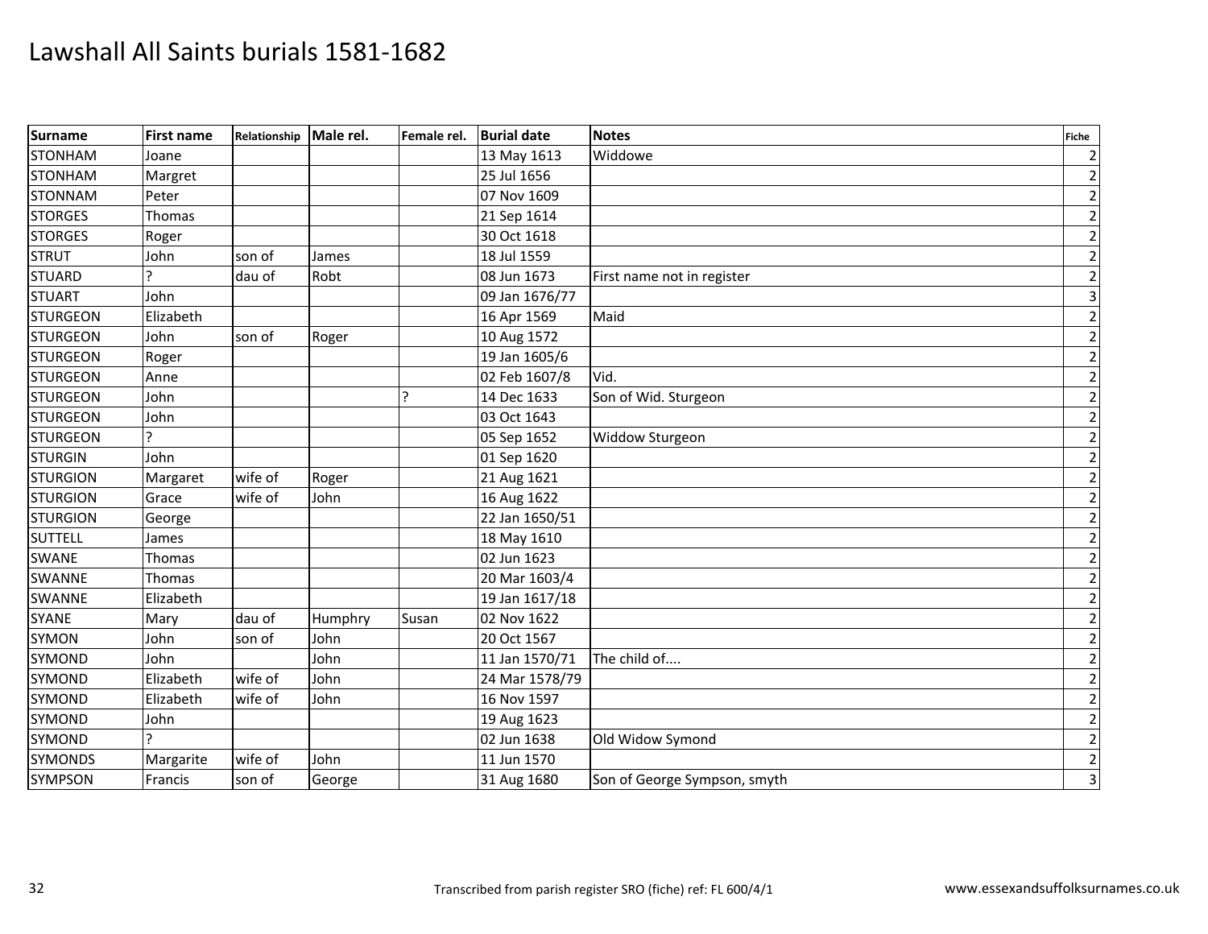# Lawshall All Saints burials 1581-1682

| Surname | First name | Relationship | Male rel. | Female rel. | Burial date | Notes | Fiche |
|---|---|---|---|---|---|---|---|
| STONHAM | Joane | | | | 13 May 1613 | Widdowe | 2 |
| STONHAM | Margret | | | | 25 Jul 1656 | | 2 |
| STONNAM | Peter | | | | 07 Nov 1609 | | 2 |
| STORGES | Thomas | | | | 21 Sep 1614 | | 2 |
| STORGES | Roger | | | | 30 Oct 1618 | | 2 |
| STRUT | John | son of | James | | 18 Jul 1559 | | 2 |
| STUARD | ? | dau of | Robt | | 08 Jun 1673 | First name not in register | 2 |
| STUART | John | | | | 09 Jan 1676/77 | | 3 |
| STURGEON | Elizabeth | | | | 16 Apr 1569 | Maid | 2 |
| STURGEON | John | son of | Roger | | 10 Aug 1572 | | 2 |
| STURGEON | Roger | | | | 19 Jan 1605/6 | | 2 |
| STURGEON | Anne | | | | 02 Feb 1607/8 | Vid. | 2 |
| STURGEON | John | | | ? | 14 Dec 1633 | Son of Wid. Sturgeon | 2 |
| STURGEON | John | | | | 03 Oct 1643 | | 2 |
| STURGEON | ? | | | | 05 Sep 1652 | Widdow Sturgeon | 2 |
| STURGIN | John | | | | 01 Sep 1620 | | 2 |
| STURGION | Margaret | wife of | Roger | | 21 Aug 1621 | | 2 |
| STURGION | Grace | wife of | John | | 16 Aug 1622 | | 2 |
| STURGION | George | | | | 22 Jan 1650/51 | | 2 |
| SUTTELL | James | | | | 18 May 1610 | | 2 |
| SWANE | Thomas | | | | 02 Jun 1623 | | 2 |
| SWANNE | Thomas | | | | 20 Mar 1603/4 | | 2 |
| SWANNE | Elizabeth | | | | 19 Jan 1617/18 | | 2 |
| SYANE | Mary | dau of | Humphry | Susan | 02 Nov 1622 | | 2 |
| SYMON | John | son of | John | | 20 Oct 1567 | | 2 |
| SYMOND | John | | John | | 11 Jan 1570/71 | The child of.... | 2 |
| SYMOND | Elizabeth | wife of | John | | 24 Mar 1578/79 | | 2 |
| SYMOND | Elizabeth | wife of | John | | 16 Nov 1597 | | 2 |
| SYMOND | John | | | | 19 Aug 1623 | | 2 |
| SYMOND | ? | | | | 02 Jun 1638 | Old Widow Symond | 2 |
| SYMONDS | Margarite | wife of | John | | 11 Jun 1570 | | 2 |
| SYMPSON | Francis | son of | George | | 31 Aug 1680 | Son of George Sympson, smyth | 3 |

Transcribed from parish register SRO (fiche) ref: FL 600/4/1

www.essexandsuffolksurnames.co.uk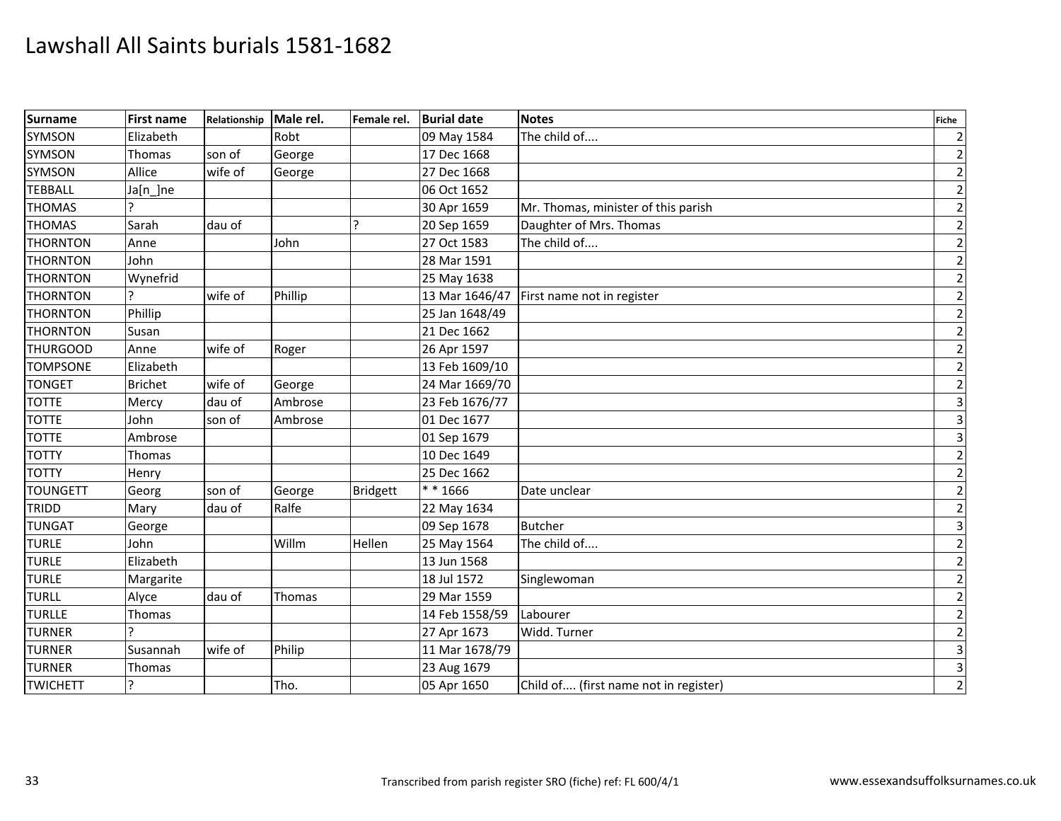# Lawshall All Saints burials 1581-1682

| Surname | First name | Relationship | Male rel. | Female rel. | Burial date | Notes | Fiche |
|---|---|---|---|---|---|---|---|
| SYMSON | Elizabeth | | Robt | | 09 May 1584 | The child of.... | 2 |
| SYMSON | Thomas | son of | George | | 17 Dec 1668 | | 2 |
| SYMSON | Allice | wife of | George | | 27 Dec 1668 | | 2 |
| TEBBALL | Ja[n_]ne | | | | 06 Oct 1652 | | 2 |
| THOMAS | ? | | | | 30 Apr 1659 | Mr. Thomas, minister of this parish | 2 |
| THOMAS | Sarah | dau of | | ? | 20 Sep 1659 | Daughter of Mrs. Thomas | 2 |
| THORNTON | Anne | | John | | 27 Oct 1583 | The child of.... | 2 |
| THORNTON | John | | | | 28 Mar 1591 | | 2 |
| THORNTON | Wynefrid | | | | 25 May 1638 | | 2 |
| THORNTON | ? | wife of | Phillip | | 13 Mar 1646/47 | First name not in register | 2 |
| THORNTON | Phillip | | | | 25 Jan 1648/49 | | 2 |
| THORNTON | Susan | | | | 21 Dec 1662 | | 2 |
| THURGOOD | Anne | wife of | Roger | | 26 Apr 1597 | | 2 |
| TOMPSONE | Elizabeth | | | | 13 Feb 1609/10 | | 2 |
| TONGET | Brichet | wife of | George | | 24 Mar 1669/70 | | 2 |
| TOTTE | Mercy | dau of | Ambrose | | 23 Feb 1676/77 | | 3 |
| TOTTE | John | son of | Ambrose | | 01 Dec 1677 | | 3 |
| TOTTE | Ambrose | | | | 01 Sep 1679 | | 3 |
| TOTTY | Thomas | | | | 10 Dec 1649 | | 2 |
| TOTTY | Henry | | | | 25 Dec 1662 | | 2 |
| TOUNGETT | Georg | son of | George | Bridgett | * * 1666 | Date unclear | 2 |
| TRIDD | Mary | dau of | Ralfe | | 22 May 1634 | | 2 |
| TUNGAT | George | | | | 09 Sep 1678 | Butcher | 3 |
| TURLE | John | | Willm | Hellen | 25 May 1564 | The child of.... | 2 |
| TURLE | Elizabeth | | | | 13 Jun 1568 | | 2 |
| TURLE | Margarite | | | | 18 Jul 1572 | Singlewoman | 2 |
| TURLL | Alyce | dau of | Thomas | | 29 Mar 1559 | | 2 |
| TURLLE | Thomas | | | | 14 Feb 1558/59 | Labourer | 2 |
| TURNER | ? | | | | 27 Apr 1673 | Widd. Turner | 2 |
| TURNER | Susannah | wife of | Philip | | 11 Mar 1678/79 | | 3 |
| TURNER | Thomas | | | | 23 Aug 1679 | | 3 |
| TWICHETT | ? | | Tho. | | 05 Apr 1650 | Child of.... (first name not in register) | 2 |

Transcribed from parish register SRO (fiche) ref: FL 600/4/1

www.essexandsuffolksurnames.co.uk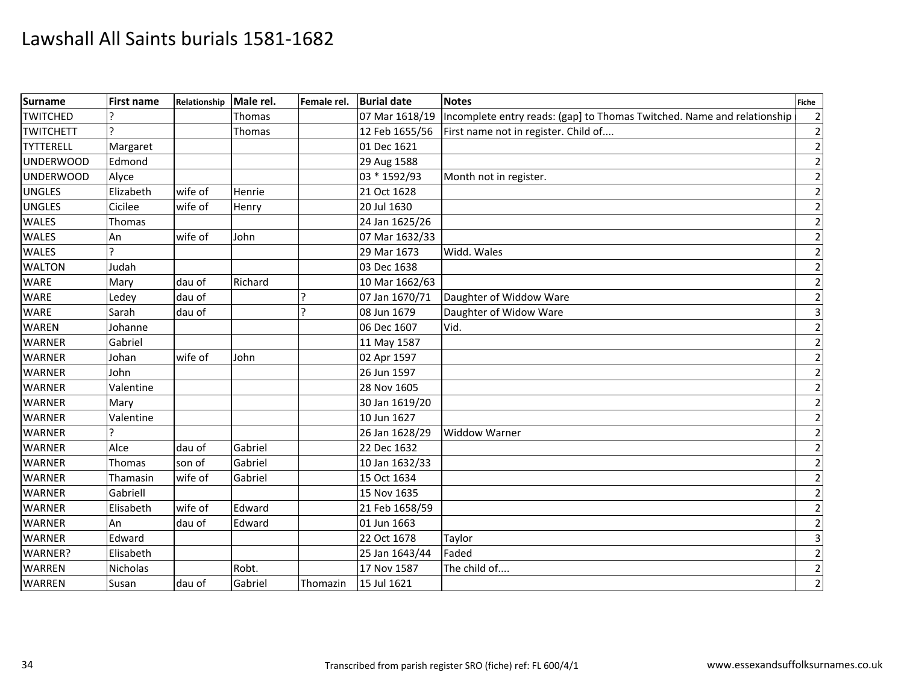# Lawshall All Saints burials 1581-1682

| Surname | First name | Relationship | Male rel. | Female rel. | Burial date | Notes | Fiche |
|---|---|---|---|---|---|---|---|
| TWITCHED | ? | | Thomas | | 07 Mar 1618/19 | Incomplete entry reads: (gap] to Thomas Twitched. Name and relationship | 2 |
| TWITCHETT | ? | | Thomas | | 12 Feb 1655/56 | First name not in register. Child of.... | 2 |
| TYTTERELL | Margaret | | | | 01 Dec 1621 | | 2 |
| UNDERWOOD | Edmond | | | | 29 Aug 1588 | | 2 |
| UNDERWOOD | Alyce | | | | 03 * 1592/93 | Month not in register. | 2 |
| UNGLES | Elizabeth | wife of | Henrie | | 21 Oct 1628 | | 2 |
| UNGLES | Cicilee | wife of | Henry | | 20 Jul 1630 | | 2 |
| WALES | Thomas | | | | 24 Jan 1625/26 | | 2 |
| WALES | An | wife of | John | | 07 Mar 1632/33 | | 2 |
| WALES | ? | | | | 29 Mar 1673 | Widd. Wales | 2 |
| WALTON | Judah | | | | 03 Dec 1638 | | 2 |
| WARE | Mary | dau of | Richard | | 10 Mar 1662/63 | | 2 |
| WARE | Ledey | dau of | | ? | 07 Jan 1670/71 | Daughter of Widdow Ware | 2 |
| WARE | Sarah | dau of | | ? | 08 Jun 1679 | Daughter of Widow Ware | 3 |
| WAREN | Johanne | | | | 06 Dec 1607 | Vid. | 2 |
| WARNER | Gabriel | | | | 11 May 1587 | | 2 |
| WARNER | Johan | wife of | John | | 02 Apr 1597 | | 2 |
| WARNER | John | | | | 26 Jun 1597 | | 2 |
| WARNER | Valentine | | | | 28 Nov 1605 | | 2 |
| WARNER | Mary | | | | 30 Jan 1619/20 | | 2 |
| WARNER | Valentine | | | | 10 Jun 1627 | | 2 |
| WARNER | ? | | | | 26 Jan 1628/29 | Widdow Warner | 2 |
| WARNER | Alce | dau of | Gabriel | | 22 Dec 1632 | | 2 |
| WARNER | Thomas | son of | Gabriel | | 10 Jan 1632/33 | | 2 |
| WARNER | Thamasin | wife of | Gabriel | | 15 Oct 1634 | | 2 |
| WARNER | Gabriell | | | | 15 Nov 1635 | | 2 |
| WARNER | Elisabeth | wife of | Edward | | 21 Feb 1658/59 | | 2 |
| WARNER | An | dau of | Edward | | 01 Jun 1663 | | 2 |
| WARNER | Edward | | | | 22 Oct 1678 | Taylor | 3 |
| WARNER? | Elisabeth | | | | 25 Jan 1643/44 | Faded | 2 |
| WARREN | Nicholas | | Robt. | | 17 Nov 1587 | The child of.... | 2 |
| WARREN | Susan | dau of | Gabriel | Thomazin | 15 Jul 1621 | | 2 |

Transcribed from parish register SRO (fiche) ref: FL 600/4/1

www.essexandsuffolksurnames.co.uk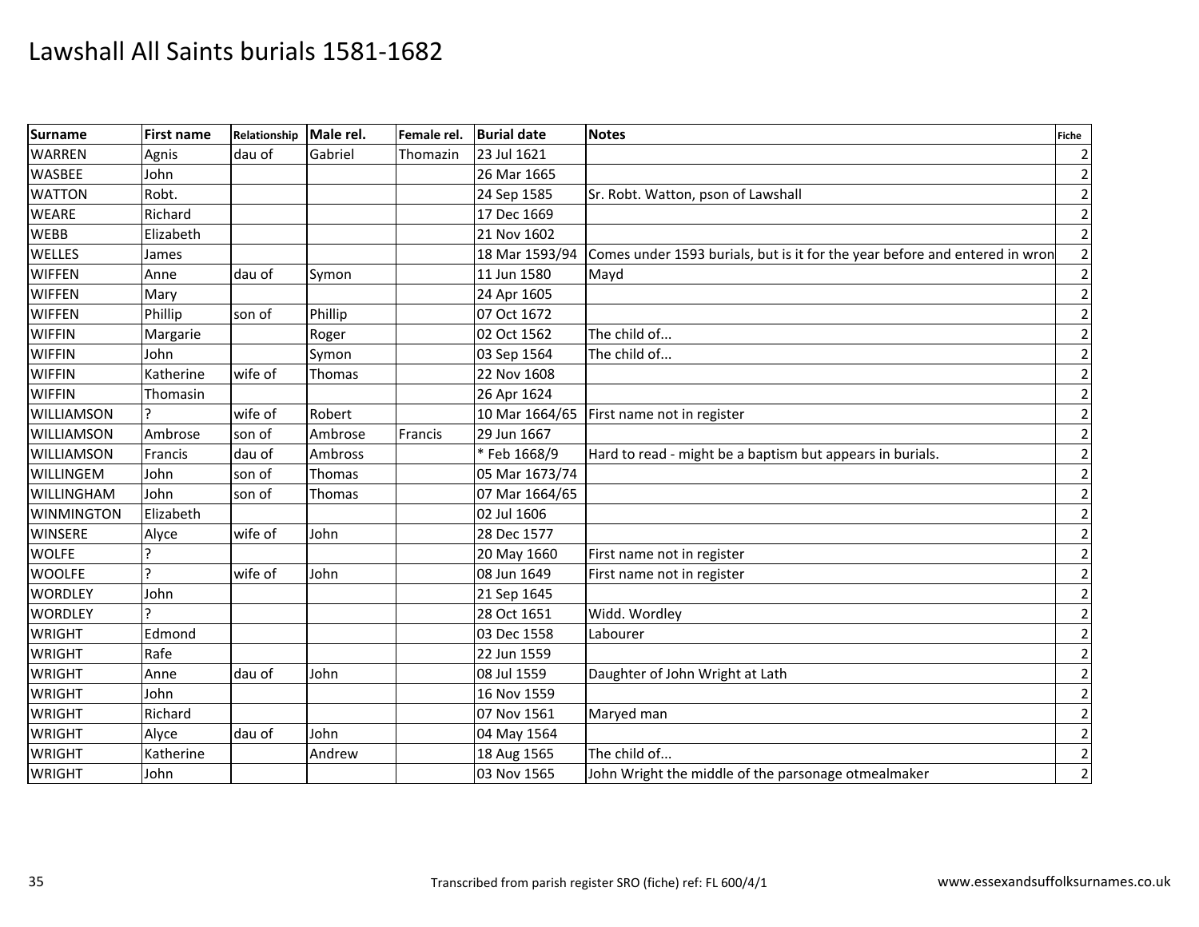# Lawshall All Saints burials 1581-1682

| Surname | First name | Relationship | Male rel. | Female rel. | Burial date | Notes | Fiche |
|---|---|---|---|---|---|---|---|
| WARREN | Agnis | dau of | Gabriel | Thomazin | 23 Jul 1621 | | 2 |
| WASBEE | John | | | | 26 Mar 1665 | | 2 |
| WATTON | Robt. | | | | 24 Sep 1585 | Sr. Robt. Watton, pson of Lawshall | 2 |
| WEARE | Richard | | | | 17 Dec 1669 | | 2 |
| WEBB | Elizabeth | | | | 21 Nov 1602 | | 2 |
| WELLES | James | | | | 18 Mar 1593/94 | Comes under 1593 burials, but is it for the year before and entered in wron | 2 |
| WIFFEN | Anne | dau of | Symon | | 11 Jun 1580 | Mayd | 2 |
| WIFFEN | Mary | | | | 24 Apr 1605 | | 2 |
| WIFFEN | Phillip | son of | Phillip | | 07 Oct 1672 | | 2 |
| WIFFIN | Margarie | | Roger | | 02 Oct 1562 | The child of... | 2 |
| WIFFIN | John | | Symon | | 03 Sep 1564 | The child of... | 2 |
| WIFFIN | Katherine | wife of | Thomas | | 22 Nov 1608 | | 2 |
| WIFFIN | Thomasin | | | | 26 Apr 1624 | | 2 |
| WILLIAMSON | ? | wife of | Robert | | 10 Mar 1664/65 | First name not in register | 2 |
| WILLIAMSON | Ambrose | son of | Ambrose | Francis | 29 Jun 1667 | | 2 |
| WILLIAMSON | Francis | dau of | Ambross | | * Feb 1668/9 | Hard to read - might be a baptism but appears in burials. | 2 |
| WILLINGEM | John | son of | Thomas | | 05 Mar 1673/74 | | 2 |
| WILLINGHAM | John | son of | Thomas | | 07 Mar 1664/65 | | 2 |
| WINMINGTON | Elizabeth | | | | 02 Jul 1606 | | 2 |
| WINSERE | Alyce | wife of | John | | 28 Dec 1577 | | 2 |
| WOLFE | ? | | | | 20 May 1660 | First name not in register | 2 |
| WOOLFE | ? | wife of | John | | 08 Jun 1649 | First name not in register | 2 |
| WORDLEY | John | | | | 21 Sep 1645 | | 2 |
| WORDLEY | ? | | | | 28 Oct 1651 | Widd. Wordley | 2 |
| WRIGHT | Edmond | | | | 03 Dec 1558 | Labourer | 2 |
| WRIGHT | Rafe | | | | 22 Jun 1559 | | 2 |
| WRIGHT | Anne | dau of | John | | 08 Jul 1559 | Daughter of John Wright at Lath | 2 |
| WRIGHT | John | | | | 16 Nov 1559 | | 2 |
| WRIGHT | Richard | | | | 07 Nov 1561 | Maryed man | 2 |
| WRIGHT | Alyce | dau of | John | | 04 May 1564 | | 2 |
| WRIGHT | Katherine | | Andrew | | 18 Aug 1565 | The child of... | 2 |
| WRIGHT | John | | | | 03 Nov 1565 | John Wright the middle of the parsonage otmealmaker | 2 |

Transcribed from parish register SRO (fiche) ref: FL 600/4/1

www.essexandsuffolksurnames.co.uk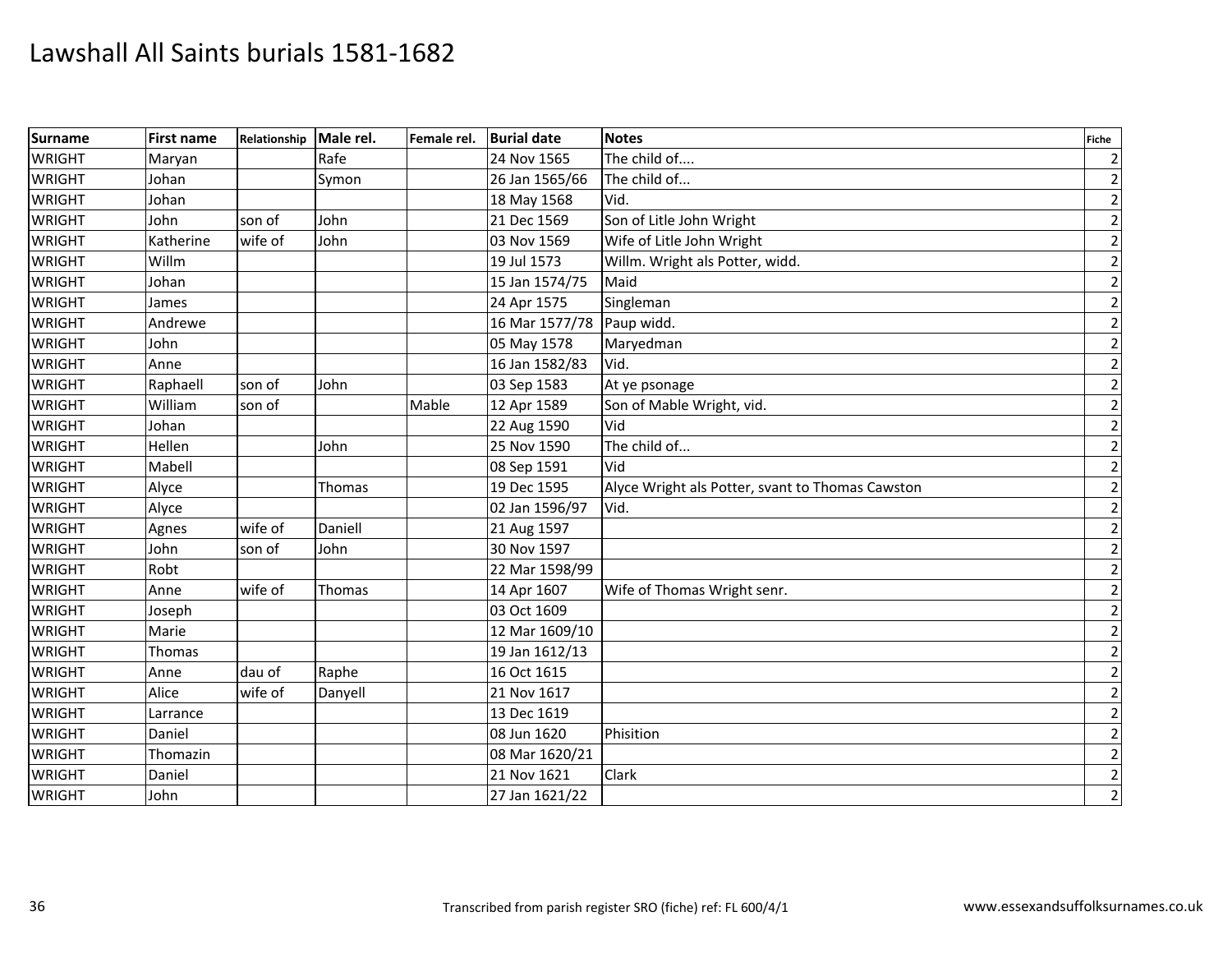# Lawshall All Saints burials 1581-1682

| Surname | First name | Relationship | Male rel. | Female rel. | Burial date | Notes | Fiche |
|---|---|---|---|---|---|---|---|
| WRIGHT | Maryan | | Rafe | | 24 Nov 1565 | The child of.... | 2 |
| WRIGHT | Johan | | Symon | | 26 Jan 1565/66 | The child of... | 2 |
| WRIGHT | Johan | | | | 18 May 1568 | Vid. | 2 |
| WRIGHT | John | son of | John | | 21 Dec 1569 | Son of Litle John Wright | 2 |
| WRIGHT | Katherine | wife of | John | | 03 Nov 1569 | Wife of Litle John Wright | 2 |
| WRIGHT | Willm | | | | 19 Jul 1573 | Willm. Wright als Potter, widd. | 2 |
| WRIGHT | Johan | | | | 15 Jan 1574/75 | Maid | 2 |
| WRIGHT | James | | | | 24 Apr 1575 | Singleman | 2 |
| WRIGHT | Andrewe | | | | 16 Mar 1577/78 | Paup widd. | 2 |
| WRIGHT | John | | | | 05 May 1578 | Maryedman | 2 |
| WRIGHT | Anne | | | | 16 Jan 1582/83 | Vid. | 2 |
| WRIGHT | Raphaell | son of | John | | 03 Sep 1583 | At ye psonage | 2 |
| WRIGHT | William | son of | | Mable | 12 Apr 1589 | Son of Mable Wright, vid. | 2 |
| WRIGHT | Johan | | | | 22 Aug 1590 | Vid | 2 |
| WRIGHT | Hellen | | John | | 25 Nov 1590 | The child of... | 2 |
| WRIGHT | Mabell | | | | 08 Sep 1591 | Vid | 2 |
| WRIGHT | Alyce | | Thomas | | 19 Dec 1595 | Alyce Wright als Potter, svant to Thomas Cawston | 2 |
| WRIGHT | Alyce | | | | 02 Jan 1596/97 | Vid. | 2 |
| WRIGHT | Agnes | wife of | Daniell | | 21 Aug 1597 | | 2 |
| WRIGHT | John | son of | John | | 30 Nov 1597 | | 2 |
| WRIGHT | Robt | | | | 22 Mar 1598/99 | | 2 |
| WRIGHT | Anne | wife of | Thomas | | 14 Apr 1607 | Wife of Thomas Wright senr. | 2 |
| WRIGHT | Joseph | | | | 03 Oct 1609 | | 2 |
| WRIGHT | Marie | | | | 12 Mar 1609/10 | | 2 |
| WRIGHT | Thomas | | | | 19 Jan 1612/13 | | 2 |
| WRIGHT | Anne | dau of | Raphe | | 16 Oct 1615 | | 2 |
| WRIGHT | Alice | wife of | Danyell | | 21 Nov 1617 | | 2 |
| WRIGHT | Larrance | | | | 13 Dec 1619 | | 2 |
| WRIGHT | Daniel | | | | 08 Jun 1620 | Phisition | 2 |
| WRIGHT | Thomazin | | | | 08 Mar 1620/21 | | 2 |
| WRIGHT | Daniel | | | | 21 Nov 1621 | Clark | 2 |
| WRIGHT | John | | | | 27 Jan 1621/22 | | 2 |

Transcribed from parish register SRO (fiche) ref: FL 600/4/1

www.essexandsuffolksurnames.co.uk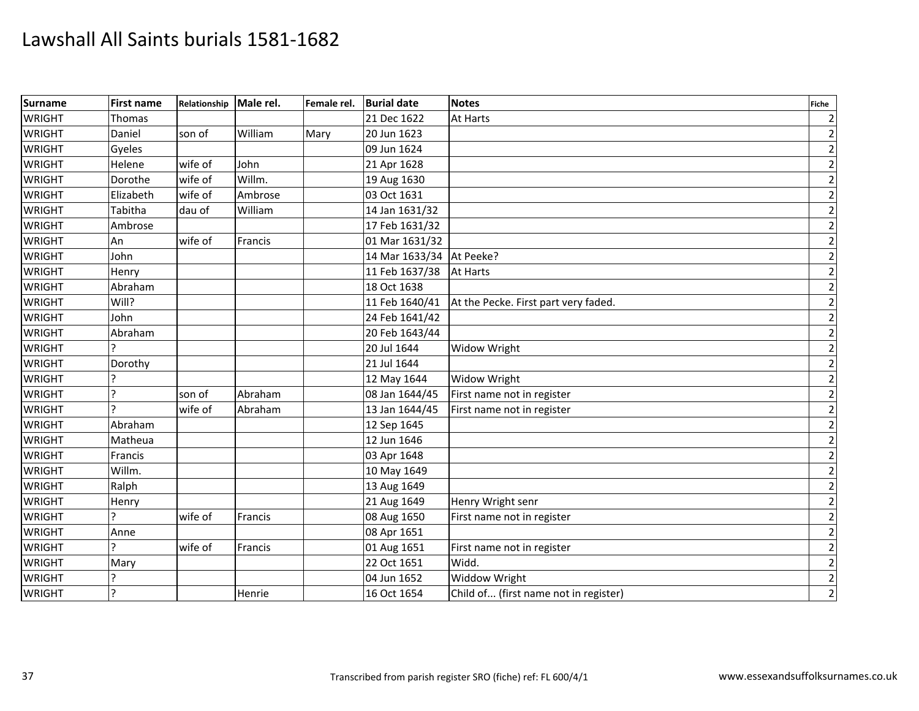# Lawshall All Saints burials 1581-1682

| Surname | First name | Relationship | Male rel. | Female rel. | Burial date | Notes | Fiche |
|---|---|---|---|---|---|---|---|
| WRIGHT | Thomas | | | | 21 Dec 1622 | At Harts | 2 |
| WRIGHT | Daniel | son of | William | Mary | 20 Jun 1623 | | 2 |
| WRIGHT | Gyeles | | | | 09 Jun 1624 | | 2 |
| WRIGHT | Helene | wife of | John | | 21 Apr 1628 | | 2 |
| WRIGHT | Dorothe | wife of | Willm. | | 19 Aug 1630 | | 2 |
| WRIGHT | Elizabeth | wife of | Ambrose | | 03 Oct 1631 | | 2 |
| WRIGHT | Tabitha | dau of | William | | 14 Jan 1631/32 | | 2 |
| WRIGHT | Ambrose | | | | 17 Feb 1631/32 | | 2 |
| WRIGHT | An | wife of | Francis | | 01 Mar 1631/32 | | 2 |
| WRIGHT | John | | | | 14 Mar 1633/34 | At Peeke? | 2 |
| WRIGHT | Henry | | | | 11 Feb 1637/38 | At Harts | 2 |
| WRIGHT | Abraham | | | | 18 Oct 1638 | | 2 |
| WRIGHT | Will? | | | | 11 Feb 1640/41 | At the Pecke. First part very faded. | 2 |
| WRIGHT | John | | | | 24 Feb 1641/42 | | 2 |
| WRIGHT | Abraham | | | | 20 Feb 1643/44 | | 2 |
| WRIGHT | ? | | | | 20 Jul 1644 | Widow Wright | 2 |
| WRIGHT | Dorothy | | | | 21 Jul 1644 | | 2 |
| WRIGHT | ? | | | | 12 May 1644 | Widow Wright | 2 |
| WRIGHT | ? | son of | Abraham | | 08 Jan 1644/45 | First name not in register | 2 |
| WRIGHT | ? | wife of | Abraham | | 13 Jan 1644/45 | First name not in register | 2 |
| WRIGHT | Abraham | | | | 12 Sep 1645 | | 2 |
| WRIGHT | Matheua | | | | 12 Jun 1646 | | 2 |
| WRIGHT | Francis | | | | 03 Apr 1648 | | 2 |
| WRIGHT | Willm. | | | | 10 May 1649 | | 2 |
| WRIGHT | Ralph | | | | 13 Aug 1649 | | 2 |
| WRIGHT | Henry | | | | 21 Aug 1649 | Henry Wright senr | 2 |
| WRIGHT | ? | wife of | Francis | | 08 Aug 1650 | First name not in register | 2 |
| WRIGHT | Anne | | | | 08 Apr 1651 | | 2 |
| WRIGHT | ? | wife of | Francis | | 01 Aug 1651 | First name not in register | 2 |
| WRIGHT | Mary | | | | 22 Oct 1651 | Widd. | 2 |
| WRIGHT | ? | | | | 04 Jun 1652 | Widdow Wright | 2 |
| WRIGHT | ? | | Henrie | | 16 Oct 1654 | Child of... (first name not in register) | 2 |

Transcribed from parish register SRO (fiche) ref: FL 600/4/1 www.essexandsuffolksurnames.co.uk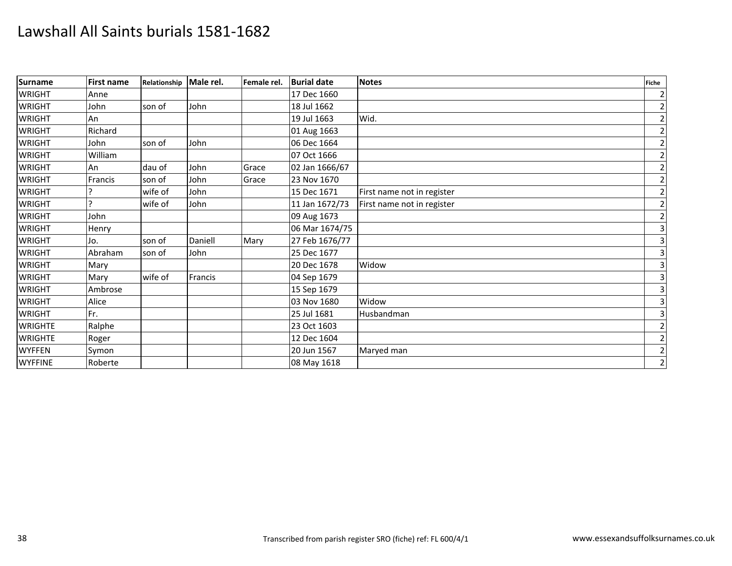# Lawshall All Saints burials 1581-1682

| Surname | First name | Relationship | Male rel. | Female rel. | Burial date | Notes | Fiche |
|---|---|---|---|---|---|---|---|
| WRIGHT | Anne | | | | 17 Dec 1660 | | 2 |
| WRIGHT | John | son of | John | | 18 Jul 1662 | | 2 |
| WRIGHT | An | | | | 19 Jul 1663 | Wid. | 2 |
| WRIGHT | Richard | | | | 01 Aug 1663 | | 2 |
| WRIGHT | John | son of | John | | 06 Dec 1664 | | 2 |
| WRIGHT | William | | | | 07 Oct 1666 | | 2 |
| WRIGHT | An | dau of | John | Grace | 02 Jan 1666/67 | | 2 |
| WRIGHT | Francis | son of | John | Grace | 23 Nov 1670 | | 2 |
| WRIGHT | ? | wife of | John | | 15 Dec 1671 | First name not in register | 2 |
| WRIGHT | ? | wife of | John | | 11 Jan 1672/73 | First name not in register | 2 |
| WRIGHT | John | | | | 09 Aug 1673 | | 2 |
| WRIGHT | Henry | | | | 06 Mar 1674/75 | | 3 |
| WRIGHT | Jo. | son of | Daniell | Mary | 27 Feb 1676/77 | | 3 |
| WRIGHT | Abraham | son of | John | | 25 Dec 1677 | | 3 |
| WRIGHT | Mary | | | | 20 Dec 1678 | Widow | 3 |
| WRIGHT | Mary | wife of | Francis | | 04 Sep 1679 | | 3 |
| WRIGHT | Ambrose | | | | 15 Sep 1679 | | 3 |
| WRIGHT | Alice | | | | 03 Nov 1680 | Widow | 3 |
| WRIGHT | Fr. | | | | 25 Jul 1681 | Husbandman | 3 |
| WRIGHTE | Ralphe | | | | 23 Oct 1603 | | 2 |
| WRIGHTE | Roger | | | | 12 Dec 1604 | | 2 |
| WYFFEN | Symon | | | | 20 Jun 1567 | Maryed man | 2 |
| WYFFINE | Roberte | | | | 08 May 1618 | | 2 |

Transcribed from parish register SRO (fiche) ref: FL 600/4/1

www.essexandsuffolksurnames.co.uk